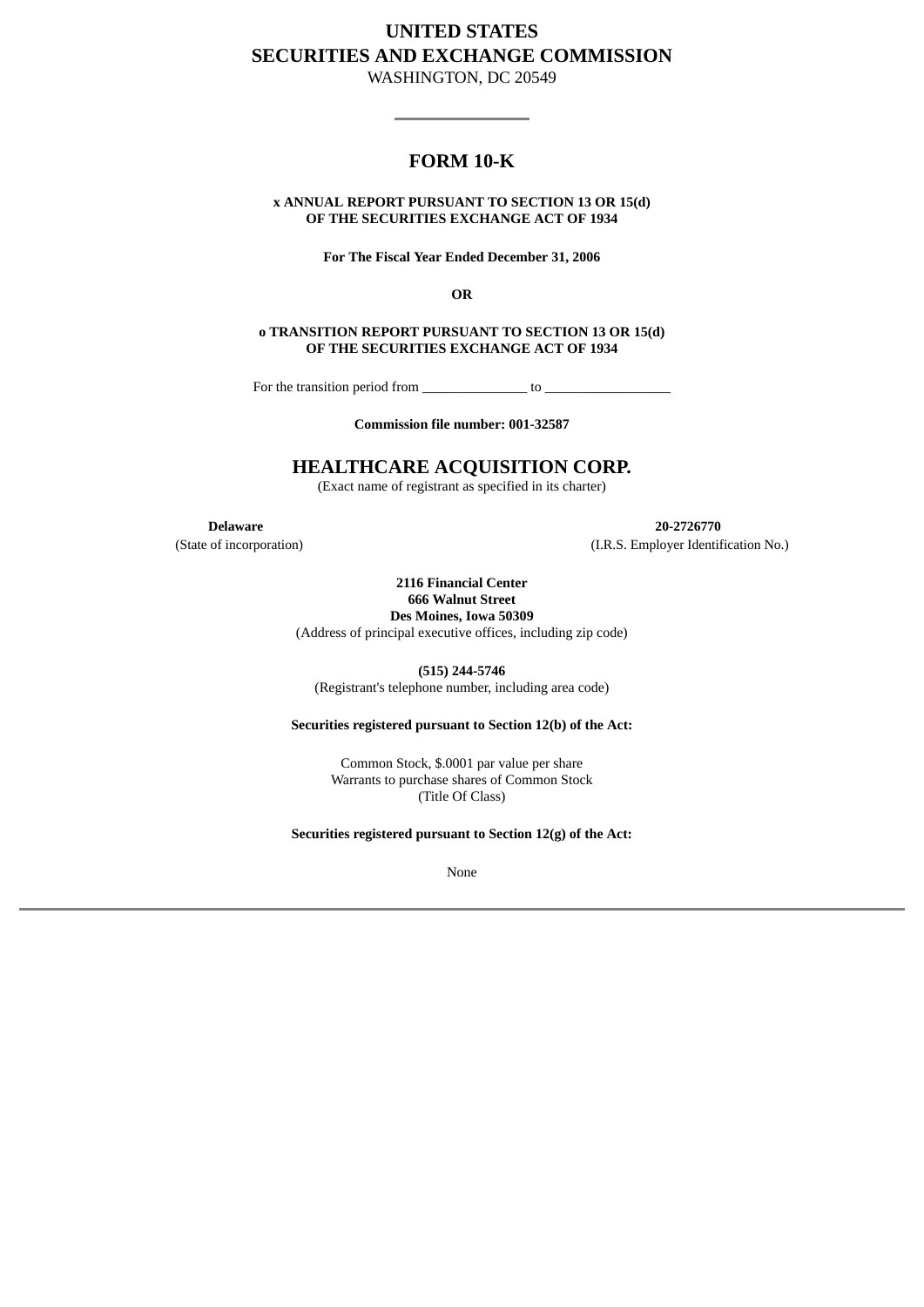# UNITED STATES
# SECURITIES AND EXCHANGE COMMISSION

WASHINGTON, DC 20549

---

## FORM 10-K

**x ANNUAL REPORT PURSUANT TO SECTION 13 OR 15(d) OF THE SECURITIES EXCHANGE ACT OF 1934**

**For The Fiscal Year Ended December 31, 2006**

**OR**

**o TRANSITION REPORT PURSUANT TO SECTION 13 OR 15(d) OF THE SECURITIES EXCHANGE ACT OF 1934**

For the transition period from _______________ to __________________

**Commission file number: 001-32587**

## HEALTHCARE ACQUISITION CORP.

(Exact name of registrant as specified in its charter)

| **Delaware** | **20-2726770** |
|---|---|
| (State of incorporation) | (I.R.S. Employer Identification No.) |

**2116 Financial Center**
**666 Walnut Street**
**Des Moines, Iowa 50309**
(Address of principal executive offices, including zip code)

**(515) 244-5746**
(Registrant's telephone number, including area code)

**Securities registered pursuant to Section 12(b) of the Act:**

Common Stock, $.0001 par value per share
Warrants to purchase shares of Common Stock
(Title Of Class)

**Securities registered pursuant to Section 12(g) of the Act:**

None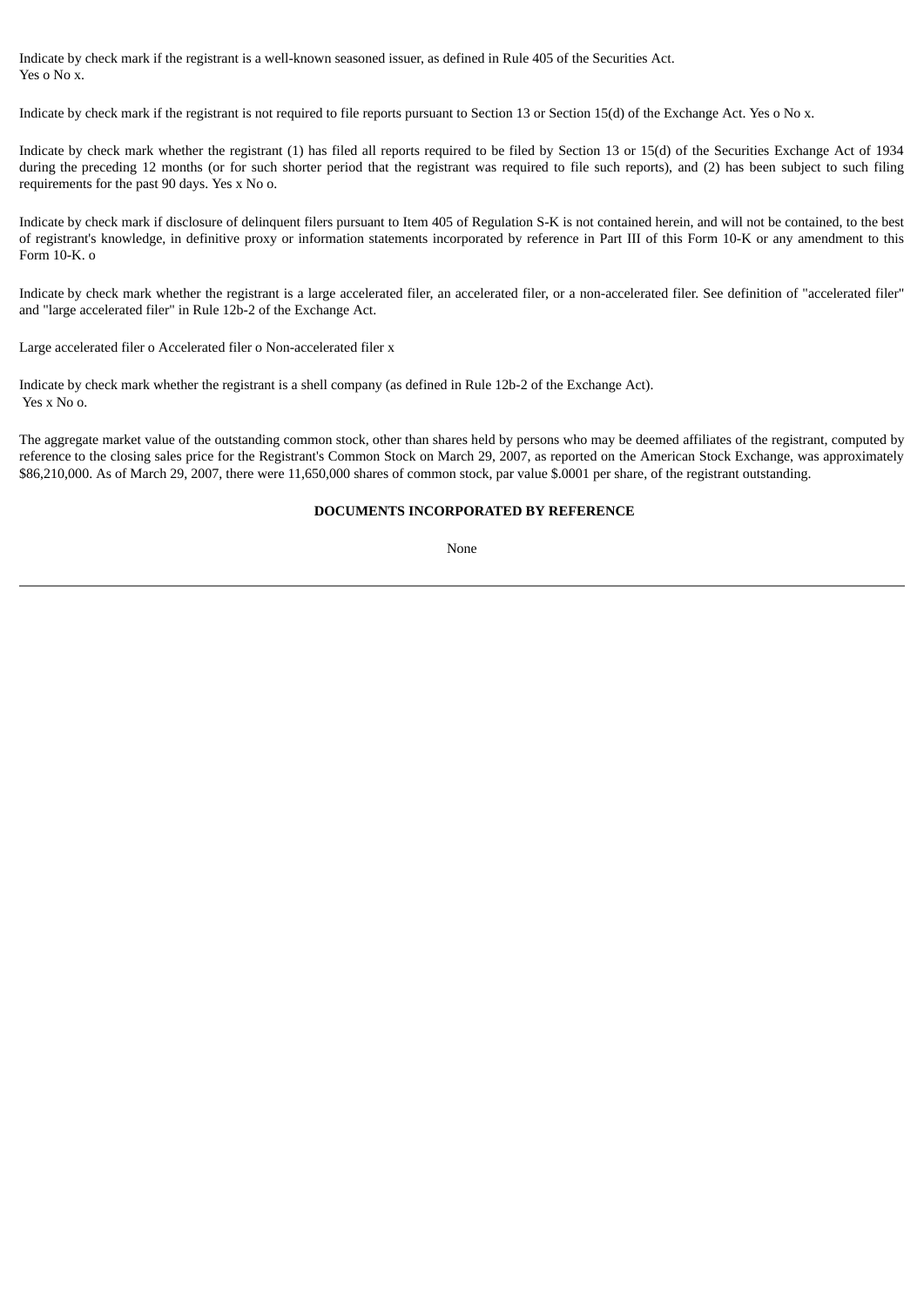Indicate by check mark if the registrant is a well-known seasoned issuer, as defined in Rule 405 of the Securities Act.
Yes o No x.

Indicate by check mark if the registrant is not required to file reports pursuant to Section 13 or Section 15(d) of the Exchange Act. Yes o No x.

Indicate by check mark whether the registrant (1) has filed all reports required to be filed by Section 13 or 15(d) of the Securities Exchange Act of 1934 during the preceding 12 months (or for such shorter period that the registrant was required to file such reports), and (2) has been subject to such filing requirements for the past 90 days. Yes x No o.

Indicate by check mark if disclosure of delinquent filers pursuant to Item 405 of Regulation S-K is not contained herein, and will not be contained, to the best of registrant's knowledge, in definitive proxy or information statements incorporated by reference in Part III of this Form 10-K or any amendment to this Form 10-K. o

Indicate by check mark whether the registrant is a large accelerated filer, an accelerated filer, or a non-accelerated filer. See definition of "accelerated filer" and "large accelerated filer" in Rule 12b-2 of the Exchange Act.

Large accelerated filer o Accelerated filer o Non-accelerated filer x

Indicate by check mark whether the registrant is a shell company (as defined in Rule 12b-2 of the Exchange Act).
Yes x No o.

The aggregate market value of the outstanding common stock, other than shares held by persons who may be deemed affiliates of the registrant, computed by reference to the closing sales price for the Registrant's Common Stock on March 29, 2007, as reported on the American Stock Exchange, was approximately $86,210,000. As of March 29, 2007, there were 11,650,000 shares of common stock, par value $.0001 per share, of the registrant outstanding.

**DOCUMENTS INCORPORATED BY REFERENCE**

None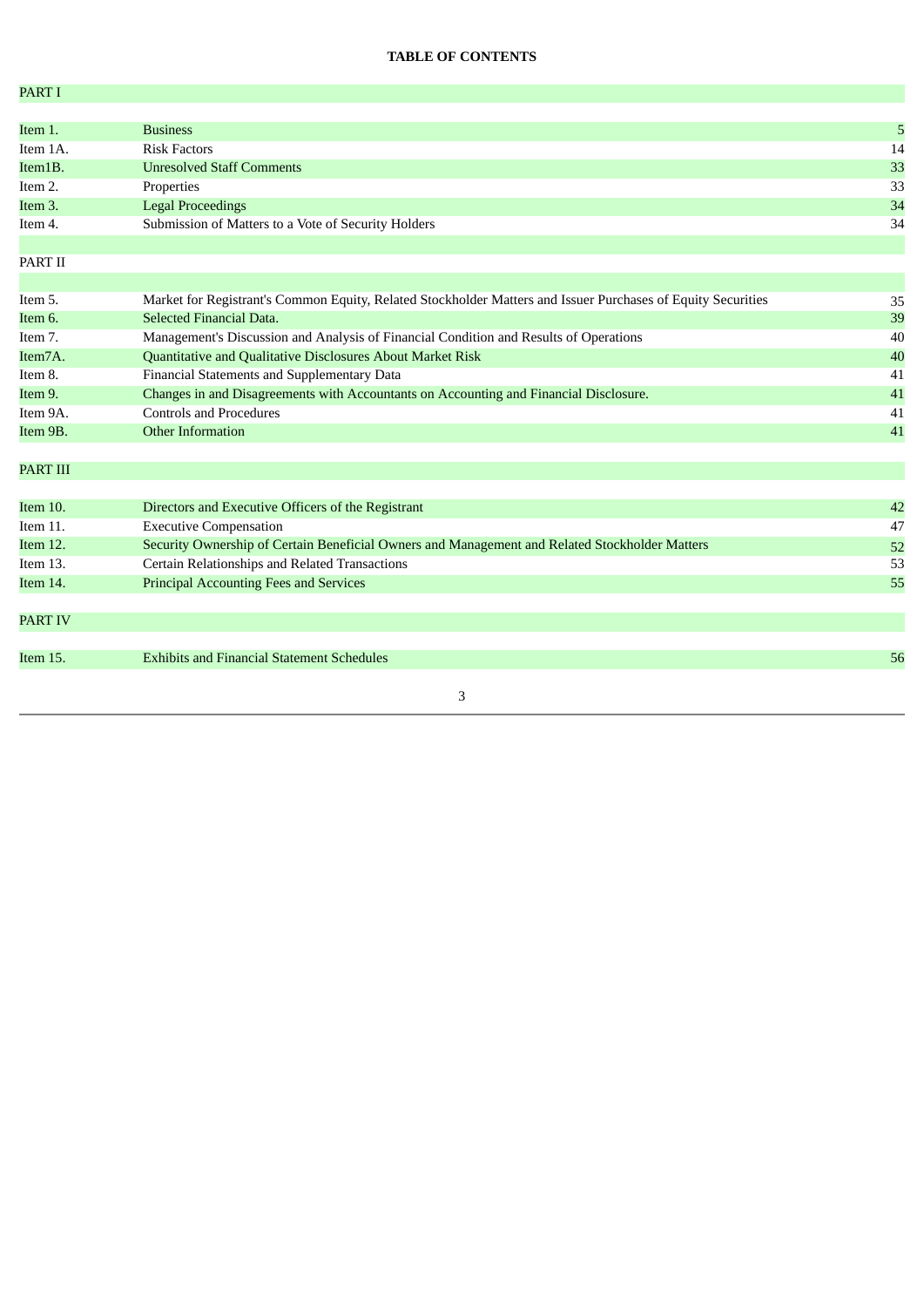**TABLE OF CONTENTS**

| | | |
|---|---|---|
| PART I | | |
| Item 1. | Business | 5 |
| Item 1A. | Risk Factors | 14 |
| Item1B. | Unresolved Staff Comments | 33 |
| Item 2. | Properties | 33 |
| Item 3. | Legal Proceedings | 34 |
| Item 4. | Submission of Matters to a Vote of Security Holders | 34 |
| PART II | | |
| Item 5. | Market for Registrant's Common Equity, Related Stockholder Matters and Issuer Purchases of Equity Securities | 35 |
| Item 6. | Selected Financial Data. | 39 |
| Item 7. | Management's Discussion and Analysis of Financial Condition and Results of Operations | 40 |
| Item7A. | Quantitative and Qualitative Disclosures About Market Risk | 40 |
| Item 8. | Financial Statements and Supplementary Data | 41 |
| Item 9. | Changes in and Disagreements with Accountants on Accounting and Financial Disclosure. | 41 |
| Item 9A. | Controls and Procedures | 41 |
| Item 9B. | Other Information | 41 |
| PART III | | |
| Item 10. | Directors and Executive Officers of the Registrant | 42 |
| Item 11. | Executive Compensation | 47 |
| Item 12. | Security Ownership of Certain Beneficial Owners and Management and Related Stockholder Matters | 52 |
| Item 13. | Certain Relationships and Related Transactions | 53 |
| Item 14. | Principal Accounting Fees and Services | 55 |
| PART IV | | |
| Item 15. | Exhibits and Financial Statement Schedules | 56 |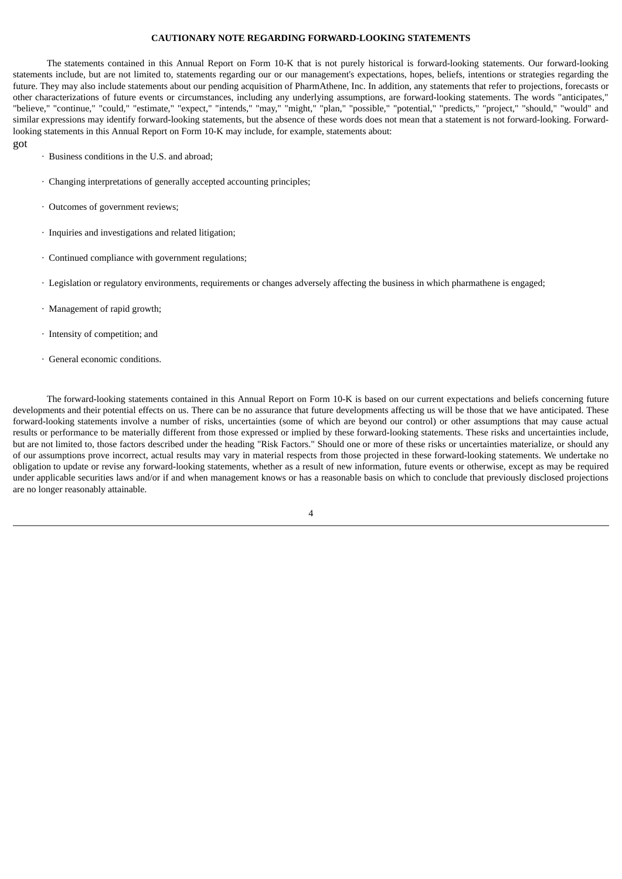**CAUTIONARY NOTE REGARDING FORWARD-LOOKING STATEMENTS**

The statements contained in this Annual Report on Form 10-K that is not purely historical is forward-looking statements. Our forward-looking statements include, but are not limited to, statements regarding our or our management's expectations, hopes, beliefs, intentions or strategies regarding the future. They may also include statements about our pending acquisition of PharmAthene, Inc. In addition, any statements that refer to projections, forecasts or other characterizations of future events or circumstances, including any underlying assumptions, are forward-looking statements. The words "anticipates," "believe," "continue," "could," "estimate," "expect," "intends," "may," "might," "plan," "possible," "potential," "predicts," "project," "should," "would" and similar expressions may identify forward-looking statements, but the absence of these words does not mean that a statement is not forward-looking. Forward-looking statements in this Annual Report on Form 10-K may include, for example, statements about:

got

- Business conditions in the U.S. and abroad;
- Changing interpretations of generally accepted accounting principles;
- Outcomes of government reviews;
- Inquiries and investigations and related litigation;
- Continued compliance with government regulations;
- Legislation or regulatory environments, requirements or changes adversely affecting the business in which pharmathene is engaged;
- Management of rapid growth;
- Intensity of competition; and
- General economic conditions.

The forward-looking statements contained in this Annual Report on Form 10-K is based on our current expectations and beliefs concerning future developments and their potential effects on us. There can be no assurance that future developments affecting us will be those that we have anticipated. These forward-looking statements involve a number of risks, uncertainties (some of which are beyond our control) or other assumptions that may cause actual results or performance to be materially different from those expressed or implied by these forward-looking statements. These risks and uncertainties include, but are not limited to, those factors described under the heading "Risk Factors." Should one or more of these risks or uncertainties materialize, or should any of our assumptions prove incorrect, actual results may vary in material respects from those projected in these forward-looking statements. We undertake no obligation to update or revise any forward-looking statements, whether as a result of new information, future events or otherwise, except as may be required under applicable securities laws and/or if and when management knows or has a reasonable basis on which to conclude that previously disclosed projections are no longer reasonably attainable.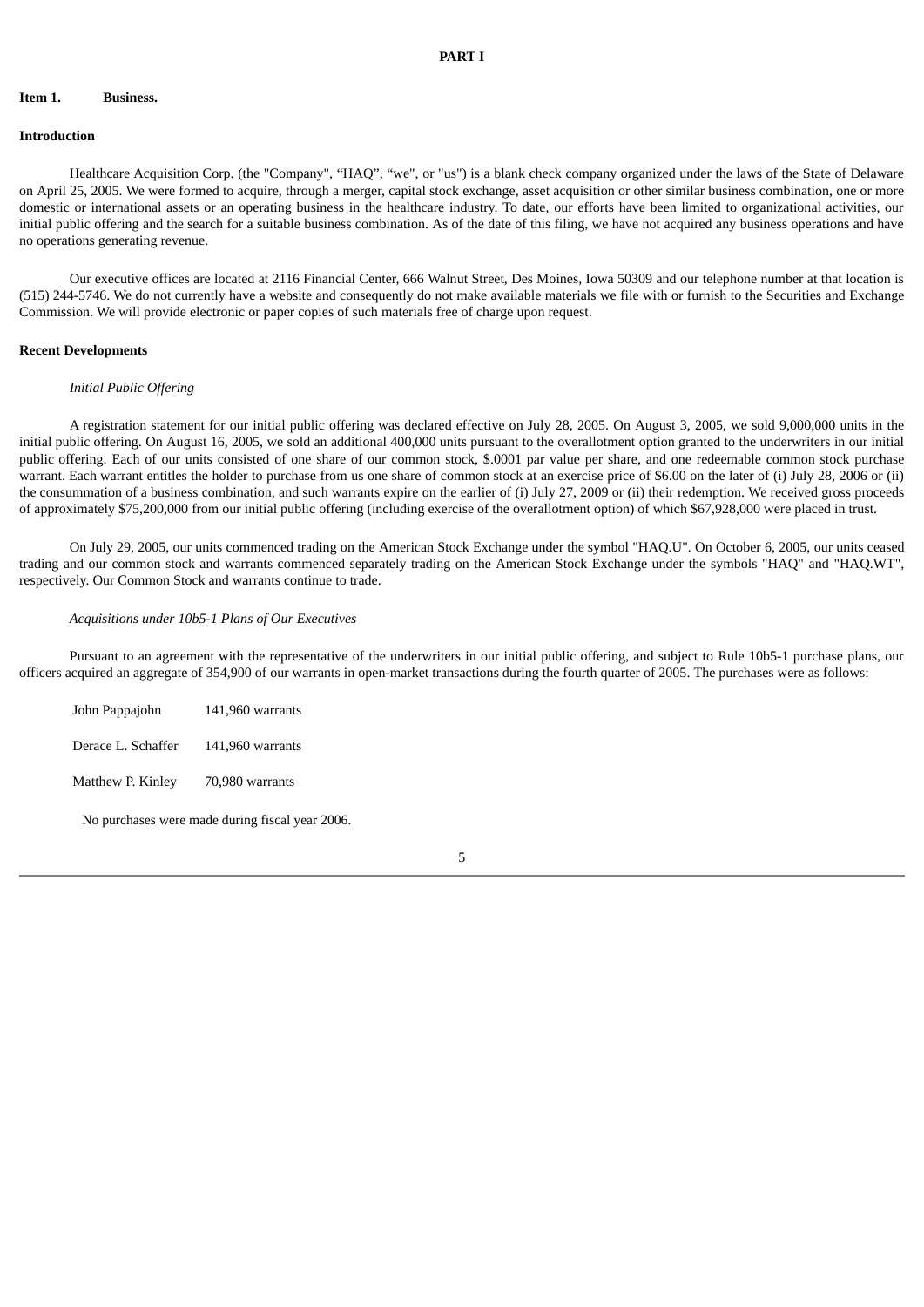# PART I

## Item 1. Business.

### Introduction

Healthcare Acquisition Corp. (the "Company", "HAQ", "we", or "us") is a blank check company organized under the laws of the State of Delaware on April 25, 2005. We were formed to acquire, through a merger, capital stock exchange, asset acquisition or other similar business combination, one or more domestic or international assets or an operating business in the healthcare industry. To date, our efforts have been limited to organizational activities, our initial public offering and the search for a suitable business combination. As of the date of this filing, we have not acquired any business operations and have no operations generating revenue.

Our executive offices are located at 2116 Financial Center, 666 Walnut Street, Des Moines, Iowa 50309 and our telephone number at that location is (515) 244-5746. We do not currently have a website and consequently do not make available materials we file with or furnish to the Securities and Exchange Commission. We will provide electronic or paper copies of such materials free of charge upon request.

### Recent Developments

*Initial Public Offering*

A registration statement for our initial public offering was declared effective on July 28, 2005. On August 3, 2005, we sold 9,000,000 units in the initial public offering. On August 16, 2005, we sold an additional 400,000 units pursuant to the overallotment option granted to the underwriters in our initial public offering. Each of our units consisted of one share of our common stock, $.0001 par value per share, and one redeemable common stock purchase warrant. Each warrant entitles the holder to purchase from us one share of common stock at an exercise price of $6.00 on the later of (i) July 28, 2006 or (ii) the consummation of a business combination, and such warrants expire on the earlier of (i) July 27, 2009 or (ii) their redemption. We received gross proceeds of approximately $75,200,000 from our initial public offering (including exercise of the overallotment option) of which $67,928,000 were placed in trust.

On July 29, 2005, our units commenced trading on the American Stock Exchange under the symbol "HAQ.U". On October 6, 2005, our units ceased trading and our common stock and warrants commenced separately trading on the American Stock Exchange under the symbols "HAQ" and "HAQ.WT", respectively. Our Common Stock and warrants continue to trade.

*Acquisitions under 10b5-1 Plans of Our Executives*

Pursuant to an agreement with the representative of the underwriters in our initial public offering, and subject to Rule 10b5-1 purchase plans, our officers acquired an aggregate of 354,900 of our warrants in open-market transactions during the fourth quarter of 2005. The purchases were as follows:

| | |
|---|---|
| John Pappajohn | 141,960 warrants |
| Derace L. Schaffer | 141,960 warrants |
| Matthew P. Kinley | 70,980 warrants |

No purchases were made during fiscal year 2006.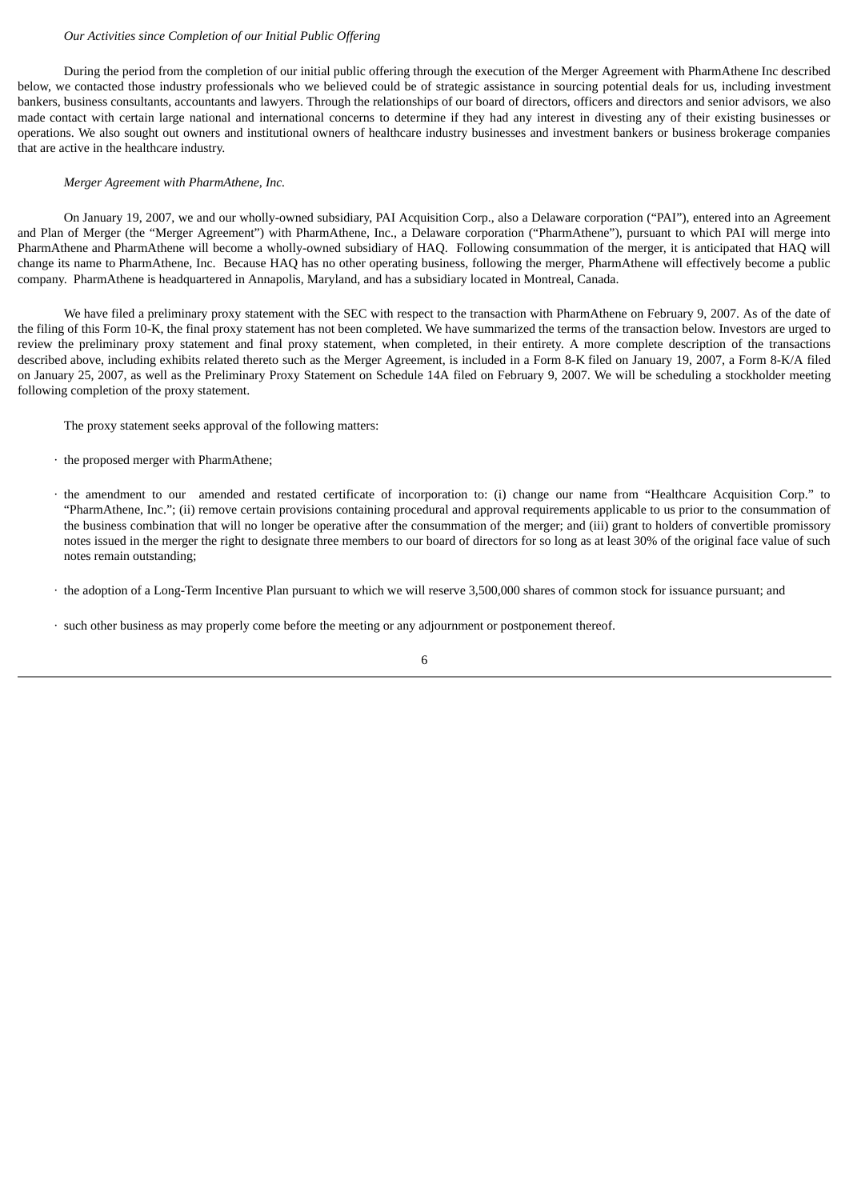*Our Activities since Completion of our Initial Public Offering*

During the period from the completion of our initial public offering through the execution of the Merger Agreement with PharmAthene Inc described below, we contacted those industry professionals who we believed could be of strategic assistance in sourcing potential deals for us, including investment bankers, business consultants, accountants and lawyers. Through the relationships of our board of directors, officers and directors and senior advisors, we also made contact with certain large national and international concerns to determine if they had any interest in divesting any of their existing businesses or operations. We also sought out owners and institutional owners of healthcare industry businesses and investment bankers or business brokerage companies that are active in the healthcare industry.

*Merger Agreement with PharmAthene, Inc.*

On January 19, 2007, we and our wholly-owned subsidiary, PAI Acquisition Corp., also a Delaware corporation ("PAI"), entered into an Agreement and Plan of Merger (the "Merger Agreement") with PharmAthene, Inc., a Delaware corporation ("PharmAthene"), pursuant to which PAI will merge into PharmAthene and PharmAthene will become a wholly-owned subsidiary of HAQ. Following consummation of the merger, it is anticipated that HAQ will change its name to PharmAthene, Inc. Because HAQ has no other operating business, following the merger, PharmAthene will effectively become a public company. PharmAthene is headquartered in Annapolis, Maryland, and has a subsidiary located in Montreal, Canada.

We have filed a preliminary proxy statement with the SEC with respect to the transaction with PharmAthene on February 9, 2007. As of the date of the filing of this Form 10-K, the final proxy statement has not been completed. We have summarized the terms of the transaction below. Investors are urged to review the preliminary proxy statement and final proxy statement, when completed, in their entirety. A more complete description of the transactions described above, including exhibits related thereto such as the Merger Agreement, is included in a Form 8-K filed on January 19, 2007, a Form 8-K/A filed on January 25, 2007, as well as the Preliminary Proxy Statement on Schedule 14A filed on February 9, 2007. We will be scheduling a stockholder meeting following completion of the proxy statement.

The proxy statement seeks approval of the following matters:

- the proposed merger with PharmAthene;
- the amendment to our amended and restated certificate of incorporation to: (i) change our name from "Healthcare Acquisition Corp." to "PharmAthene, Inc."; (ii) remove certain provisions containing procedural and approval requirements applicable to us prior to the consummation of the business combination that will no longer be operative after the consummation of the merger; and (iii) grant to holders of convertible promissory notes issued in the merger the right to designate three members to our board of directors for so long as at least 30% of the original face value of such notes remain outstanding;
- the adoption of a Long-Term Incentive Plan pursuant to which we will reserve 3,500,000 shares of common stock for issuance pursuant; and
- such other business as may properly come before the meeting or any adjournment or postponement thereof.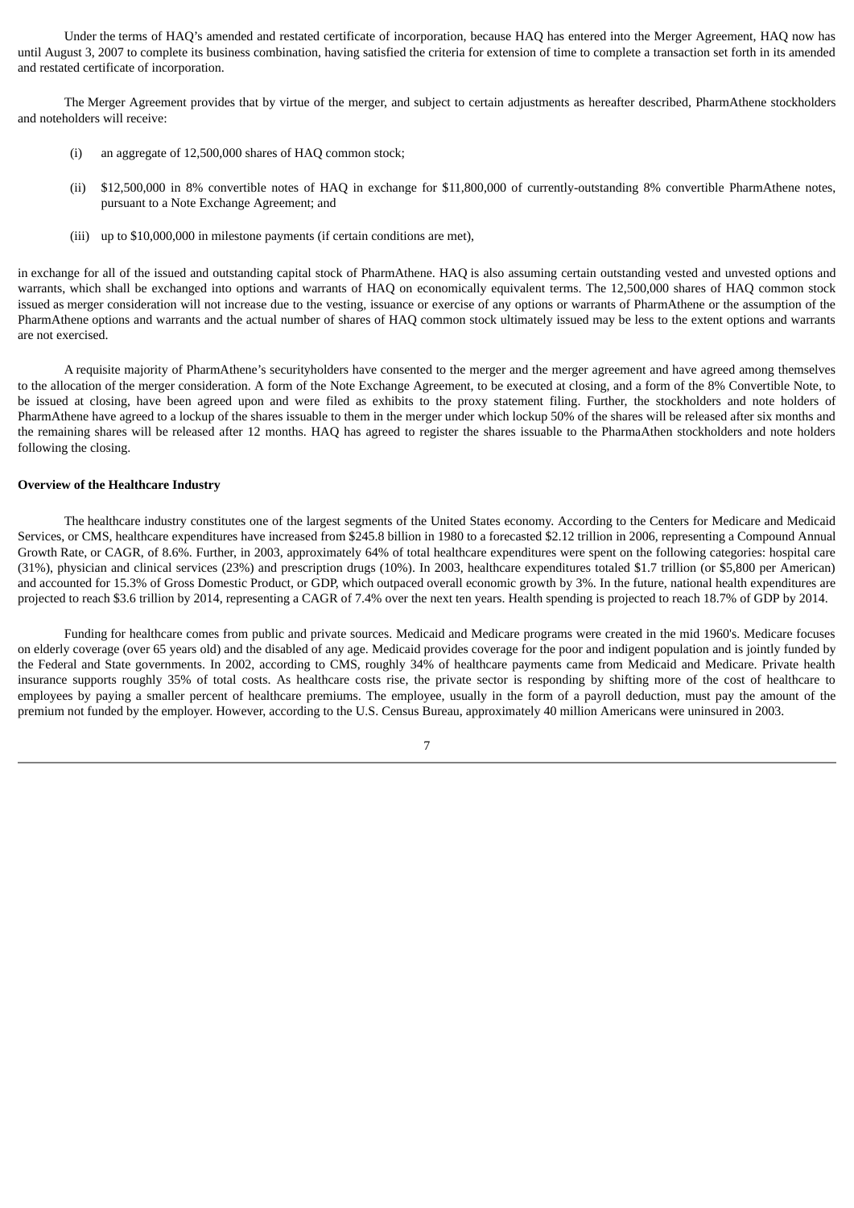Under the terms of HAQ's amended and restated certificate of incorporation, because HAQ has entered into the Merger Agreement, HAQ now has until August 3, 2007 to complete its business combination, having satisfied the criteria for extension of time to complete a transaction set forth in its amended and restated certificate of incorporation.

The Merger Agreement provides that by virtue of the merger, and subject to certain adjustments as hereafter described, PharmAthene stockholders and noteholders will receive:

(i) an aggregate of 12,500,000 shares of HAQ common stock;

(ii) $12,500,000 in 8% convertible notes of HAQ in exchange for $11,800,000 of currently-outstanding 8% convertible PharmAthene notes, pursuant to a Note Exchange Agreement; and

(iii) up to $10,000,000 in milestone payments (if certain conditions are met),

in exchange for all of the issued and outstanding capital stock of PharmAthene. HAQ is also assuming certain outstanding vested and unvested options and warrants, which shall be exchanged into options and warrants of HAQ on economically equivalent terms. The 12,500,000 shares of HAQ common stock issued as merger consideration will not increase due to the vesting, issuance or exercise of any options or warrants of PharmAthene or the assumption of the PharmAthene options and warrants and the actual number of shares of HAQ common stock ultimately issued may be less to the extent options and warrants are not exercised.

A requisite majority of PharmAthene's securityholders have consented to the merger and the merger agreement and have agreed among themselves to the allocation of the merger consideration. A form of the Note Exchange Agreement, to be executed at closing, and a form of the 8% Convertible Note, to be issued at closing, have been agreed upon and were filed as exhibits to the proxy statement filing. Further, the stockholders and note holders of PharmAthene have agreed to a lockup of the shares issuable to them in the merger under which lockup 50% of the shares will be released after six months and the remaining shares will be released after 12 months. HAQ has agreed to register the shares issuable to the PharmaAthen stockholders and note holders following the closing.

**Overview of the Healthcare Industry**

The healthcare industry constitutes one of the largest segments of the United States economy. According to the Centers for Medicare and Medicaid Services, or CMS, healthcare expenditures have increased from $245.8 billion in 1980 to a forecasted $2.12 trillion in 2006, representing a Compound Annual Growth Rate, or CAGR, of 8.6%. Further, in 2003, approximately 64% of total healthcare expenditures were spent on the following categories: hospital care (31%), physician and clinical services (23%) and prescription drugs (10%). In 2003, healthcare expenditures totaled $1.7 trillion (or $5,800 per American) and accounted for 15.3% of Gross Domestic Product, or GDP, which outpaced overall economic growth by 3%. In the future, national health expenditures are projected to reach $3.6 trillion by 2014, representing a CAGR of 7.4% over the next ten years. Health spending is projected to reach 18.7% of GDP by 2014.

Funding for healthcare comes from public and private sources. Medicaid and Medicare programs were created in the mid 1960's. Medicare focuses on elderly coverage (over 65 years old) and the disabled of any age. Medicaid provides coverage for the poor and indigent population and is jointly funded by the Federal and State governments. In 2002, according to CMS, roughly 34% of healthcare payments came from Medicaid and Medicare. Private health insurance supports roughly 35% of total costs. As healthcare costs rise, the private sector is responding by shifting more of the cost of healthcare to employees by paying a smaller percent of healthcare premiums. The employee, usually in the form of a payroll deduction, must pay the amount of the premium not funded by the employer. However, according to the U.S. Census Bureau, approximately 40 million Americans were uninsured in 2003.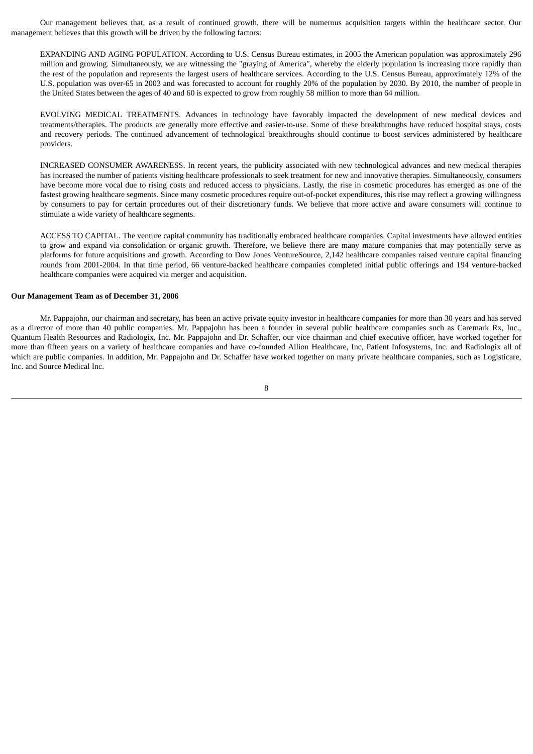Our management believes that, as a result of continued growth, there will be numerous acquisition targets within the healthcare sector. Our management believes that this growth will be driven by the following factors:

EXPANDING AND AGING POPULATION. According to U.S. Census Bureau estimates, in 2005 the American population was approximately 296 million and growing. Simultaneously, we are witnessing the "graying of America", whereby the elderly population is increasing more rapidly than the rest of the population and represents the largest users of healthcare services. According to the U.S. Census Bureau, approximately 12% of the U.S. population was over-65 in 2003 and was forecasted to account for roughly 20% of the population by 2030. By 2010, the number of people in the United States between the ages of 40 and 60 is expected to grow from roughly 58 million to more than 64 million.

EVOLVING MEDICAL TREATMENTS. Advances in technology have favorably impacted the development of new medical devices and treatments/therapies. The products are generally more effective and easier-to-use. Some of these breakthroughs have reduced hospital stays, costs and recovery periods. The continued advancement of technological breakthroughs should continue to boost services administered by healthcare providers.

INCREASED CONSUMER AWARENESS. In recent years, the publicity associated with new technological advances and new medical therapies has increased the number of patients visiting healthcare professionals to seek treatment for new and innovative therapies. Simultaneously, consumers have become more vocal due to rising costs and reduced access to physicians. Lastly, the rise in cosmetic procedures has emerged as one of the fastest growing healthcare segments. Since many cosmetic procedures require out-of-pocket expenditures, this rise may reflect a growing willingness by consumers to pay for certain procedures out of their discretionary funds. We believe that more active and aware consumers will continue to stimulate a wide variety of healthcare segments.

ACCESS TO CAPITAL. The venture capital community has traditionally embraced healthcare companies. Capital investments have allowed entities to grow and expand via consolidation or organic growth. Therefore, we believe there are many mature companies that may potentially serve as platforms for future acquisitions and growth. According to Dow Jones VentureSource, 2,142 healthcare companies raised venture capital financing rounds from 2001-2004. In that time period, 66 venture-backed healthcare companies completed initial public offerings and 194 venture-backed healthcare companies were acquired via merger and acquisition.

**Our Management Team as of December 31, 2006**

Mr. Pappajohn, our chairman and secretary, has been an active private equity investor in healthcare companies for more than 30 years and has served as a director of more than 40 public companies. Mr. Pappajohn has been a founder in several public healthcare companies such as Caremark Rx, Inc., Quantum Health Resources and Radiologix, Inc. Mr. Pappajohn and Dr. Schaffer, our vice chairman and chief executive officer, have worked together for more than fifteen years on a variety of healthcare companies and have co-founded Allion Healthcare, Inc, Patient Infosystems, Inc. and Radiologix all of which are public companies. In addition, Mr. Pappajohn and Dr. Schaffer have worked together on many private healthcare companies, such as Logisticare, Inc. and Source Medical Inc.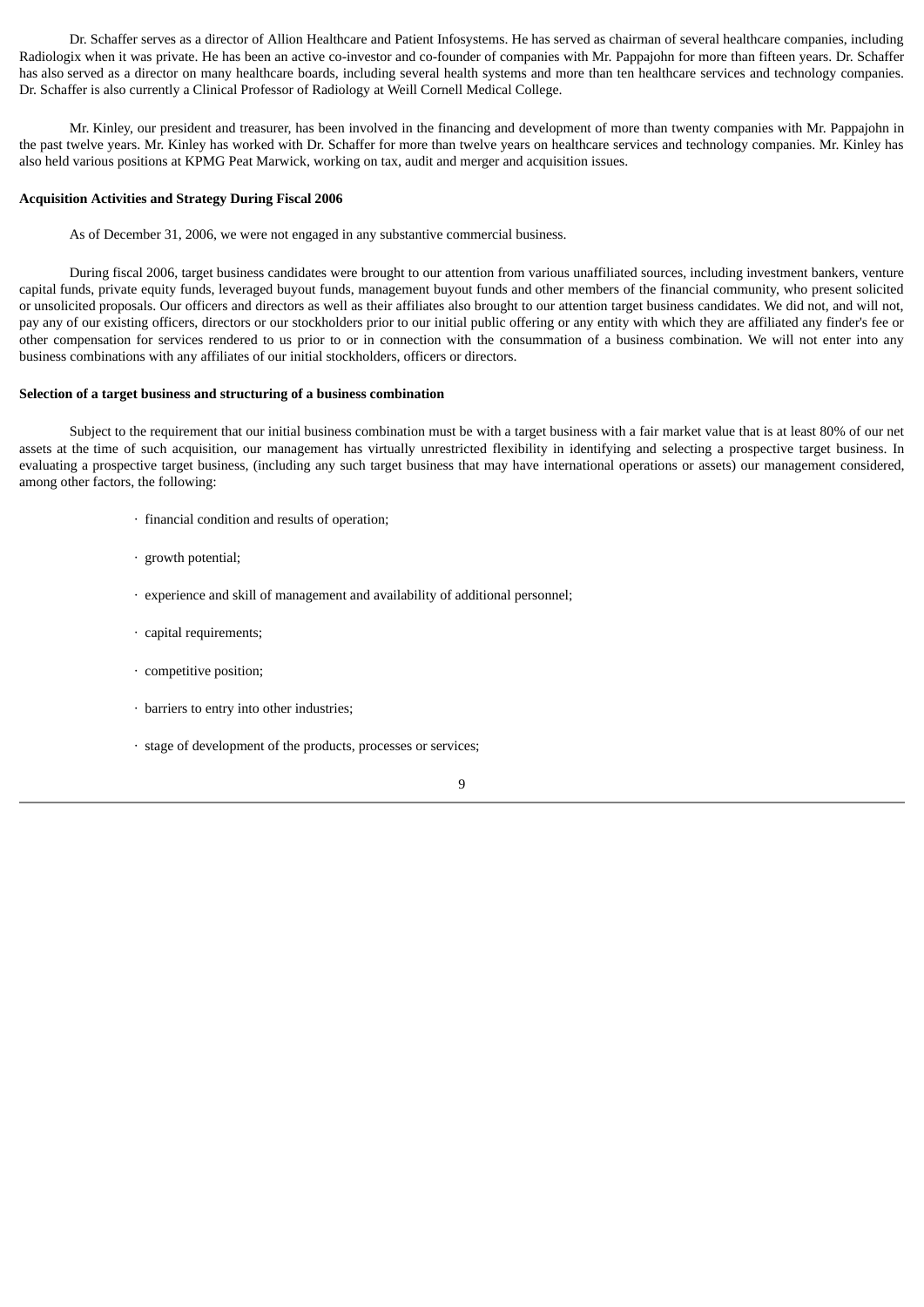Dr. Schaffer serves as a director of Allion Healthcare and Patient Infosystems. He has served as chairman of several healthcare companies, including Radiologix when it was private. He has been an active co-investor and co-founder of companies with Mr. Pappajohn for more than fifteen years. Dr. Schaffer has also served as a director on many healthcare boards, including several health systems and more than ten healthcare services and technology companies. Dr. Schaffer is also currently a Clinical Professor of Radiology at Weill Cornell Medical College.

Mr. Kinley, our president and treasurer, has been involved in the financing and development of more than twenty companies with Mr. Pappajohn in the past twelve years. Mr. Kinley has worked with Dr. Schaffer for more than twelve years on healthcare services and technology companies. Mr. Kinley has also held various positions at KPMG Peat Marwick, working on tax, audit and merger and acquisition issues.

**Acquisition Activities and Strategy During Fiscal 2006**

As of December 31, 2006, we were not engaged in any substantive commercial business.

During fiscal 2006, target business candidates were brought to our attention from various unaffiliated sources, including investment bankers, venture capital funds, private equity funds, leveraged buyout funds, management buyout funds and other members of the financial community, who present solicited or unsolicited proposals. Our officers and directors as well as their affiliates also brought to our attention target business candidates. We did not, and will not, pay any of our existing officers, directors or our stockholders prior to our initial public offering or any entity with which they are affiliated any finder's fee or other compensation for services rendered to us prior to or in connection with the consummation of a business combination. We will not enter into any business combinations with any affiliates of our initial stockholders, officers or directors.

**Selection of a target business and structuring of a business combination**

Subject to the requirement that our initial business combination must be with a target business with a fair market value that is at least 80% of our net assets at the time of such acquisition, our management has virtually unrestricted flexibility in identifying and selecting a prospective target business. In evaluating a prospective target business, (including any such target business that may have international operations or assets) our management considered, among other factors, the following:

- financial condition and results of operation;
- growth potential;
- experience and skill of management and availability of additional personnel;
- capital requirements;
- competitive position;
- barriers to entry into other industries;
- stage of development of the products, processes or services;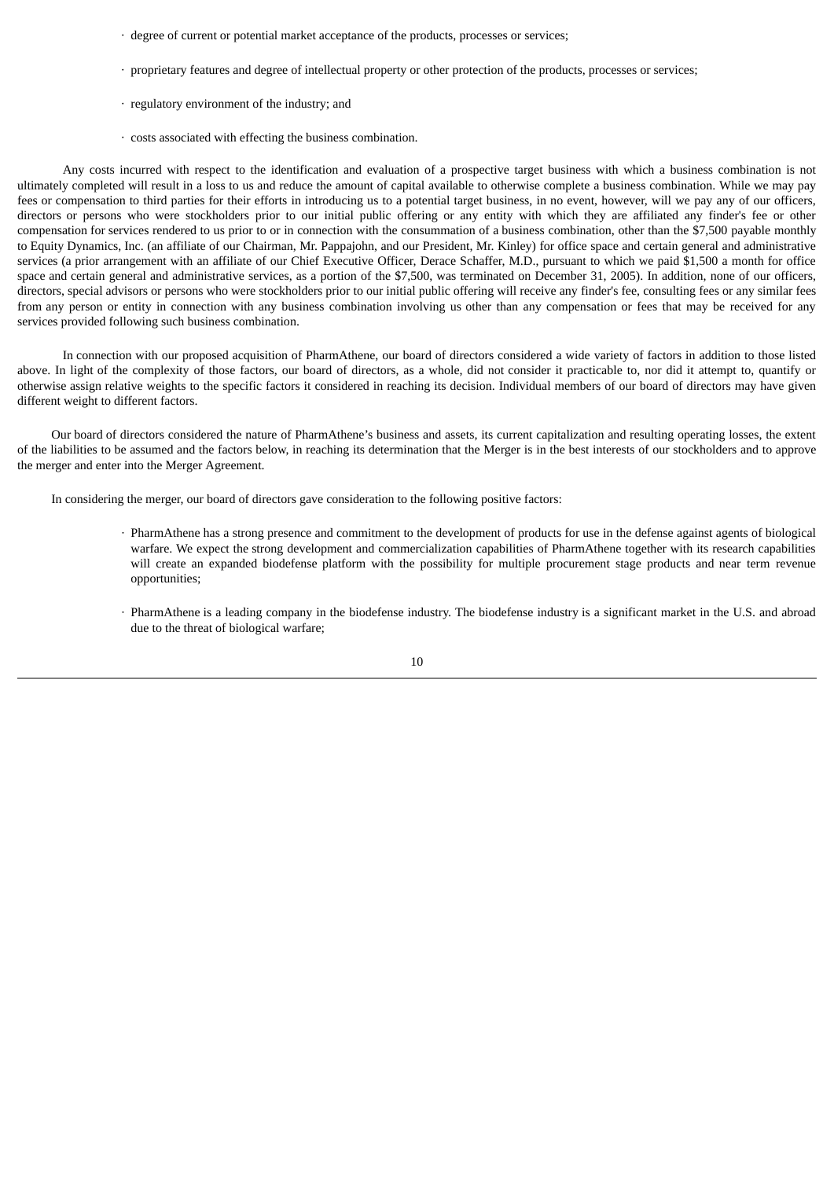- degree of current or potential market acceptance of the products, processes or services;
- proprietary features and degree of intellectual property or other protection of the products, processes or services;
- regulatory environment of the industry; and
- costs associated with effecting the business combination.

Any costs incurred with respect to the identification and evaluation of a prospective target business with which a business combination is not ultimately completed will result in a loss to us and reduce the amount of capital available to otherwise complete a business combination. While we may pay fees or compensation to third parties for their efforts in introducing us to a potential target business, in no event, however, will we pay any of our officers, directors or persons who were stockholders prior to our initial public offering or any entity with which they are affiliated any finder's fee or other compensation for services rendered to us prior to or in connection with the consummation of a business combination, other than the $7,500 payable monthly to Equity Dynamics, Inc. (an affiliate of our Chairman, Mr. Pappajohn, and our President, Mr. Kinley) for office space and certain general and administrative services (a prior arrangement with an affiliate of our Chief Executive Officer, Derace Schaffer, M.D., pursuant to which we paid $1,500 a month for office space and certain general and administrative services, as a portion of the $7,500, was terminated on December 31, 2005). In addition, none of our officers, directors, special advisors or persons who were stockholders prior to our initial public offering will receive any finder's fee, consulting fees or any similar fees from any person or entity in connection with any business combination involving us other than any compensation or fees that may be received for any services provided following such business combination.

In connection with our proposed acquisition of PharmAthene, our board of directors considered a wide variety of factors in addition to those listed above. In light of the complexity of those factors, our board of directors, as a whole, did not consider it practicable to, nor did it attempt to, quantify or otherwise assign relative weights to the specific factors it considered in reaching its decision. Individual members of our board of directors may have given different weight to different factors.

Our board of directors considered the nature of PharmAthene's business and assets, its current capitalization and resulting operating losses, the extent of the liabilities to be assumed and the factors below, in reaching its determination that the Merger is in the best interests of our stockholders and to approve the merger and enter into the Merger Agreement.

In considering the merger, our board of directors gave consideration to the following positive factors:

- PharmAthene has a strong presence and commitment to the development of products for use in the defense against agents of biological warfare. We expect the strong development and commercialization capabilities of PharmAthene together with its research capabilities will create an expanded biodefense platform with the possibility for multiple procurement stage products and near term revenue opportunities;
- PharmAthene is a leading company in the biodefense industry. The biodefense industry is a significant market in the U.S. and abroad due to the threat of biological warfare;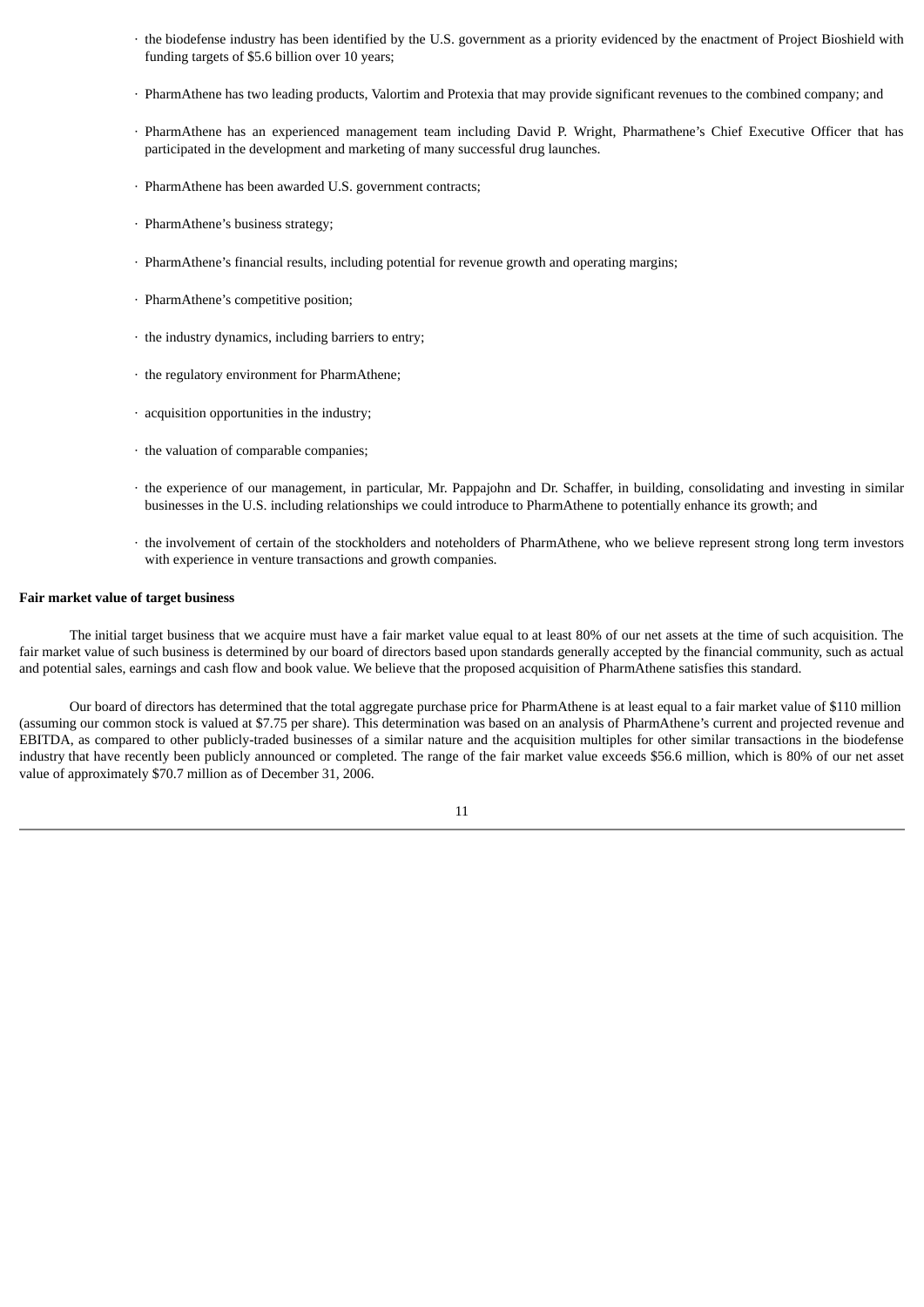- the biodefense industry has been identified by the U.S. government as a priority evidenced by the enactment of Project Bioshield with funding targets of $5.6 billion over 10 years;

- PharmAthene has two leading products, Valortim and Protexia that may provide significant revenues to the combined company; and

- PharmAthene has an experienced management team including David P. Wright, Pharmathene's Chief Executive Officer that has participated in the development and marketing of many successful drug launches.

- PharmAthene has been awarded U.S. government contracts;

- PharmAthene's business strategy;

- PharmAthene's financial results, including potential for revenue growth and operating margins;

- PharmAthene's competitive position;

- the industry dynamics, including barriers to entry;

- the regulatory environment for PharmAthene;

- acquisition opportunities in the industry;

- the valuation of comparable companies;

- the experience of our management, in particular, Mr. Pappajohn and Dr. Schaffer, in building, consolidating and investing in similar businesses in the U.S. including relationships we could introduce to PharmAthene to potentially enhance its growth; and

- the involvement of certain of the stockholders and noteholders of PharmAthene, who we believe represent strong long term investors with experience in venture transactions and growth companies.

**Fair market value of target business**

The initial target business that we acquire must have a fair market value equal to at least 80% of our net assets at the time of such acquisition. The fair market value of such business is determined by our board of directors based upon standards generally accepted by the financial community, such as actual and potential sales, earnings and cash flow and book value. We believe that the proposed acquisition of PharmAthene satisfies this standard.

Our board of directors has determined that the total aggregate purchase price for PharmAthene is at least equal to a fair market value of $110 million (assuming our common stock is valued at $7.75 per share). This determination was based on an analysis of PharmAthene's current and projected revenue and EBITDA, as compared to other publicly-traded businesses of a similar nature and the acquisition multiples for other similar transactions in the biodefense industry that have recently been publicly announced or completed. The range of the fair market value exceeds $56.6 million, which is 80% of our net asset value of approximately $70.7 million as of December 31, 2006.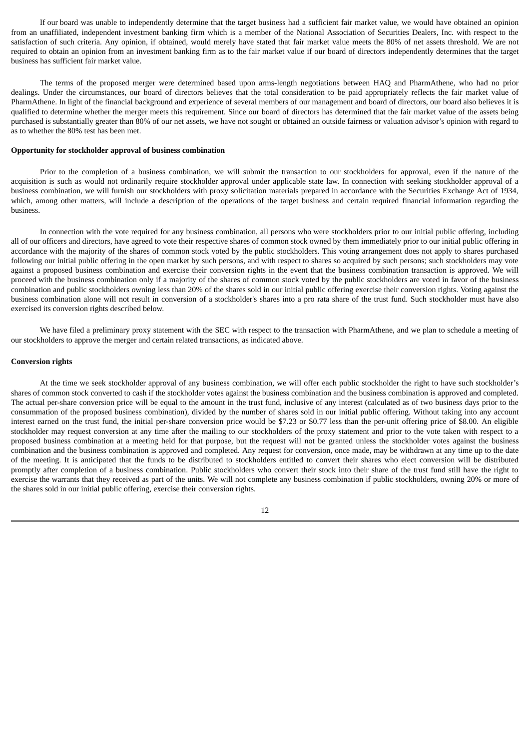If our board was unable to independently determine that the target business had a sufficient fair market value, we would have obtained an opinion from an unaffiliated, independent investment banking firm which is a member of the National Association of Securities Dealers, Inc. with respect to the satisfaction of such criteria. Any opinion, if obtained, would merely have stated that fair market value meets the 80% of net assets threshold. We are not required to obtain an opinion from an investment banking firm as to the fair market value if our board of directors independently determines that the target business has sufficient fair market value.

The terms of the proposed merger were determined based upon arms-length negotiations between HAQ and PharmAthene, who had no prior dealings. Under the circumstances, our board of directors believes that the total consideration to be paid appropriately reflects the fair market value of PharmAthene. In light of the financial background and experience of several members of our management and board of directors, our board also believes it is qualified to determine whether the merger meets this requirement. Since our board of directors has determined that the fair market value of the assets being purchased is substantially greater than 80% of our net assets, we have not sought or obtained an outside fairness or valuation advisor's opinion with regard to as to whether the 80% test has been met.

**Opportunity for stockholder approval of business combination**

Prior to the completion of a business combination, we will submit the transaction to our stockholders for approval, even if the nature of the acquisition is such as would not ordinarily require stockholder approval under applicable state law. In connection with seeking stockholder approval of a business combination, we will furnish our stockholders with proxy solicitation materials prepared in accordance with the Securities Exchange Act of 1934, which, among other matters, will include a description of the operations of the target business and certain required financial information regarding the business.

In connection with the vote required for any business combination, all persons who were stockholders prior to our initial public offering, including all of our officers and directors, have agreed to vote their respective shares of common stock owned by them immediately prior to our initial public offering in accordance with the majority of the shares of common stock voted by the public stockholders. This voting arrangement does not apply to shares purchased following our initial public offering in the open market by such persons, and with respect to shares so acquired by such persons; such stockholders may vote against a proposed business combination and exercise their conversion rights in the event that the business combination transaction is approved. We will proceed with the business combination only if a majority of the shares of common stock voted by the public stockholders are voted in favor of the business combination and public stockholders owning less than 20% of the shares sold in our initial public offering exercise their conversion rights. Voting against the business combination alone will not result in conversion of a stockholder's shares into a pro rata share of the trust fund. Such stockholder must have also exercised its conversion rights described below.

We have filed a preliminary proxy statement with the SEC with respect to the transaction with PharmAthene, and we plan to schedule a meeting of our stockholders to approve the merger and certain related transactions, as indicated above.

**Conversion rights**

At the time we seek stockholder approval of any business combination, we will offer each public stockholder the right to have such stockholder's shares of common stock converted to cash if the stockholder votes against the business combination and the business combination is approved and completed. The actual per-share conversion price will be equal to the amount in the trust fund, inclusive of any interest (calculated as of two business days prior to the consummation of the proposed business combination), divided by the number of shares sold in our initial public offering. Without taking into any account interest earned on the trust fund, the initial per-share conversion price would be $7.23 or $0.77 less than the per-unit offering price of $8.00. An eligible stockholder may request conversion at any time after the mailing to our stockholders of the proxy statement and prior to the vote taken with respect to a proposed business combination at a meeting held for that purpose, but the request will not be granted unless the stockholder votes against the business combination and the business combination is approved and completed. Any request for conversion, once made, may be withdrawn at any time up to the date of the meeting. It is anticipated that the funds to be distributed to stockholders entitled to convert their shares who elect conversion will be distributed promptly after completion of a business combination. Public stockholders who convert their stock into their share of the trust fund still have the right to exercise the warrants that they received as part of the units. We will not complete any business combination if public stockholders, owning 20% or more of the shares sold in our initial public offering, exercise their conversion rights.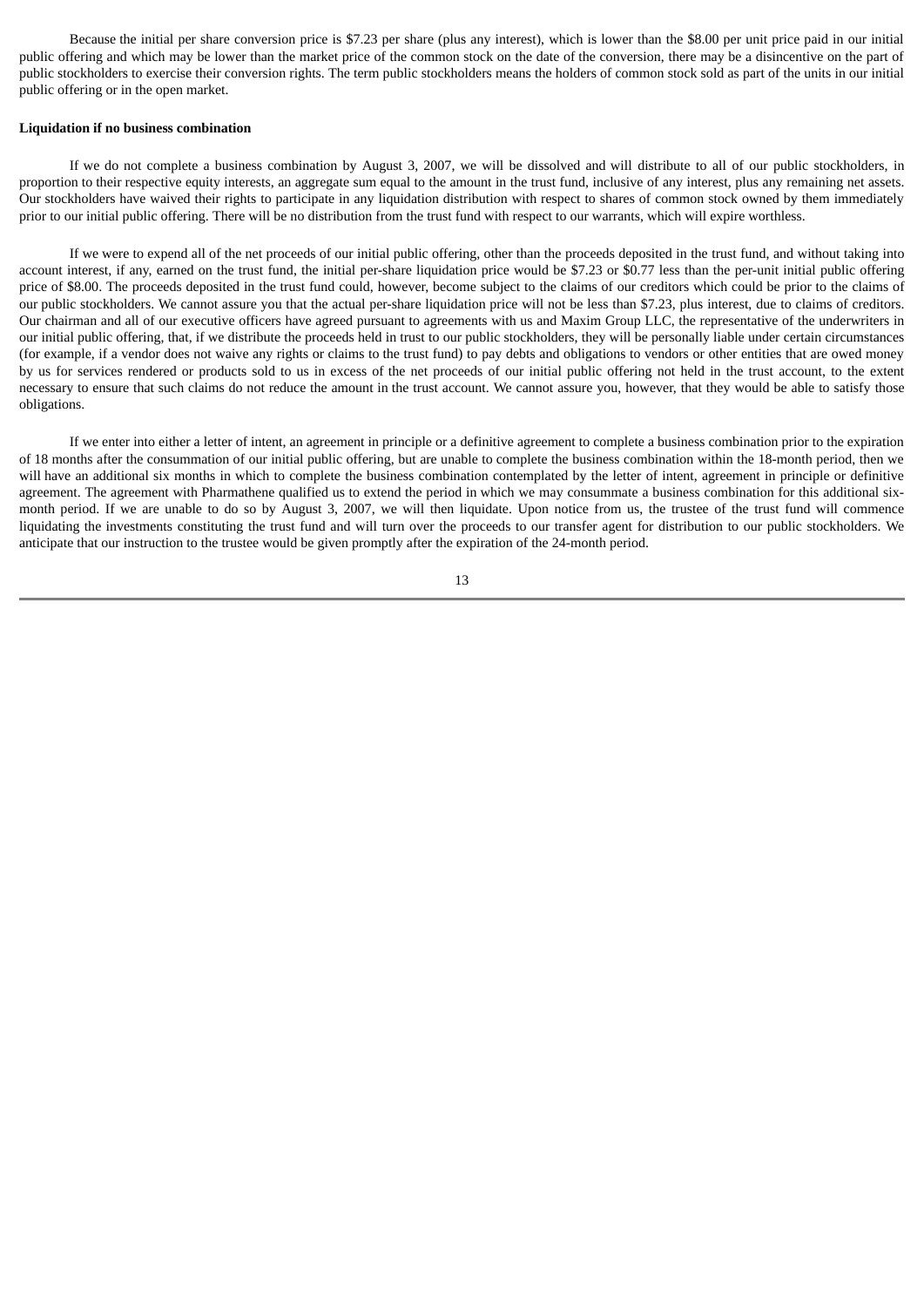Because the initial per share conversion price is $7.23 per share (plus any interest), which is lower than the $8.00 per unit price paid in our initial public offering and which may be lower than the market price of the common stock on the date of the conversion, there may be a disincentive on the part of public stockholders to exercise their conversion rights. The term public stockholders means the holders of common stock sold as part of the units in our initial public offering or in the open market.

**Liquidation if no business combination**

If we do not complete a business combination by August 3, 2007, we will be dissolved and will distribute to all of our public stockholders, in proportion to their respective equity interests, an aggregate sum equal to the amount in the trust fund, inclusive of any interest, plus any remaining net assets. Our stockholders have waived their rights to participate in any liquidation distribution with respect to shares of common stock owned by them immediately prior to our initial public offering. There will be no distribution from the trust fund with respect to our warrants, which will expire worthless.

If we were to expend all of the net proceeds of our initial public offering, other than the proceeds deposited in the trust fund, and without taking into account interest, if any, earned on the trust fund, the initial per-share liquidation price would be $7.23 or $0.77 less than the per-unit initial public offering price of $8.00. The proceeds deposited in the trust fund could, however, become subject to the claims of our creditors which could be prior to the claims of our public stockholders. We cannot assure you that the actual per-share liquidation price will not be less than $7.23, plus interest, due to claims of creditors. Our chairman and all of our executive officers have agreed pursuant to agreements with us and Maxim Group LLC, the representative of the underwriters in our initial public offering, that, if we distribute the proceeds held in trust to our public stockholders, they will be personally liable under certain circumstances (for example, if a vendor does not waive any rights or claims to the trust fund) to pay debts and obligations to vendors or other entities that are owed money by us for services rendered or products sold to us in excess of the net proceeds of our initial public offering not held in the trust account, to the extent necessary to ensure that such claims do not reduce the amount in the trust account. We cannot assure you, however, that they would be able to satisfy those obligations.

If we enter into either a letter of intent, an agreement in principle or a definitive agreement to complete a business combination prior to the expiration of 18 months after the consummation of our initial public offering, but are unable to complete the business combination within the 18-month period, then we will have an additional six months in which to complete the business combination contemplated by the letter of intent, agreement in principle or definitive agreement. The agreement with Pharmathene qualified us to extend the period in which we may consummate a business combination for this additional six-month period. If we are unable to do so by August 3, 2007, we will then liquidate. Upon notice from us, the trustee of the trust fund will commence liquidating the investments constituting the trust fund and will turn over the proceeds to our transfer agent for distribution to our public stockholders. We anticipate that our instruction to the trustee would be given promptly after the expiration of the 24-month period.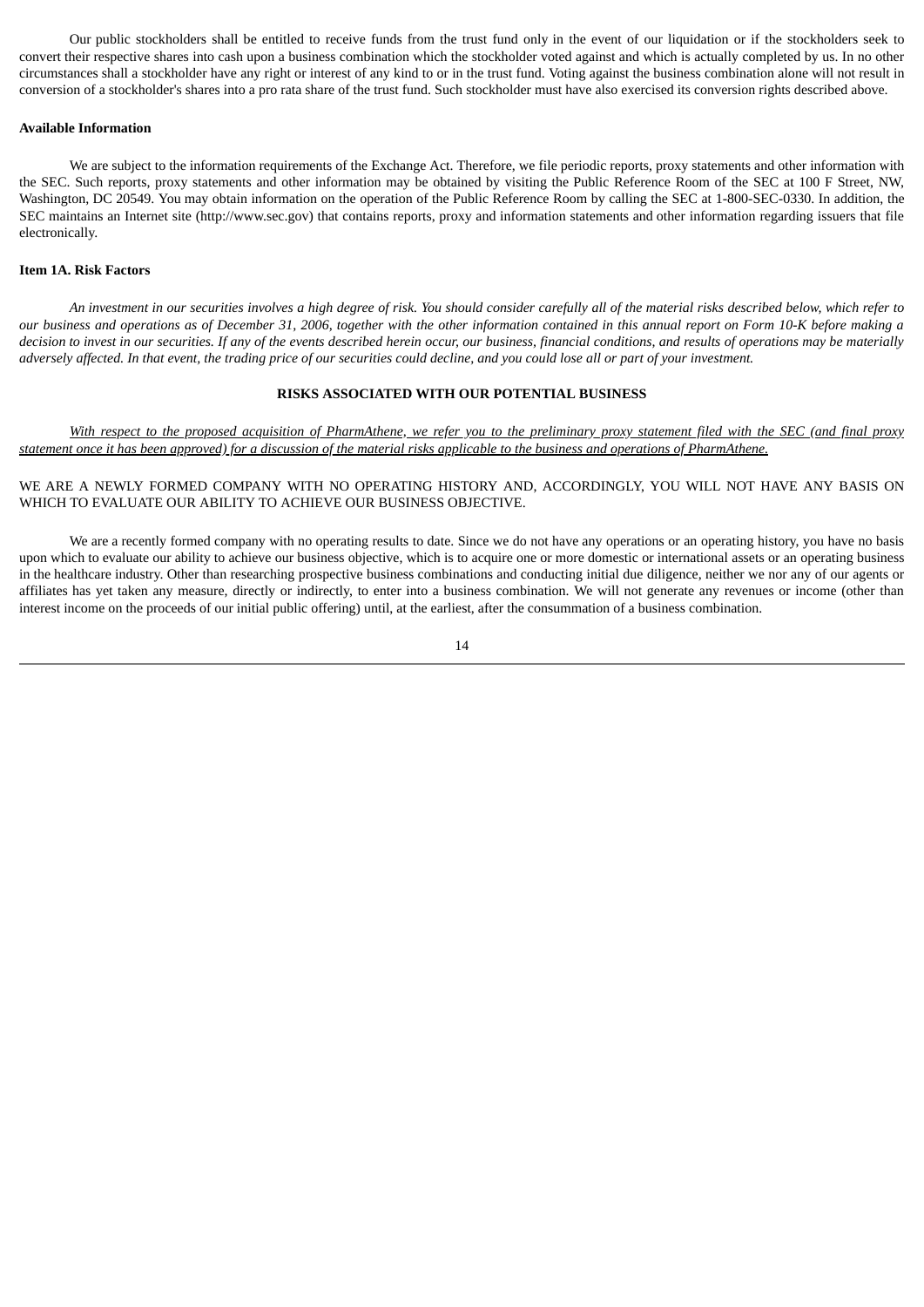Our public stockholders shall be entitled to receive funds from the trust fund only in the event of our liquidation or if the stockholders seek to convert their respective shares into cash upon a business combination which the stockholder voted against and which is actually completed by us. In no other circumstances shall a stockholder have any right or interest of any kind to or in the trust fund. Voting against the business combination alone will not result in conversion of a stockholder's shares into a pro rata share of the trust fund. Such stockholder must have also exercised its conversion rights described above.

**Available Information**

We are subject to the information requirements of the Exchange Act. Therefore, we file periodic reports, proxy statements and other information with the SEC. Such reports, proxy statements and other information may be obtained by visiting the Public Reference Room of the SEC at 100 F Street, NW, Washington, DC 20549. You may obtain information on the operation of the Public Reference Room by calling the SEC at 1-800-SEC-0330. In addition, the SEC maintains an Internet site (http://www.sec.gov) that contains reports, proxy and information statements and other information regarding issuers that file electronically.

## Item 1A. Risk Factors

*An investment in our securities involves a high degree of risk. You should consider carefully all of the material risks described below, which refer to our business and operations as of December 31, 2006, together with the other information contained in this annual report on Form 10-K before making a decision to invest in our securities. If any of the events described herein occur, our business, financial conditions, and results of operations may be materially adversely affected. In that event, the trading price of our securities could decline, and you could lose all or part of your investment.*

### RISKS ASSOCIATED WITH OUR POTENTIAL BUSINESS

*With respect to the proposed acquisition of PharmAthene, we refer you to the preliminary proxy statement filed with the SEC (and final proxy statement once it has been approved) for a discussion of the material risks applicable to the business and operations of PharmAthene.*

WE ARE A NEWLY FORMED COMPANY WITH NO OPERATING HISTORY AND, ACCORDINGLY, YOU WILL NOT HAVE ANY BASIS ON WHICH TO EVALUATE OUR ABILITY TO ACHIEVE OUR BUSINESS OBJECTIVE.

We are a recently formed company with no operating results to date. Since we do not have any operations or an operating history, you have no basis upon which to evaluate our ability to achieve our business objective, which is to acquire one or more domestic or international assets or an operating business in the healthcare industry. Other than researching prospective business combinations and conducting initial due diligence, neither we nor any of our agents or affiliates has yet taken any measure, directly or indirectly, to enter into a business combination. We will not generate any revenues or income (other than interest income on the proceeds of our initial public offering) until, at the earliest, after the consummation of a business combination.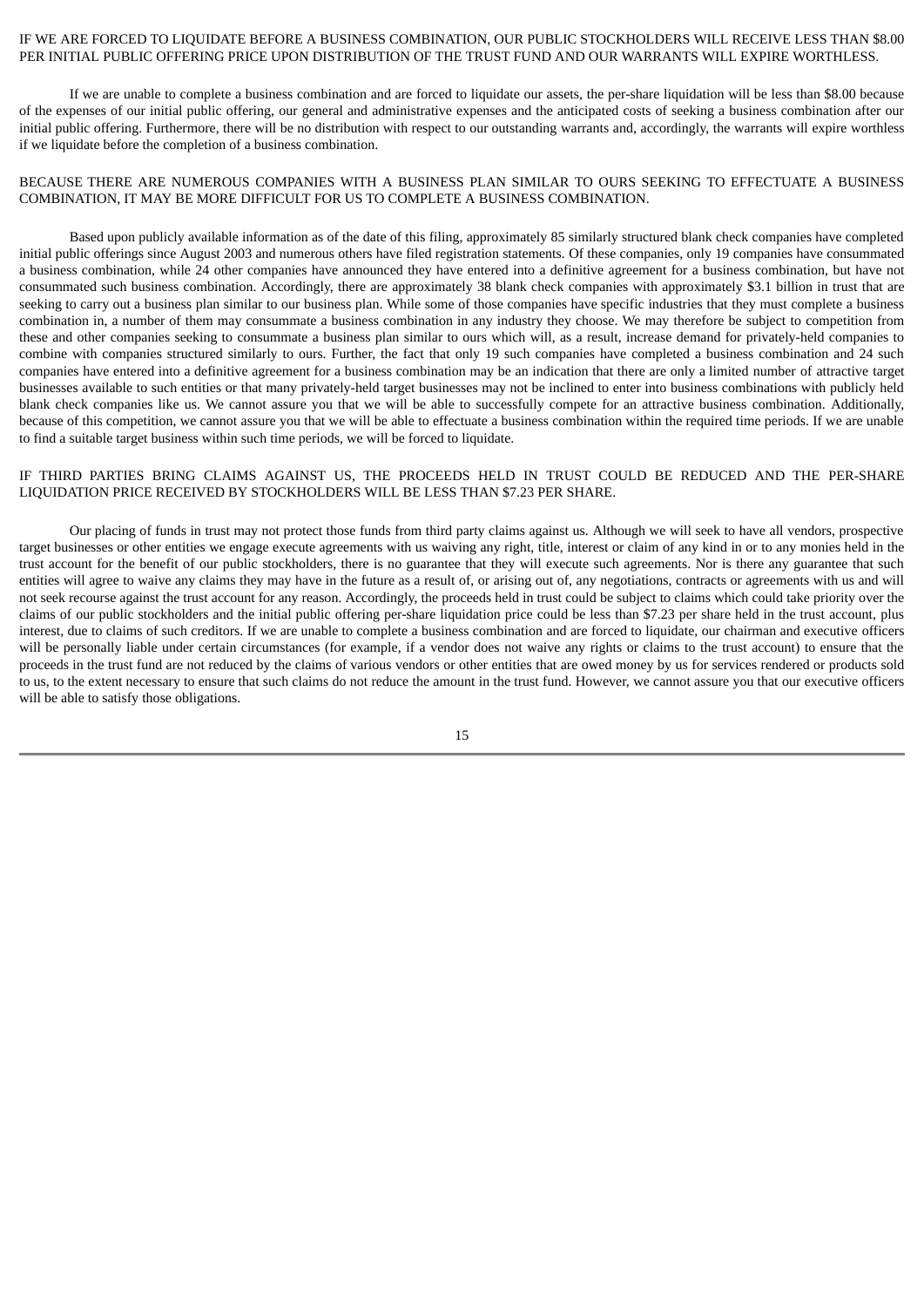IF WE ARE FORCED TO LIQUIDATE BEFORE A BUSINESS COMBINATION, OUR PUBLIC STOCKHOLDERS WILL RECEIVE LESS THAN $8.00 PER INITIAL PUBLIC OFFERING PRICE UPON DISTRIBUTION OF THE TRUST FUND AND OUR WARRANTS WILL EXPIRE WORTHLESS.

If we are unable to complete a business combination and are forced to liquidate our assets, the per-share liquidation will be less than $8.00 because of the expenses of our initial public offering, our general and administrative expenses and the anticipated costs of seeking a business combination after our initial public offering. Furthermore, there will be no distribution with respect to our outstanding warrants and, accordingly, the warrants will expire worthless if we liquidate before the completion of a business combination.

BECAUSE THERE ARE NUMEROUS COMPANIES WITH A BUSINESS PLAN SIMILAR TO OURS SEEKING TO EFFECTUATE A BUSINESS COMBINATION, IT MAY BE MORE DIFFICULT FOR US TO COMPLETE A BUSINESS COMBINATION.

Based upon publicly available information as of the date of this filing, approximately 85 similarly structured blank check companies have completed initial public offerings since August 2003 and numerous others have filed registration statements. Of these companies, only 19 companies have consummated a business combination, while 24 other companies have announced they have entered into a definitive agreement for a business combination, but have not consummated such business combination. Accordingly, there are approximately 38 blank check companies with approximately $3.1 billion in trust that are seeking to carry out a business plan similar to our business plan. While some of those companies have specific industries that they must complete a business combination in, a number of them may consummate a business combination in any industry they choose. We may therefore be subject to competition from these and other companies seeking to consummate a business plan similar to ours which will, as a result, increase demand for privately-held companies to combine with companies structured similarly to ours. Further, the fact that only 19 such companies have completed a business combination and 24 such companies have entered into a definitive agreement for a business combination may be an indication that there are only a limited number of attractive target businesses available to such entities or that many privately-held target businesses may not be inclined to enter into business combinations with publicly held blank check companies like us. We cannot assure you that we will be able to successfully compete for an attractive business combination. Additionally, because of this competition, we cannot assure you that we will be able to effectuate a business combination within the required time periods. If we are unable to find a suitable target business within such time periods, we will be forced to liquidate.

IF THIRD PARTIES BRING CLAIMS AGAINST US, THE PROCEEDS HELD IN TRUST COULD BE REDUCED AND THE PER-SHARE LIQUIDATION PRICE RECEIVED BY STOCKHOLDERS WILL BE LESS THAN $7.23 PER SHARE.

Our placing of funds in trust may not protect those funds from third party claims against us. Although we will seek to have all vendors, prospective target businesses or other entities we engage execute agreements with us waiving any right, title, interest or claim of any kind in or to any monies held in the trust account for the benefit of our public stockholders, there is no guarantee that they will execute such agreements. Nor is there any guarantee that such entities will agree to waive any claims they may have in the future as a result of, or arising out of, any negotiations, contracts or agreements with us and will not seek recourse against the trust account for any reason. Accordingly, the proceeds held in trust could be subject to claims which could take priority over the claims of our public stockholders and the initial public offering per-share liquidation price could be less than $7.23 per share held in the trust account, plus interest, due to claims of such creditors. If we are unable to complete a business combination and are forced to liquidate, our chairman and executive officers will be personally liable under certain circumstances (for example, if a vendor does not waive any rights or claims to the trust account) to ensure that the proceeds in the trust fund are not reduced by the claims of various vendors or other entities that are owed money by us for services rendered or products sold to us, to the extent necessary to ensure that such claims do not reduce the amount in the trust fund. However, we cannot assure you that our executive officers will be able to satisfy those obligations.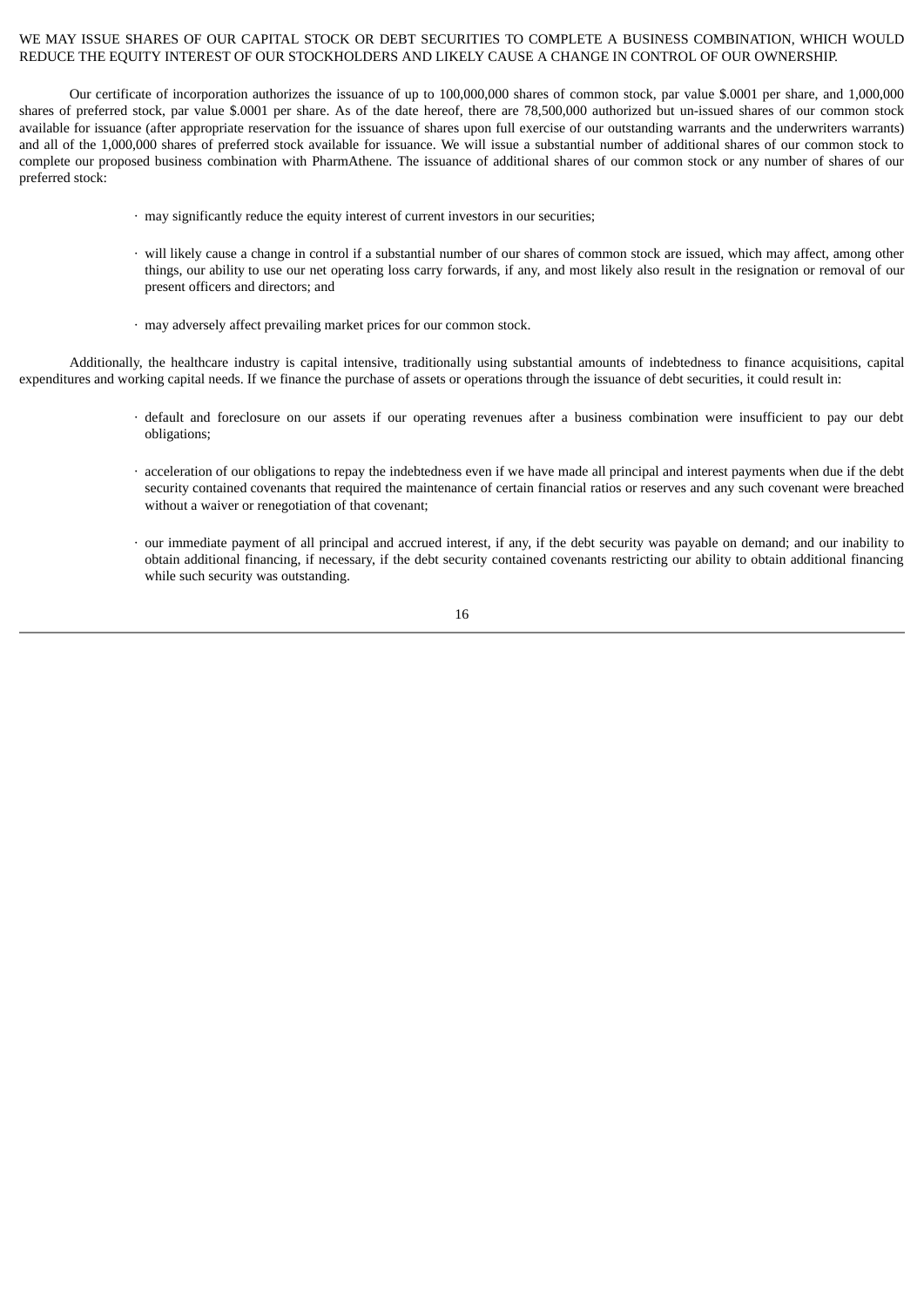WE MAY ISSUE SHARES OF OUR CAPITAL STOCK OR DEBT SECURITIES TO COMPLETE A BUSINESS COMBINATION, WHICH WOULD REDUCE THE EQUITY INTEREST OF OUR STOCKHOLDERS AND LIKELY CAUSE A CHANGE IN CONTROL OF OUR OWNERSHIP.

Our certificate of incorporation authorizes the issuance of up to 100,000,000 shares of common stock, par value $.0001 per share, and 1,000,000 shares of preferred stock, par value $.0001 per share. As of the date hereof, there are 78,500,000 authorized but un-issued shares of our common stock available for issuance (after appropriate reservation for the issuance of shares upon full exercise of our outstanding warrants and the underwriters warrants) and all of the 1,000,000 shares of preferred stock available for issuance. We will issue a substantial number of additional shares of our common stock to complete our proposed business combination with PharmAthene. The issuance of additional shares of our common stock or any number of shares of our preferred stock:

- may significantly reduce the equity interest of current investors in our securities;
- will likely cause a change in control if a substantial number of our shares of common stock are issued, which may affect, among other things, our ability to use our net operating loss carry forwards, if any, and most likely also result in the resignation or removal of our present officers and directors; and
- may adversely affect prevailing market prices for our common stock.

Additionally, the healthcare industry is capital intensive, traditionally using substantial amounts of indebtedness to finance acquisitions, capital expenditures and working capital needs. If we finance the purchase of assets or operations through the issuance of debt securities, it could result in:

- default and foreclosure on our assets if our operating revenues after a business combination were insufficient to pay our debt obligations;
- acceleration of our obligations to repay the indebtedness even if we have made all principal and interest payments when due if the debt security contained covenants that required the maintenance of certain financial ratios or reserves and any such covenant were breached without a waiver or renegotiation of that covenant;
- our immediate payment of all principal and accrued interest, if any, if the debt security was payable on demand; and our inability to obtain additional financing, if necessary, if the debt security contained covenants restricting our ability to obtain additional financing while such security was outstanding.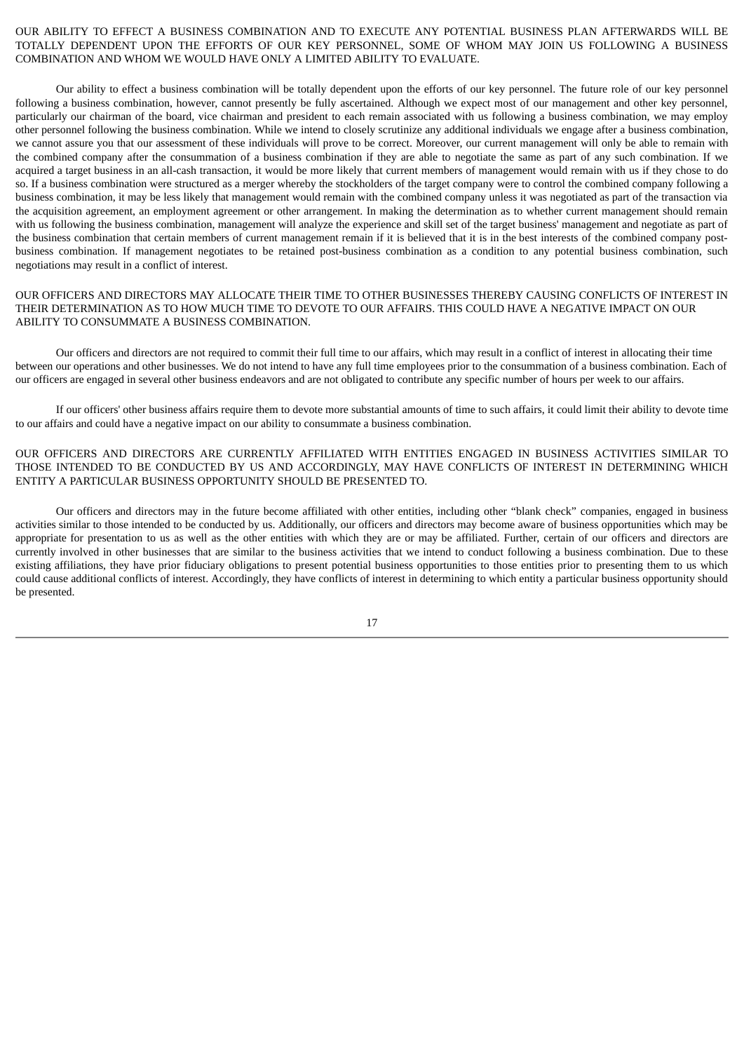OUR ABILITY TO EFFECT A BUSINESS COMBINATION AND TO EXECUTE ANY POTENTIAL BUSINESS PLAN AFTERWARDS WILL BE TOTALLY DEPENDENT UPON THE EFFORTS OF OUR KEY PERSONNEL, SOME OF WHOM MAY JOIN US FOLLOWING A BUSINESS COMBINATION AND WHOM WE WOULD HAVE ONLY A LIMITED ABILITY TO EVALUATE.

Our ability to effect a business combination will be totally dependent upon the efforts of our key personnel. The future role of our key personnel following a business combination, however, cannot presently be fully ascertained. Although we expect most of our management and other key personnel, particularly our chairman of the board, vice chairman and president to each remain associated with us following a business combination, we may employ other personnel following the business combination. While we intend to closely scrutinize any additional individuals we engage after a business combination, we cannot assure you that our assessment of these individuals will prove to be correct. Moreover, our current management will only be able to remain with the combined company after the consummation of a business combination if they are able to negotiate the same as part of any such combination. If we acquired a target business in an all-cash transaction, it would be more likely that current members of management would remain with us if they chose to do so. If a business combination were structured as a merger whereby the stockholders of the target company were to control the combined company following a business combination, it may be less likely that management would remain with the combined company unless it was negotiated as part of the transaction via the acquisition agreement, an employment agreement or other arrangement. In making the determination as to whether current management should remain with us following the business combination, management will analyze the experience and skill set of the target business' management and negotiate as part of the business combination that certain members of current management remain if it is believed that it is in the best interests of the combined company post-business combination. If management negotiates to be retained post-business combination as a condition to any potential business combination, such negotiations may result in a conflict of interest.

OUR OFFICERS AND DIRECTORS MAY ALLOCATE THEIR TIME TO OTHER BUSINESSES THEREBY CAUSING CONFLICTS OF INTEREST IN THEIR DETERMINATION AS TO HOW MUCH TIME TO DEVOTE TO OUR AFFAIRS. THIS COULD HAVE A NEGATIVE IMPACT ON OUR ABILITY TO CONSUMMATE A BUSINESS COMBINATION.

Our officers and directors are not required to commit their full time to our affairs, which may result in a conflict of interest in allocating their time between our operations and other businesses. We do not intend to have any full time employees prior to the consummation of a business combination. Each of our officers are engaged in several other business endeavors and are not obligated to contribute any specific number of hours per week to our affairs.

If our officers' other business affairs require them to devote more substantial amounts of time to such affairs, it could limit their ability to devote time to our affairs and could have a negative impact on our ability to consummate a business combination.

OUR OFFICERS AND DIRECTORS ARE CURRENTLY AFFILIATED WITH ENTITIES ENGAGED IN BUSINESS ACTIVITIES SIMILAR TO THOSE INTENDED TO BE CONDUCTED BY US AND ACCORDINGLY, MAY HAVE CONFLICTS OF INTEREST IN DETERMINING WHICH ENTITY A PARTICULAR BUSINESS OPPORTUNITY SHOULD BE PRESENTED TO.

Our officers and directors may in the future become affiliated with other entities, including other "blank check" companies, engaged in business activities similar to those intended to be conducted by us. Additionally, our officers and directors may become aware of business opportunities which may be appropriate for presentation to us as well as the other entities with which they are or may be affiliated. Further, certain of our officers and directors are currently involved in other businesses that are similar to the business activities that we intend to conduct following a business combination. Due to these existing affiliations, they have prior fiduciary obligations to present potential business opportunities to those entities prior to presenting them to us which could cause additional conflicts of interest. Accordingly, they have conflicts of interest in determining to which entity a particular business opportunity should be presented.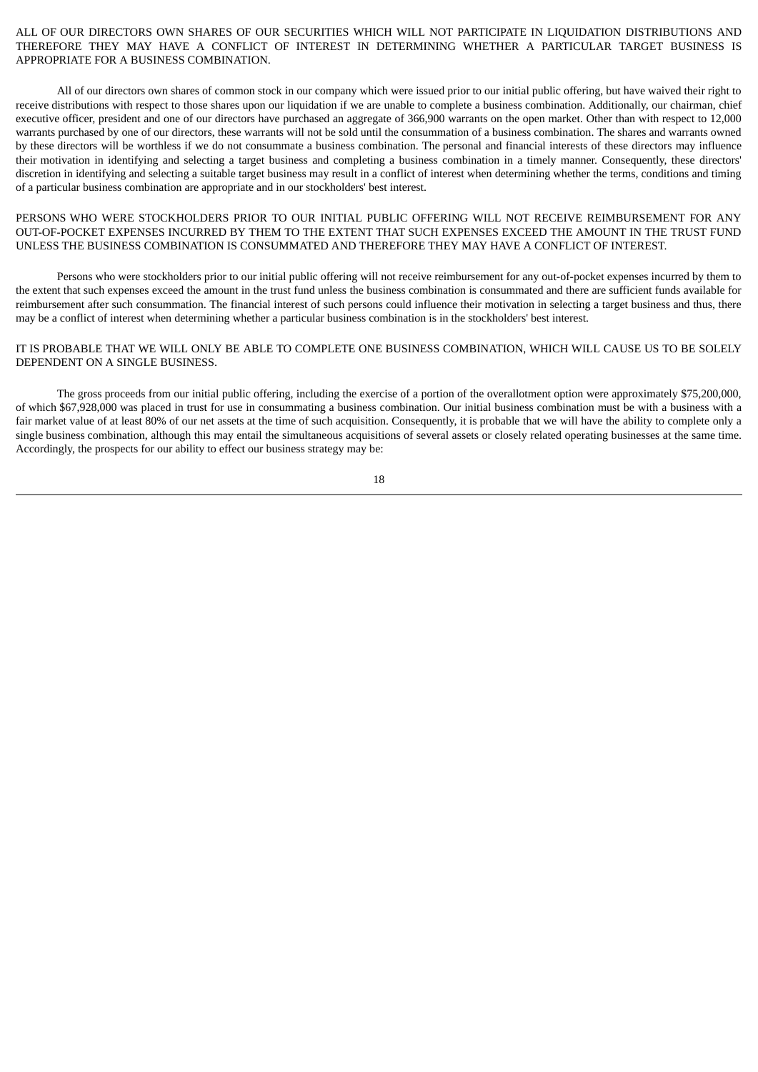ALL OF OUR DIRECTORS OWN SHARES OF OUR SECURITIES WHICH WILL NOT PARTICIPATE IN LIQUIDATION DISTRIBUTIONS AND THEREFORE THEY MAY HAVE A CONFLICT OF INTEREST IN DETERMINING WHETHER A PARTICULAR TARGET BUSINESS IS APPROPRIATE FOR A BUSINESS COMBINATION.

All of our directors own shares of common stock in our company which were issued prior to our initial public offering, but have waived their right to receive distributions with respect to those shares upon our liquidation if we are unable to complete a business combination. Additionally, our chairman, chief executive officer, president and one of our directors have purchased an aggregate of 366,900 warrants on the open market. Other than with respect to 12,000 warrants purchased by one of our directors, these warrants will not be sold until the consummation of a business combination. The shares and warrants owned by these directors will be worthless if we do not consummate a business combination. The personal and financial interests of these directors may influence their motivation in identifying and selecting a target business and completing a business combination in a timely manner. Consequently, these directors' discretion in identifying and selecting a suitable target business may result in a conflict of interest when determining whether the terms, conditions and timing of a particular business combination are appropriate and in our stockholders' best interest.

PERSONS WHO WERE STOCKHOLDERS PRIOR TO OUR INITIAL PUBLIC OFFERING WILL NOT RECEIVE REIMBURSEMENT FOR ANY OUT-OF-POCKET EXPENSES INCURRED BY THEM TO THE EXTENT THAT SUCH EXPENSES EXCEED THE AMOUNT IN THE TRUST FUND UNLESS THE BUSINESS COMBINATION IS CONSUMMATED AND THEREFORE THEY MAY HAVE A CONFLICT OF INTEREST.

Persons who were stockholders prior to our initial public offering will not receive reimbursement for any out-of-pocket expenses incurred by them to the extent that such expenses exceed the amount in the trust fund unless the business combination is consummated and there are sufficient funds available for reimbursement after such consummation. The financial interest of such persons could influence their motivation in selecting a target business and thus, there may be a conflict of interest when determining whether a particular business combination is in the stockholders' best interest.

IT IS PROBABLE THAT WE WILL ONLY BE ABLE TO COMPLETE ONE BUSINESS COMBINATION, WHICH WILL CAUSE US TO BE SOLELY DEPENDENT ON A SINGLE BUSINESS.

The gross proceeds from our initial public offering, including the exercise of a portion of the overallotment option were approximately $75,200,000, of which $67,928,000 was placed in trust for use in consummating a business combination. Our initial business combination must be with a business with a fair market value of at least 80% of our net assets at the time of such acquisition. Consequently, it is probable that we will have the ability to complete only a single business combination, although this may entail the simultaneous acquisitions of several assets or closely related operating businesses at the same time. Accordingly, the prospects for our ability to effect our business strategy may be: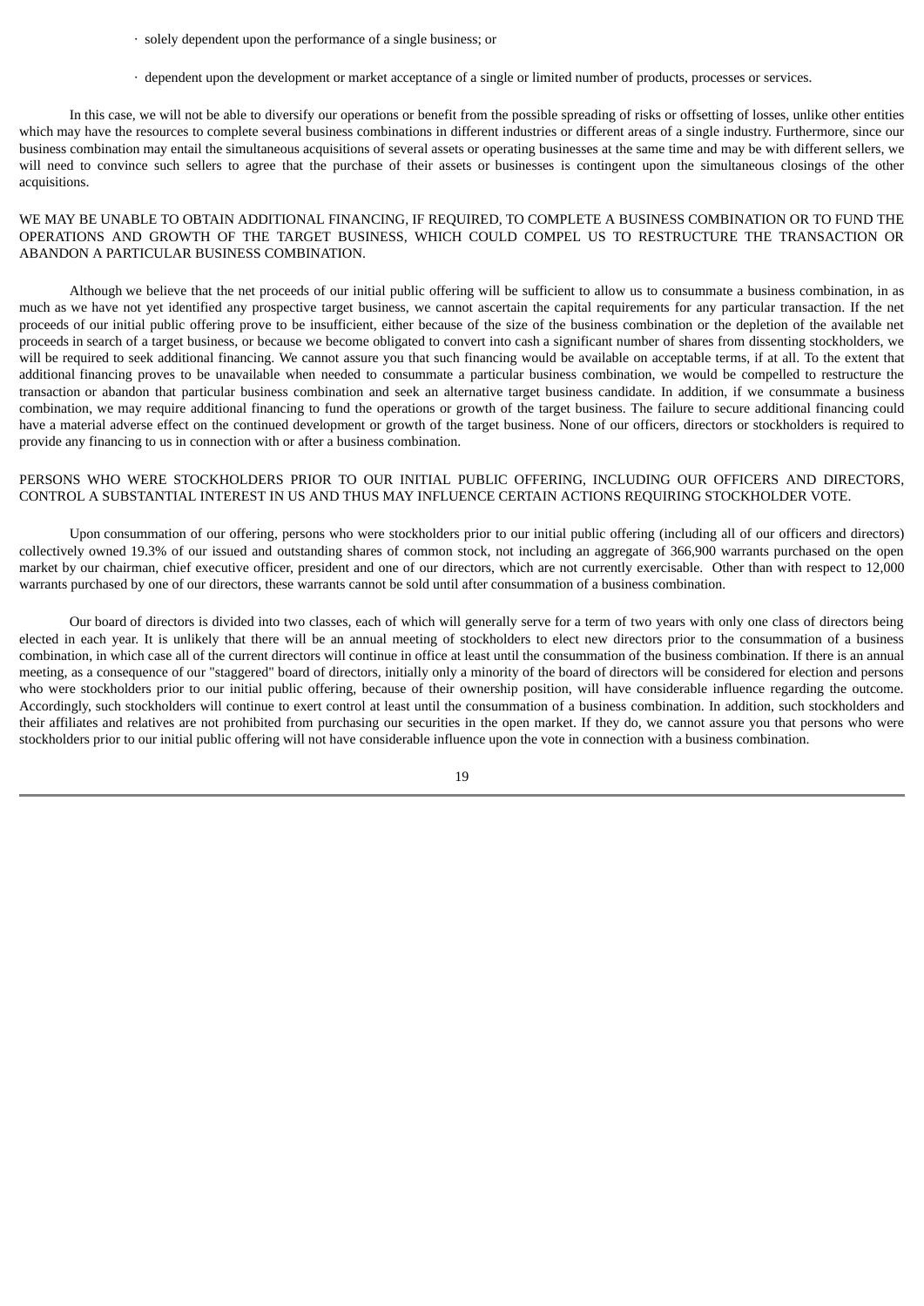- solely dependent upon the performance of a single business; or
- dependent upon the development or market acceptance of a single or limited number of products, processes or services.

In this case, we will not be able to diversify our operations or benefit from the possible spreading of risks or offsetting of losses, unlike other entities which may have the resources to complete several business combinations in different industries or different areas of a single industry. Furthermore, since our business combination may entail the simultaneous acquisitions of several assets or operating businesses at the same time and may be with different sellers, we will need to convince such sellers to agree that the purchase of their assets or businesses is contingent upon the simultaneous closings of the other acquisitions.

### WE MAY BE UNABLE TO OBTAIN ADDITIONAL FINANCING, IF REQUIRED, TO COMPLETE A BUSINESS COMBINATION OR TO FUND THE OPERATIONS AND GROWTH OF THE TARGET BUSINESS, WHICH COULD COMPEL US TO RESTRUCTURE THE TRANSACTION OR ABANDON A PARTICULAR BUSINESS COMBINATION.

Although we believe that the net proceeds of our initial public offering will be sufficient to allow us to consummate a business combination, in as much as we have not yet identified any prospective target business, we cannot ascertain the capital requirements for any particular transaction. If the net proceeds of our initial public offering prove to be insufficient, either because of the size of the business combination or the depletion of the available net proceeds in search of a target business, or because we become obligated to convert into cash a significant number of shares from dissenting stockholders, we will be required to seek additional financing. We cannot assure you that such financing would be available on acceptable terms, if at all. To the extent that additional financing proves to be unavailable when needed to consummate a particular business combination, we would be compelled to restructure the transaction or abandon that particular business combination and seek an alternative target business candidate. In addition, if we consummate a business combination, we may require additional financing to fund the operations or growth of the target business. The failure to secure additional financing could have a material adverse effect on the continued development or growth of the target business. None of our officers, directors or stockholders is required to provide any financing to us in connection with or after a business combination.

### PERSONS WHO WERE STOCKHOLDERS PRIOR TO OUR INITIAL PUBLIC OFFERING, INCLUDING OUR OFFICERS AND DIRECTORS, CONTROL A SUBSTANTIAL INTEREST IN US AND THUS MAY INFLUENCE CERTAIN ACTIONS REQUIRING STOCKHOLDER VOTE.

Upon consummation of our offering, persons who were stockholders prior to our initial public offering (including all of our officers and directors) collectively owned 19.3% of our issued and outstanding shares of common stock, not including an aggregate of 366,900 warrants purchased on the open market by our chairman, chief executive officer, president and one of our directors, which are not currently exercisable. Other than with respect to 12,000 warrants purchased by one of our directors, these warrants cannot be sold until after consummation of a business combination.

Our board of directors is divided into two classes, each of which will generally serve for a term of two years with only one class of directors being elected in each year. It is unlikely that there will be an annual meeting of stockholders to elect new directors prior to the consummation of a business combination, in which case all of the current directors will continue in office at least until the consummation of the business combination. If there is an annual meeting, as a consequence of our "staggered" board of directors, initially only a minority of the board of directors will be considered for election and persons who were stockholders prior to our initial public offering, because of their ownership position, will have considerable influence regarding the outcome. Accordingly, such stockholders will continue to exert control at least until the consummation of a business combination. In addition, such stockholders and their affiliates and relatives are not prohibited from purchasing our securities in the open market. If they do, we cannot assure you that persons who were stockholders prior to our initial public offering will not have considerable influence upon the vote in connection with a business combination.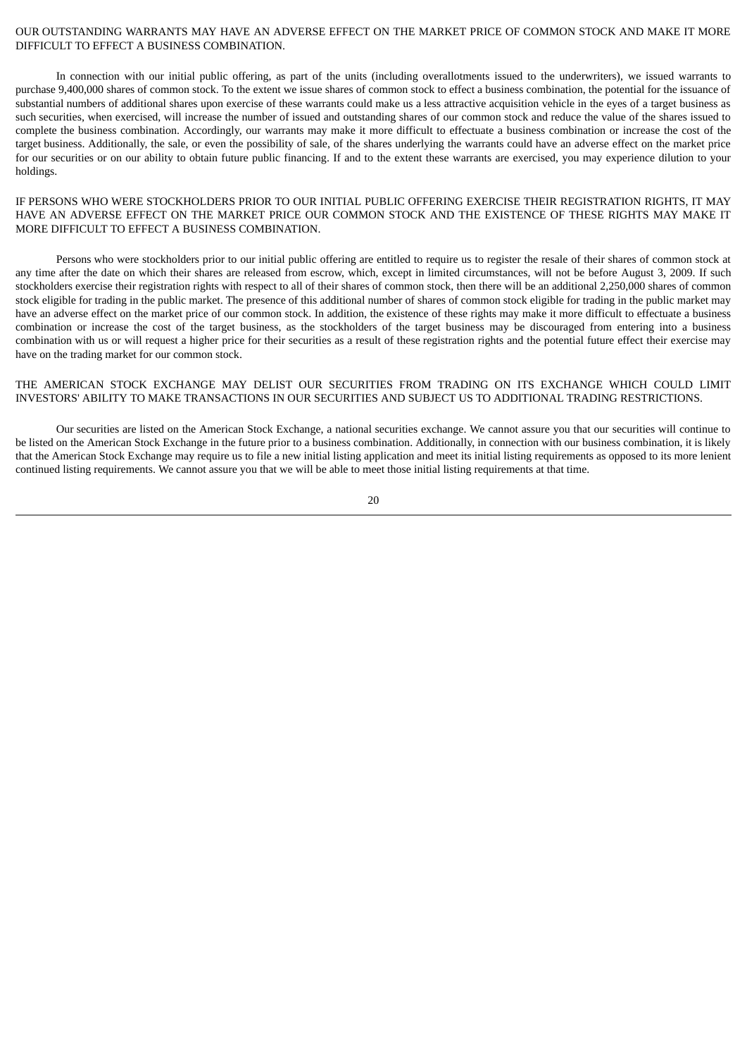OUR OUTSTANDING WARRANTS MAY HAVE AN ADVERSE EFFECT ON THE MARKET PRICE OF COMMON STOCK AND MAKE IT MORE DIFFICULT TO EFFECT A BUSINESS COMBINATION.

In connection with our initial public offering, as part of the units (including overallotments issued to the underwriters), we issued warrants to purchase 9,400,000 shares of common stock. To the extent we issue shares of common stock to effect a business combination, the potential for the issuance of substantial numbers of additional shares upon exercise of these warrants could make us a less attractive acquisition vehicle in the eyes of a target business as such securities, when exercised, will increase the number of issued and outstanding shares of our common stock and reduce the value of the shares issued to complete the business combination. Accordingly, our warrants may make it more difficult to effectuate a business combination or increase the cost of the target business. Additionally, the sale, or even the possibility of sale, of the shares underlying the warrants could have an adverse effect on the market price for our securities or on our ability to obtain future public financing. If and to the extent these warrants are exercised, you may experience dilution to your holdings.

IF PERSONS WHO WERE STOCKHOLDERS PRIOR TO OUR INITIAL PUBLIC OFFERING EXERCISE THEIR REGISTRATION RIGHTS, IT MAY HAVE AN ADVERSE EFFECT ON THE MARKET PRICE OUR COMMON STOCK AND THE EXISTENCE OF THESE RIGHTS MAY MAKE IT MORE DIFFICULT TO EFFECT A BUSINESS COMBINATION.

Persons who were stockholders prior to our initial public offering are entitled to require us to register the resale of their shares of common stock at any time after the date on which their shares are released from escrow, which, except in limited circumstances, will not be before August 3, 2009. If such stockholders exercise their registration rights with respect to all of their shares of common stock, then there will be an additional 2,250,000 shares of common stock eligible for trading in the public market. The presence of this additional number of shares of common stock eligible for trading in the public market may have an adverse effect on the market price of our common stock. In addition, the existence of these rights may make it more difficult to effectuate a business combination or increase the cost of the target business, as the stockholders of the target business may be discouraged from entering into a business combination with us or will request a higher price for their securities as a result of these registration rights and the potential future effect their exercise may have on the trading market for our common stock.

THE AMERICAN STOCK EXCHANGE MAY DELIST OUR SECURITIES FROM TRADING ON ITS EXCHANGE WHICH COULD LIMIT INVESTORS' ABILITY TO MAKE TRANSACTIONS IN OUR SECURITIES AND SUBJECT US TO ADDITIONAL TRADING RESTRICTIONS.

Our securities are listed on the American Stock Exchange, a national securities exchange. We cannot assure you that our securities will continue to be listed on the American Stock Exchange in the future prior to a business combination. Additionally, in connection with our business combination, it is likely that the American Stock Exchange may require us to file a new initial listing application and meet its initial listing requirements as opposed to its more lenient continued listing requirements. We cannot assure you that we will be able to meet those initial listing requirements at that time.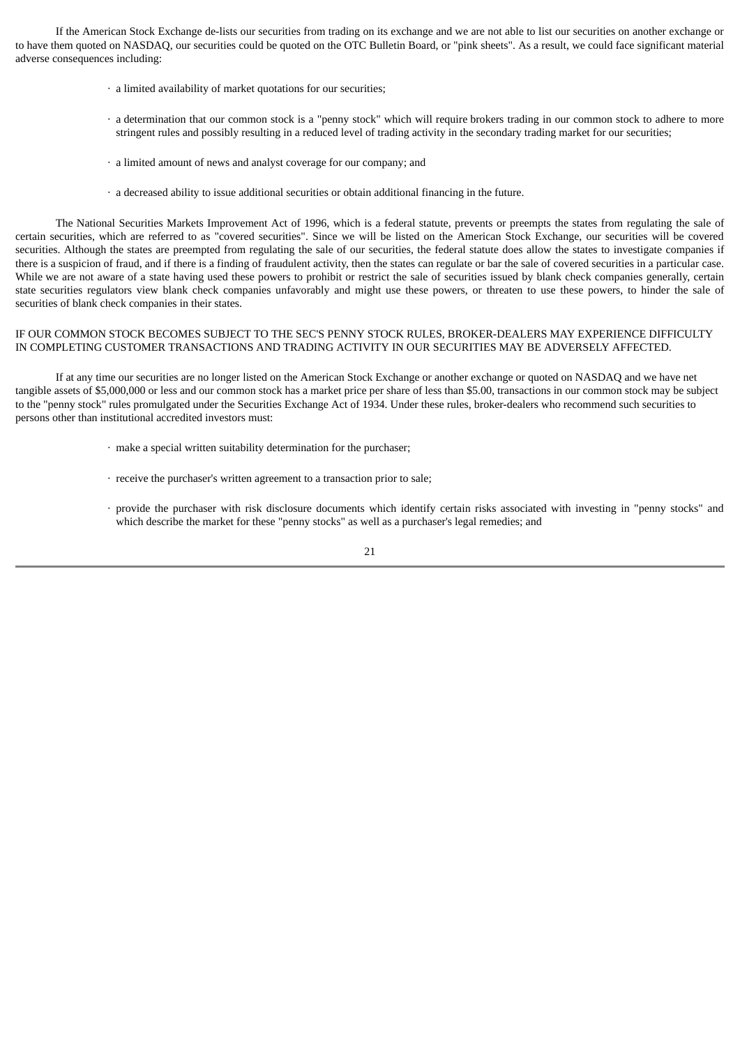If the American Stock Exchange de-lists our securities from trading on its exchange and we are not able to list our securities on another exchange or to have them quoted on NASDAQ, our securities could be quoted on the OTC Bulletin Board, or "pink sheets". As a result, we could face significant material adverse consequences including:

- a limited availability of market quotations for our securities;
- a determination that our common stock is a "penny stock" which will require brokers trading in our common stock to adhere to more stringent rules and possibly resulting in a reduced level of trading activity in the secondary trading market for our securities;
- a limited amount of news and analyst coverage for our company; and
- a decreased ability to issue additional securities or obtain additional financing in the future.

The National Securities Markets Improvement Act of 1996, which is a federal statute, prevents or preempts the states from regulating the sale of certain securities, which are referred to as "covered securities". Since we will be listed on the American Stock Exchange, our securities will be covered securities. Although the states are preempted from regulating the sale of our securities, the federal statute does allow the states to investigate companies if there is a suspicion of fraud, and if there is a finding of fraudulent activity, then the states can regulate or bar the sale of covered securities in a particular case. While we are not aware of a state having used these powers to prohibit or restrict the sale of securities issued by blank check companies generally, certain state securities regulators view blank check companies unfavorably and might use these powers, or threaten to use these powers, to hinder the sale of securities of blank check companies in their states.

IF OUR COMMON STOCK BECOMES SUBJECT TO THE SEC'S PENNY STOCK RULES, BROKER-DEALERS MAY EXPERIENCE DIFFICULTY IN COMPLETING CUSTOMER TRANSACTIONS AND TRADING ACTIVITY IN OUR SECURITIES MAY BE ADVERSELY AFFECTED.

If at any time our securities are no longer listed on the American Stock Exchange or another exchange or quoted on NASDAQ and we have net tangible assets of $5,000,000 or less and our common stock has a market price per share of less than $5.00, transactions in our common stock may be subject to the "penny stock" rules promulgated under the Securities Exchange Act of 1934. Under these rules, broker-dealers who recommend such securities to persons other than institutional accredited investors must:

- make a special written suitability determination for the purchaser;
- receive the purchaser's written agreement to a transaction prior to sale;
- provide the purchaser with risk disclosure documents which identify certain risks associated with investing in "penny stocks" and which describe the market for these "penny stocks" as well as a purchaser's legal remedies; and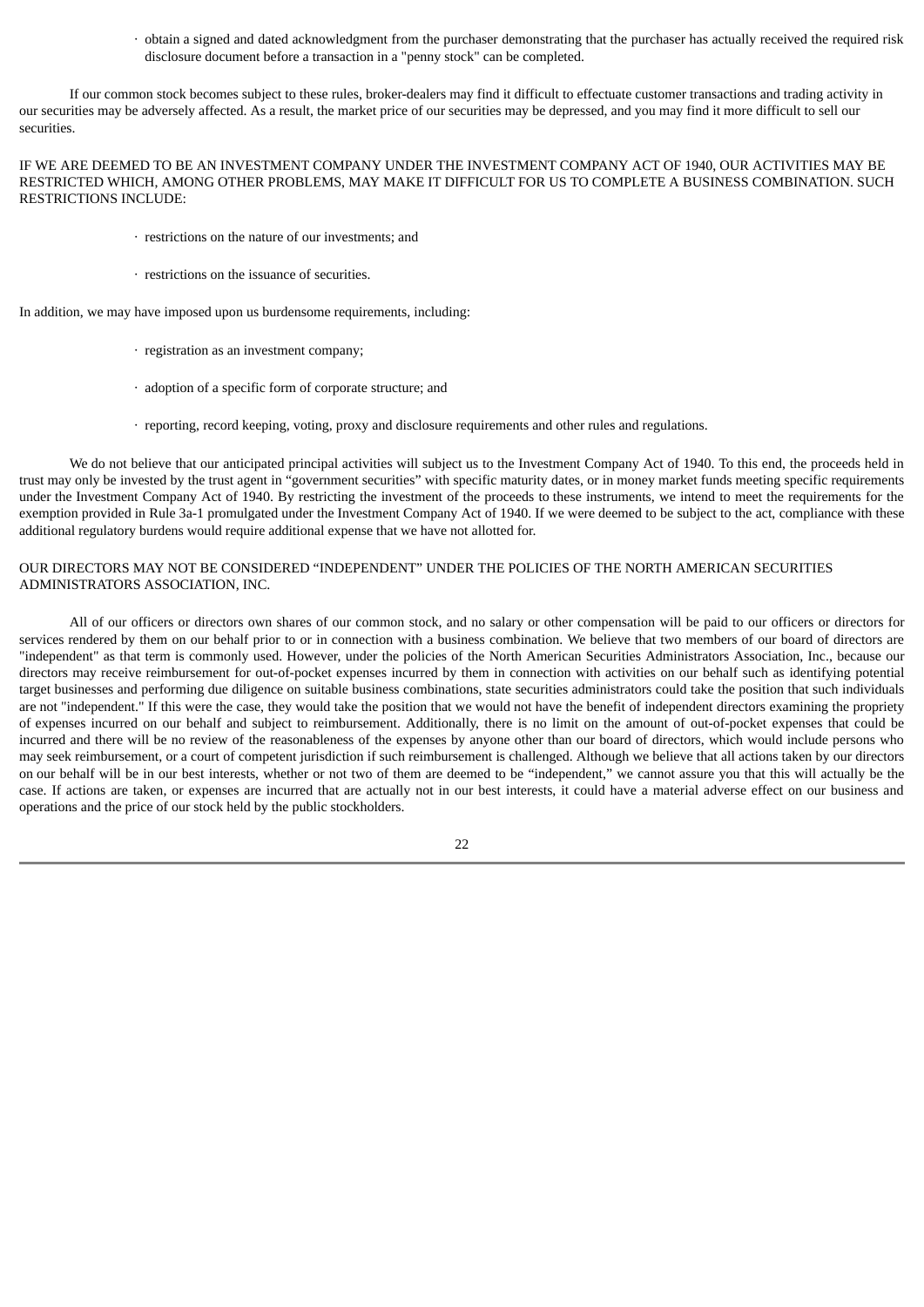- obtain a signed and dated acknowledgment from the purchaser demonstrating that the purchaser has actually received the required risk disclosure document before a transaction in a "penny stock" can be completed.

If our common stock becomes subject to these rules, broker-dealers may find it difficult to effectuate customer transactions and trading activity in our securities may be adversely affected. As a result, the market price of our securities may be depressed, and you may find it more difficult to sell our securities.

IF WE ARE DEEMED TO BE AN INVESTMENT COMPANY UNDER THE INVESTMENT COMPANY ACT OF 1940, OUR ACTIVITIES MAY BE RESTRICTED WHICH, AMONG OTHER PROBLEMS, MAY MAKE IT DIFFICULT FOR US TO COMPLETE A BUSINESS COMBINATION. SUCH RESTRICTIONS INCLUDE:

- restrictions on the nature of our investments; and

- restrictions on the issuance of securities.

In addition, we may have imposed upon us burdensome requirements, including:

- registration as an investment company;

- adoption of a specific form of corporate structure; and

- reporting, record keeping, voting, proxy and disclosure requirements and other rules and regulations.

We do not believe that our anticipated principal activities will subject us to the Investment Company Act of 1940. To this end, the proceeds held in trust may only be invested by the trust agent in "government securities" with specific maturity dates, or in money market funds meeting specific requirements under the Investment Company Act of 1940. By restricting the investment of the proceeds to these instruments, we intend to meet the requirements for the exemption provided in Rule 3a-1 promulgated under the Investment Company Act of 1940. If we were deemed to be subject to the act, compliance with these additional regulatory burdens would require additional expense that we have not allotted for.

OUR DIRECTORS MAY NOT BE CONSIDERED "INDEPENDENT" UNDER THE POLICIES OF THE NORTH AMERICAN SECURITIES ADMINISTRATORS ASSOCIATION, INC.

All of our officers or directors own shares of our common stock, and no salary or other compensation will be paid to our officers or directors for services rendered by them on our behalf prior to or in connection with a business combination. We believe that two members of our board of directors are "independent" as that term is commonly used. However, under the policies of the North American Securities Administrators Association, Inc., because our directors may receive reimbursement for out-of-pocket expenses incurred by them in connection with activities on our behalf such as identifying potential target businesses and performing due diligence on suitable business combinations, state securities administrators could take the position that such individuals are not "independent." If this were the case, they would take the position that we would not have the benefit of independent directors examining the propriety of expenses incurred on our behalf and subject to reimbursement. Additionally, there is no limit on the amount of out-of-pocket expenses that could be incurred and there will be no review of the reasonableness of the expenses by anyone other than our board of directors, which would include persons who may seek reimbursement, or a court of competent jurisdiction if such reimbursement is challenged. Although we believe that all actions taken by our directors on our behalf will be in our best interests, whether or not two of them are deemed to be "independent," we cannot assure you that this will actually be the case. If actions are taken, or expenses are incurred that are actually not in our best interests, it could have a material adverse effect on our business and operations and the price of our stock held by the public stockholders.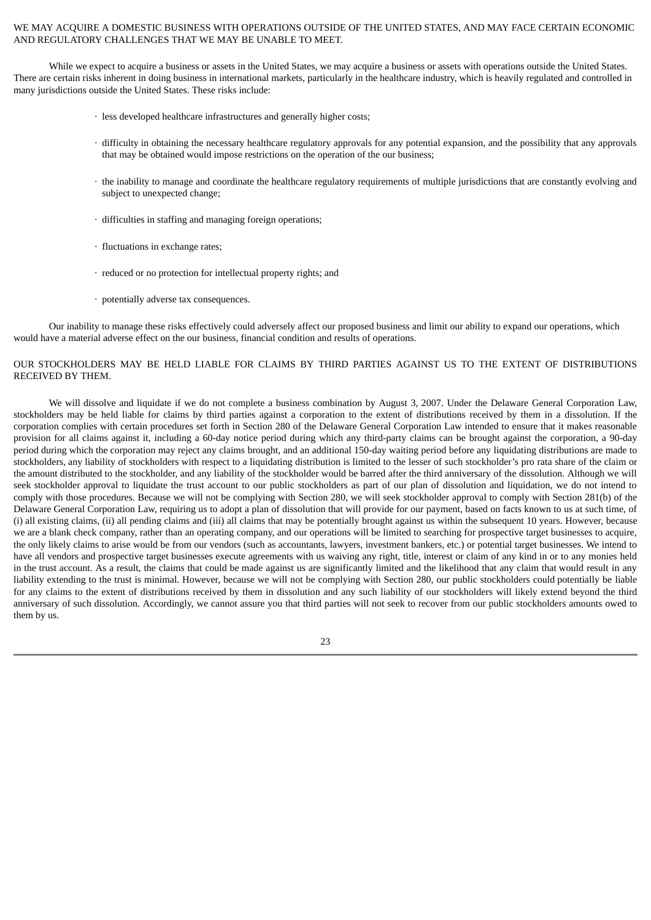## WE MAY ACQUIRE A DOMESTIC BUSINESS WITH OPERATIONS OUTSIDE OF THE UNITED STATES, AND MAY FACE CERTAIN ECONOMIC AND REGULATORY CHALLENGES THAT WE MAY BE UNABLE TO MEET.

While we expect to acquire a business or assets in the United States, we may acquire a business or assets with operations outside the United States. There are certain risks inherent in doing business in international markets, particularly in the healthcare industry, which is heavily regulated and controlled in many jurisdictions outside the United States. These risks include:

- less developed healthcare infrastructures and generally higher costs;
- difficulty in obtaining the necessary healthcare regulatory approvals for any potential expansion, and the possibility that any approvals that may be obtained would impose restrictions on the operation of the our business;
- the inability to manage and coordinate the healthcare regulatory requirements of multiple jurisdictions that are constantly evolving and subject to unexpected change;
- difficulties in staffing and managing foreign operations;
- fluctuations in exchange rates;
- reduced or no protection for intellectual property rights; and
- potentially adverse tax consequences.

Our inability to manage these risks effectively could adversely affect our proposed business and limit our ability to expand our operations, which would have a material adverse effect on the our business, financial condition and results of operations.

## OUR STOCKHOLDERS MAY BE HELD LIABLE FOR CLAIMS BY THIRD PARTIES AGAINST US TO THE EXTENT OF DISTRIBUTIONS RECEIVED BY THEM.

We will dissolve and liquidate if we do not complete a business combination by August 3, 2007. Under the Delaware General Corporation Law, stockholders may be held liable for claims by third parties against a corporation to the extent of distributions received by them in a dissolution. If the corporation complies with certain procedures set forth in Section 280 of the Delaware General Corporation Law intended to ensure that it makes reasonable provision for all claims against it, including a 60-day notice period during which any third-party claims can be brought against the corporation, a 90-day period during which the corporation may reject any claims brought, and an additional 150-day waiting period before any liquidating distributions are made to stockholders, any liability of stockholders with respect to a liquidating distribution is limited to the lesser of such stockholder's pro rata share of the claim or the amount distributed to the stockholder, and any liability of the stockholder would be barred after the third anniversary of the dissolution. Although we will seek stockholder approval to liquidate the trust account to our public stockholders as part of our plan of dissolution and liquidation, we do not intend to comply with those procedures. Because we will not be complying with Section 280, we will seek stockholder approval to comply with Section 281(b) of the Delaware General Corporation Law, requiring us to adopt a plan of dissolution that will provide for our payment, based on facts known to us at such time, of (i) all existing claims, (ii) all pending claims and (iii) all claims that may be potentially brought against us within the subsequent 10 years. However, because we are a blank check company, rather than an operating company, and our operations will be limited to searching for prospective target businesses to acquire, the only likely claims to arise would be from our vendors (such as accountants, lawyers, investment bankers, etc.) or potential target businesses. We intend to have all vendors and prospective target businesses execute agreements with us waiving any right, title, interest or claim of any kind in or to any monies held in the trust account. As a result, the claims that could be made against us are significantly limited and the likelihood that any claim that would result in any liability extending to the trust is minimal. However, because we will not be complying with Section 280, our public stockholders could potentially be liable for any claims to the extent of distributions received by them in dissolution and any such liability of our stockholders will likely extend beyond the third anniversary of such dissolution. Accordingly, we cannot assure you that third parties will not seek to recover from our public stockholders amounts owed to them by us.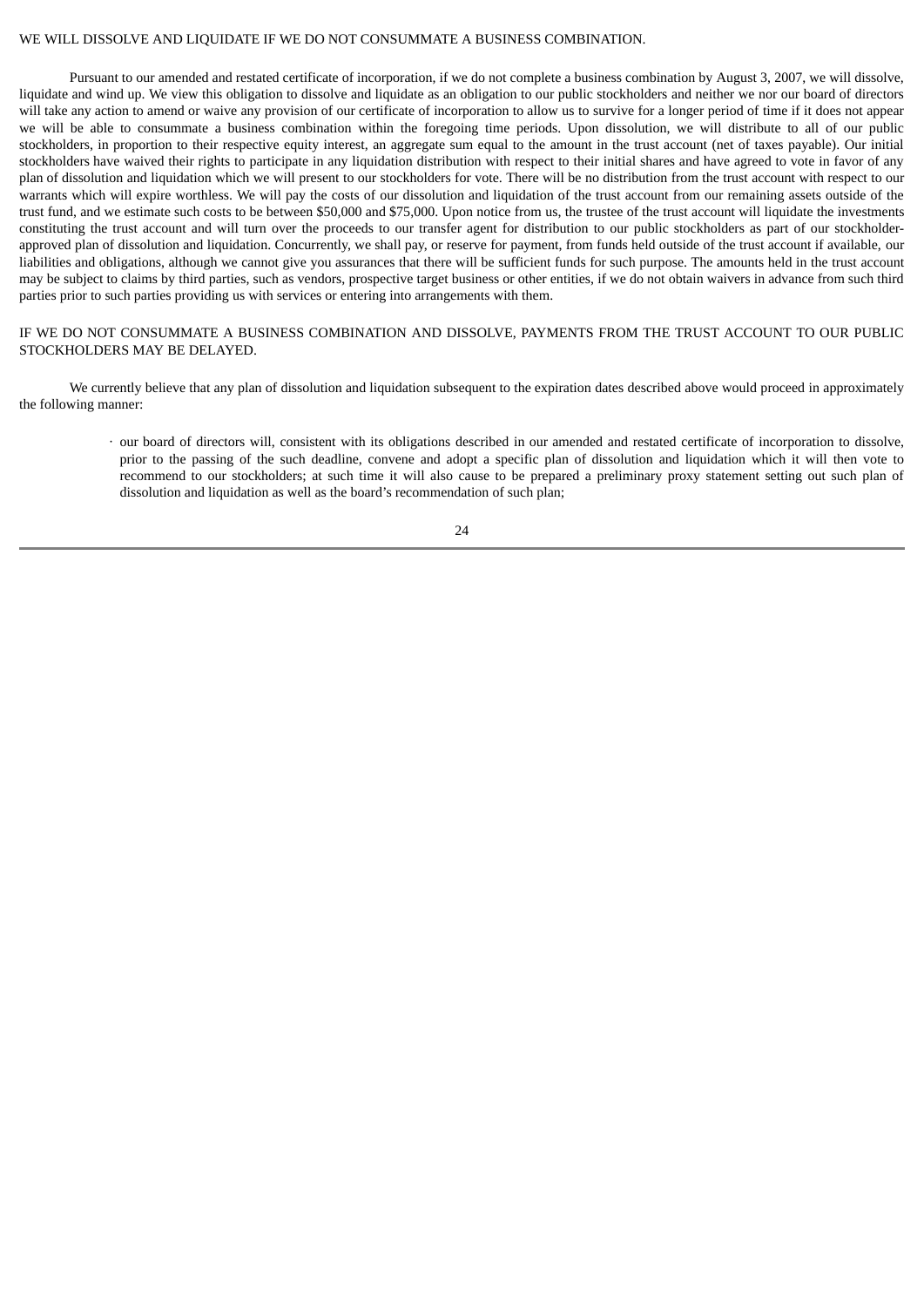WE WILL DISSOLVE AND LIQUIDATE IF WE DO NOT CONSUMMATE A BUSINESS COMBINATION.

Pursuant to our amended and restated certificate of incorporation, if we do not complete a business combination by August 3, 2007, we will dissolve, liquidate and wind up. We view this obligation to dissolve and liquidate as an obligation to our public stockholders and neither we nor our board of directors will take any action to amend or waive any provision of our certificate of incorporation to allow us to survive for a longer period of time if it does not appear we will be able to consummate a business combination within the foregoing time periods. Upon dissolution, we will distribute to all of our public stockholders, in proportion to their respective equity interest, an aggregate sum equal to the amount in the trust account (net of taxes payable). Our initial stockholders have waived their rights to participate in any liquidation distribution with respect to their initial shares and have agreed to vote in favor of any plan of dissolution and liquidation which we will present to our stockholders for vote. There will be no distribution from the trust account with respect to our warrants which will expire worthless. We will pay the costs of our dissolution and liquidation of the trust account from our remaining assets outside of the trust fund, and we estimate such costs to be between $50,000 and $75,000. Upon notice from us, the trustee of the trust account will liquidate the investments constituting the trust account and will turn over the proceeds to our transfer agent for distribution to our public stockholders as part of our stockholder-approved plan of dissolution and liquidation. Concurrently, we shall pay, or reserve for payment, from funds held outside of the trust account if available, our liabilities and obligations, although we cannot give you assurances that there will be sufficient funds for such purpose. The amounts held in the trust account may be subject to claims by third parties, such as vendors, prospective target business or other entities, if we do not obtain waivers in advance from such third parties prior to such parties providing us with services or entering into arrangements with them.

IF WE DO NOT CONSUMMATE A BUSINESS COMBINATION AND DISSOLVE, PAYMENTS FROM THE TRUST ACCOUNT TO OUR PUBLIC STOCKHOLDERS MAY BE DELAYED.

We currently believe that any plan of dissolution and liquidation subsequent to the expiration dates described above would proceed in approximately the following manner:

- our board of directors will, consistent with its obligations described in our amended and restated certificate of incorporation to dissolve, prior to the passing of the such deadline, convene and adopt a specific plan of dissolution and liquidation which it will then vote to recommend to our stockholders; at such time it will also cause to be prepared a preliminary proxy statement setting out such plan of dissolution and liquidation as well as the board's recommendation of such plan;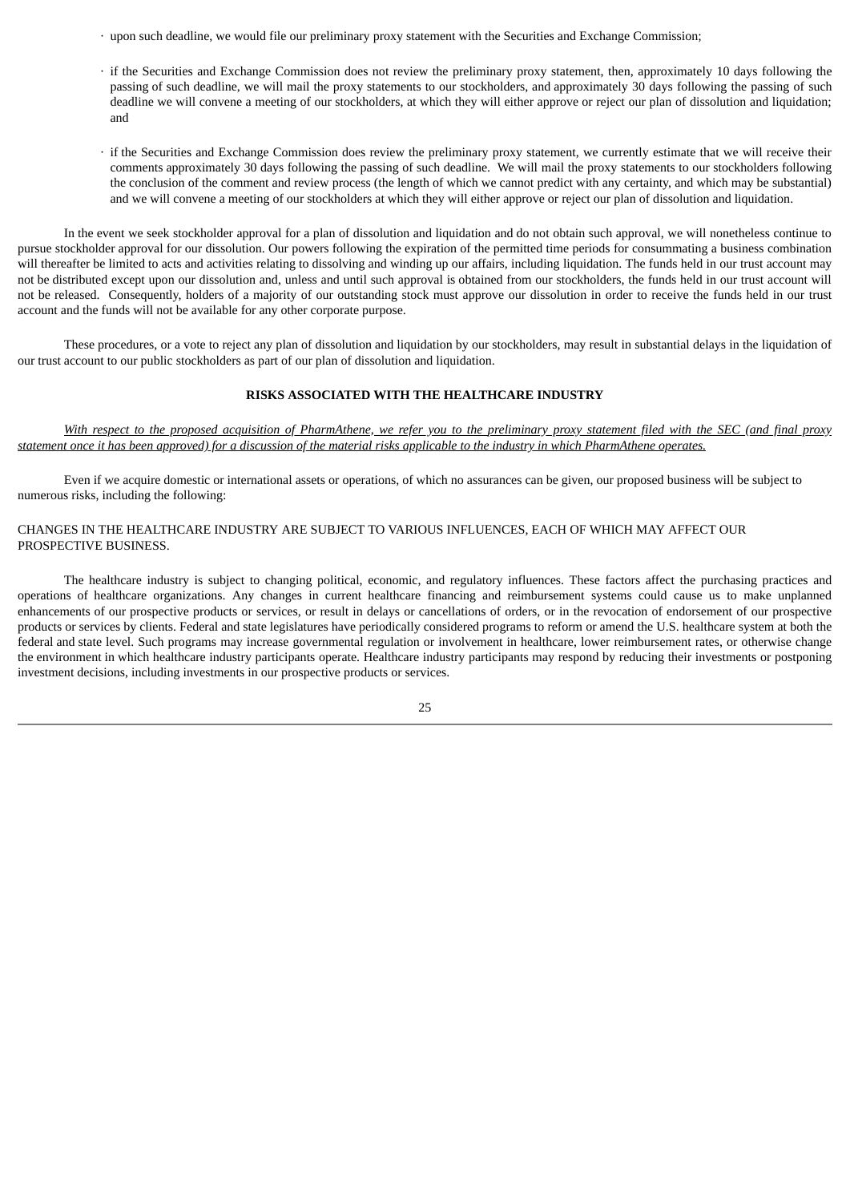- upon such deadline, we would file our preliminary proxy statement with the Securities and Exchange Commission;

- if the Securities and Exchange Commission does not review the preliminary proxy statement, then, approximately 10 days following the passing of such deadline, we will mail the proxy statements to our stockholders, and approximately 30 days following the passing of such deadline we will convene a meeting of our stockholders, at which they will either approve or reject our plan of dissolution and liquidation; and

- if the Securities and Exchange Commission does review the preliminary proxy statement, we currently estimate that we will receive their comments approximately 30 days following the passing of such deadline. We will mail the proxy statements to our stockholders following the conclusion of the comment and review process (the length of which we cannot predict with any certainty, and which may be substantial) and we will convene a meeting of our stockholders at which they will either approve or reject our plan of dissolution and liquidation.

In the event we seek stockholder approval for a plan of dissolution and liquidation and do not obtain such approval, we will nonetheless continue to pursue stockholder approval for our dissolution. Our powers following the expiration of the permitted time periods for consummating a business combination will thereafter be limited to acts and activities relating to dissolving and winding up our affairs, including liquidation. The funds held in our trust account may not be distributed except upon our dissolution and, unless and until such approval is obtained from our stockholders, the funds held in our trust account will not be released. Consequently, holders of a majority of our outstanding stock must approve our dissolution in order to receive the funds held in our trust account and the funds will not be available for any other corporate purpose.

These procedures, or a vote to reject any plan of dissolution and liquidation by our stockholders, may result in substantial delays in the liquidation of our trust account to our public stockholders as part of our plan of dissolution and liquidation.

## RISKS ASSOCIATED WITH THE HEALTHCARE INDUSTRY

*With respect to the proposed acquisition of PharmAthene, we refer you to the preliminary proxy statement filed with the SEC (and final proxy statement once it has been approved) for a discussion of the material risks applicable to the industry in which PharmAthene operates.*

Even if we acquire domestic or international assets or operations, of which no assurances can be given, our proposed business will be subject to numerous risks, including the following:

### CHANGES IN THE HEALTHCARE INDUSTRY ARE SUBJECT TO VARIOUS INFLUENCES, EACH OF WHICH MAY AFFECT OUR PROSPECTIVE BUSINESS.

The healthcare industry is subject to changing political, economic, and regulatory influences. These factors affect the purchasing practices and operations of healthcare organizations. Any changes in current healthcare financing and reimbursement systems could cause us to make unplanned enhancements of our prospective products or services, or result in delays or cancellations of orders, or in the revocation of endorsement of our prospective products or services by clients. Federal and state legislatures have periodically considered programs to reform or amend the U.S. healthcare system at both the federal and state level. Such programs may increase governmental regulation or involvement in healthcare, lower reimbursement rates, or otherwise change the environment in which healthcare industry participants operate. Healthcare industry participants may respond by reducing their investments or postponing investment decisions, including investments in our prospective products or services.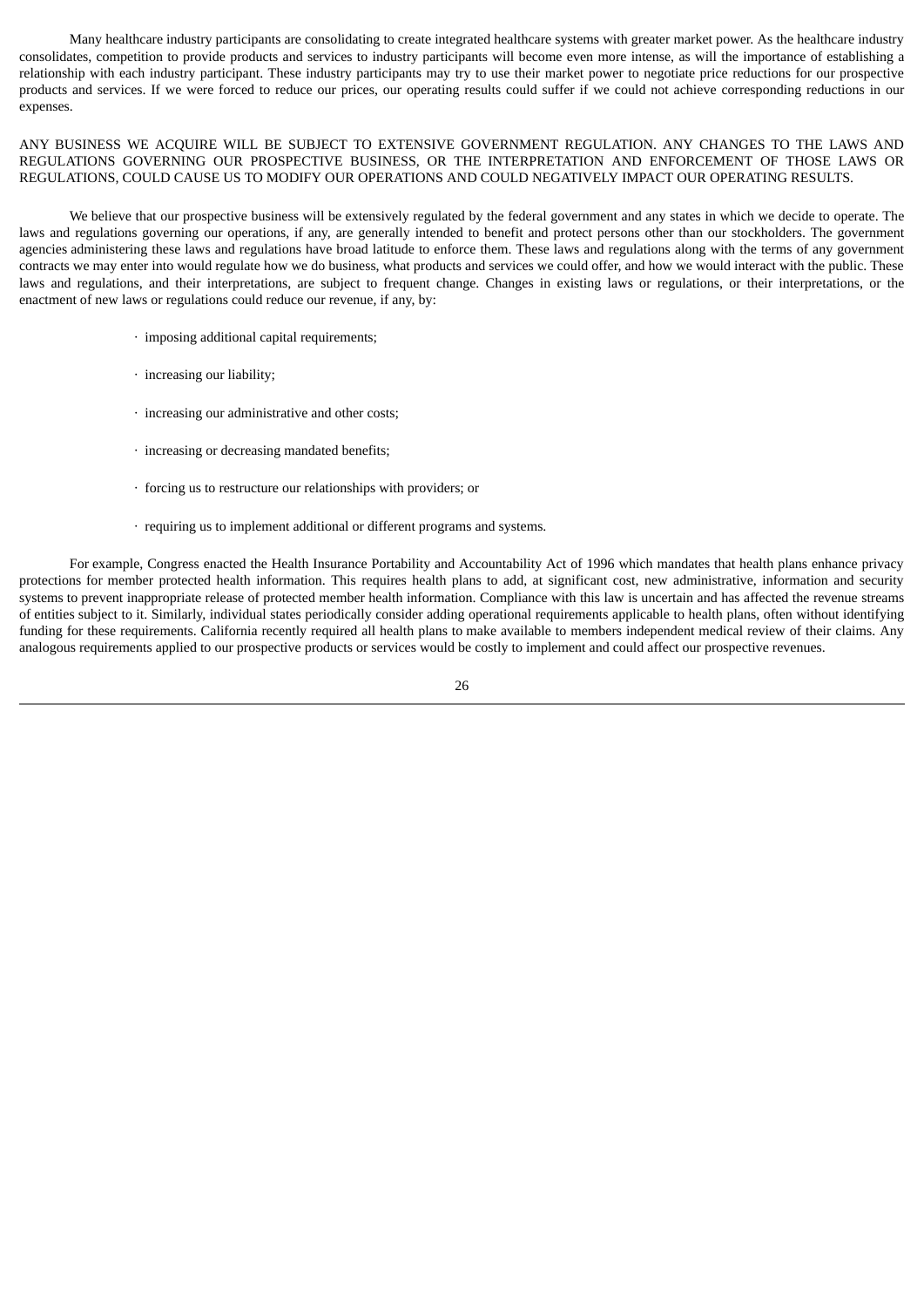Many healthcare industry participants are consolidating to create integrated healthcare systems with greater market power. As the healthcare industry consolidates, competition to provide products and services to industry participants will become even more intense, as will the importance of establishing a relationship with each industry participant. These industry participants may try to use their market power to negotiate price reductions for our prospective products and services. If we were forced to reduce our prices, our operating results could suffer if we could not achieve corresponding reductions in our expenses.

ANY BUSINESS WE ACQUIRE WILL BE SUBJECT TO EXTENSIVE GOVERNMENT REGULATION. ANY CHANGES TO THE LAWS AND REGULATIONS GOVERNING OUR PROSPECTIVE BUSINESS, OR THE INTERPRETATION AND ENFORCEMENT OF THOSE LAWS OR REGULATIONS, COULD CAUSE US TO MODIFY OUR OPERATIONS AND COULD NEGATIVELY IMPACT OUR OPERATING RESULTS.

We believe that our prospective business will be extensively regulated by the federal government and any states in which we decide to operate. The laws and regulations governing our operations, if any, are generally intended to benefit and protect persons other than our stockholders. The government agencies administering these laws and regulations have broad latitude to enforce them. These laws and regulations along with the terms of any government contracts we may enter into would regulate how we do business, what products and services we could offer, and how we would interact with the public. These laws and regulations, and their interpretations, are subject to frequent change. Changes in existing laws or regulations, or their interpretations, or the enactment of new laws or regulations could reduce our revenue, if any, by:

- imposing additional capital requirements;
- increasing our liability;
- increasing our administrative and other costs;
- increasing or decreasing mandated benefits;
- forcing us to restructure our relationships with providers; or
- requiring us to implement additional or different programs and systems.

For example, Congress enacted the Health Insurance Portability and Accountability Act of 1996 which mandates that health plans enhance privacy protections for member protected health information. This requires health plans to add, at significant cost, new administrative, information and security systems to prevent inappropriate release of protected member health information. Compliance with this law is uncertain and has affected the revenue streams of entities subject to it. Similarly, individual states periodically consider adding operational requirements applicable to health plans, often without identifying funding for these requirements. California recently required all health plans to make available to members independent medical review of their claims. Any analogous requirements applied to our prospective products or services would be costly to implement and could affect our prospective revenues.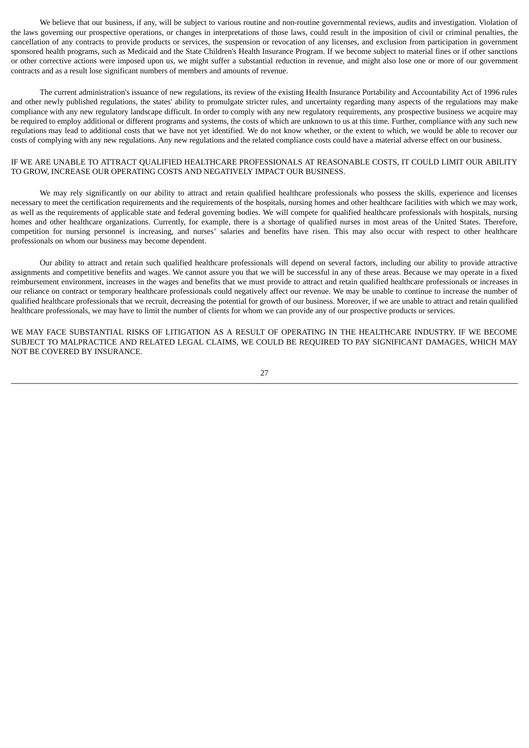We believe that our business, if any, will be subject to various routine and non-routine governmental reviews, audits and investigation. Violation of the laws governing our prospective operations, or changes in interpretations of those laws, could result in the imposition of civil or criminal penalties, the cancellation of any contracts to provide products or services, the suspension or revocation of any licenses, and exclusion from participation in government sponsored health programs, such as Medicaid and the State Children's Health Insurance Program. If we become subject to material fines or if other sanctions or other corrective actions were imposed upon us, we might suffer a substantial reduction in revenue, and might also lose one or more of our government contracts and as a result lose significant numbers of members and amounts of revenue.

The current administration's issuance of new regulations, its review of the existing Health Insurance Portability and Accountability Act of 1996 rules and other newly published regulations, the states' ability to promulgate stricter rules, and uncertainty regarding many aspects of the regulations may make compliance with any new regulatory landscape difficult. In order to comply with any new regulatory requirements, any prospective business we acquire may be required to employ additional or different programs and systems, the costs of which are unknown to us at this time. Further, compliance with any such new regulations may lead to additional costs that we have not yet identified. We do not know whether, or the extent to which, we would be able to recover our costs of complying with any new regulations. Any new regulations and the related compliance costs could have a material adverse effect on our business.

IF WE ARE UNABLE TO ATTRACT QUALIFIED HEALTHCARE PROFESSIONALS AT REASONABLE COSTS, IT COULD LIMIT OUR ABILITY TO GROW, INCREASE OUR OPERATING COSTS AND NEGATIVELY IMPACT OUR BUSINESS.

We may rely significantly on our ability to attract and retain qualified healthcare professionals who possess the skills, experience and licenses necessary to meet the certification requirements and the requirements of the hospitals, nursing homes and other healthcare facilities with which we may work, as well as the requirements of applicable state and federal governing bodies. We will compete for qualified healthcare professionals with hospitals, nursing homes and other healthcare organizations. Currently, for example, there is a shortage of qualified nurses in most areas of the United States. Therefore, competition for nursing personnel is increasing, and nurses' salaries and benefits have risen. This may also occur with respect to other healthcare professionals on whom our business may become dependent.

Our ability to attract and retain such qualified healthcare professionals will depend on several factors, including our ability to provide attractive assignments and competitive benefits and wages. We cannot assure you that we will be successful in any of these areas. Because we may operate in a fixed reimbursement environment, increases in the wages and benefits that we must provide to attract and retain qualified healthcare professionals or increases in our reliance on contract or temporary healthcare professionals could negatively affect our revenue. We may be unable to continue to increase the number of qualified healthcare professionals that we recruit, decreasing the potential for growth of our business. Moreover, if we are unable to attract and retain qualified healthcare professionals, we may have to limit the number of clients for whom we can provide any of our prospective products or services.

WE MAY FACE SUBSTANTIAL RISKS OF LITIGATION AS A RESULT OF OPERATING IN THE HEALTHCARE INDUSTRY. IF WE BECOME SUBJECT TO MALPRACTICE AND RELATED LEGAL CLAIMS, WE COULD BE REQUIRED TO PAY SIGNIFICANT DAMAGES, WHICH MAY NOT BE COVERED BY INSURANCE.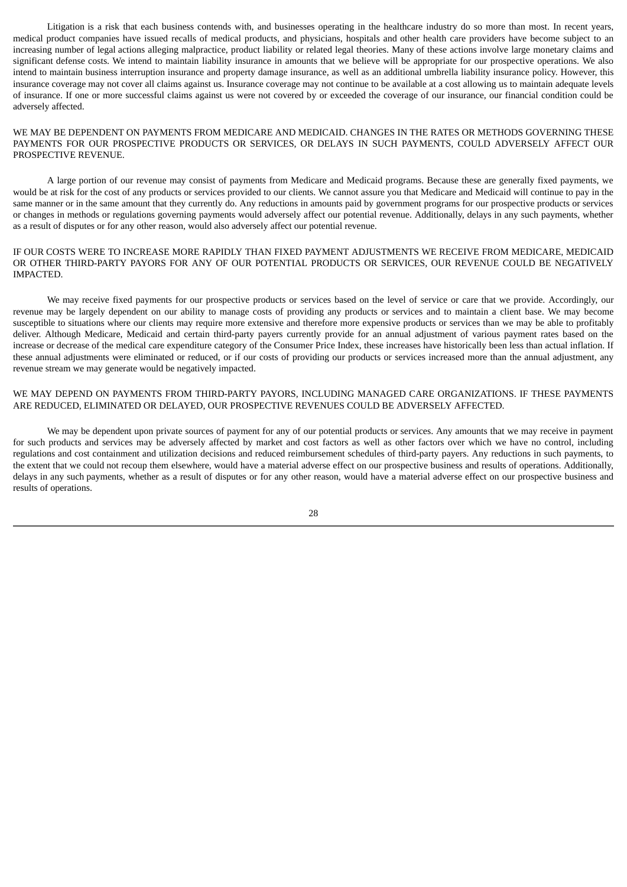Litigation is a risk that each business contends with, and businesses operating in the healthcare industry do so more than most. In recent years, medical product companies have issued recalls of medical products, and physicians, hospitals and other health care providers have become subject to an increasing number of legal actions alleging malpractice, product liability or related legal theories. Many of these actions involve large monetary claims and significant defense costs. We intend to maintain liability insurance in amounts that we believe will be appropriate for our prospective operations. We also intend to maintain business interruption insurance and property damage insurance, as well as an additional umbrella liability insurance policy. However, this insurance coverage may not cover all claims against us. Insurance coverage may not continue to be available at a cost allowing us to maintain adequate levels of insurance. If one or more successful claims against us were not covered by or exceeded the coverage of our insurance, our financial condition could be adversely affected.

WE MAY BE DEPENDENT ON PAYMENTS FROM MEDICARE AND MEDICAID. CHANGES IN THE RATES OR METHODS GOVERNING THESE PAYMENTS FOR OUR PROSPECTIVE PRODUCTS OR SERVICES, OR DELAYS IN SUCH PAYMENTS, COULD ADVERSELY AFFECT OUR PROSPECTIVE REVENUE.

A large portion of our revenue may consist of payments from Medicare and Medicaid programs. Because these are generally fixed payments, we would be at risk for the cost of any products or services provided to our clients. We cannot assure you that Medicare and Medicaid will continue to pay in the same manner or in the same amount that they currently do. Any reductions in amounts paid by government programs for our prospective products or services or changes in methods or regulations governing payments would adversely affect our potential revenue. Additionally, delays in any such payments, whether as a result of disputes or for any other reason, would also adversely affect our potential revenue.

IF OUR COSTS WERE TO INCREASE MORE RAPIDLY THAN FIXED PAYMENT ADJUSTMENTS WE RECEIVE FROM MEDICARE, MEDICAID OR OTHER THIRD-PARTY PAYORS FOR ANY OF OUR POTENTIAL PRODUCTS OR SERVICES, OUR REVENUE COULD BE NEGATIVELY IMPACTED.

We may receive fixed payments for our prospective products or services based on the level of service or care that we provide. Accordingly, our revenue may be largely dependent on our ability to manage costs of providing any products or services and to maintain a client base. We may become susceptible to situations where our clients may require more extensive and therefore more expensive products or services than we may be able to profitably deliver. Although Medicare, Medicaid and certain third-party payers currently provide for an annual adjustment of various payment rates based on the increase or decrease of the medical care expenditure category of the Consumer Price Index, these increases have historically been less than actual inflation. If these annual adjustments were eliminated or reduced, or if our costs of providing our products or services increased more than the annual adjustment, any revenue stream we may generate would be negatively impacted.

WE MAY DEPEND ON PAYMENTS FROM THIRD-PARTY PAYORS, INCLUDING MANAGED CARE ORGANIZATIONS. IF THESE PAYMENTS ARE REDUCED, ELIMINATED OR DELAYED, OUR PROSPECTIVE REVENUES COULD BE ADVERSELY AFFECTED.

We may be dependent upon private sources of payment for any of our potential products or services. Any amounts that we may receive in payment for such products and services may be adversely affected by market and cost factors as well as other factors over which we have no control, including regulations and cost containment and utilization decisions and reduced reimbursement schedules of third-party payers. Any reductions in such payments, to the extent that we could not recoup them elsewhere, would have a material adverse effect on our prospective business and results of operations. Additionally, delays in any such payments, whether as a result of disputes or for any other reason, would have a material adverse effect on our prospective business and results of operations.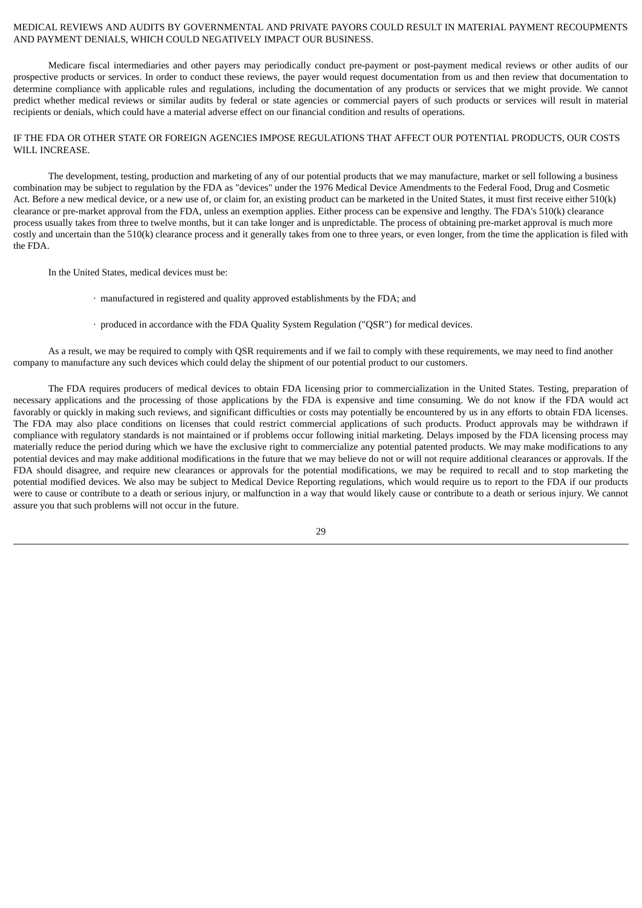MEDICAL REVIEWS AND AUDITS BY GOVERNMENTAL AND PRIVATE PAYORS COULD RESULT IN MATERIAL PAYMENT RECOUPMENTS AND PAYMENT DENIALS, WHICH COULD NEGATIVELY IMPACT OUR BUSINESS.

Medicare fiscal intermediaries and other payers may periodically conduct pre-payment or post-payment medical reviews or other audits of our prospective products or services. In order to conduct these reviews, the payer would request documentation from us and then review that documentation to determine compliance with applicable rules and regulations, including the documentation of any products or services that we might provide. We cannot predict whether medical reviews or similar audits by federal or state agencies or commercial payers of such products or services will result in material recipients or denials, which could have a material adverse effect on our financial condition and results of operations.

IF THE FDA OR OTHER STATE OR FOREIGN AGENCIES IMPOSE REGULATIONS THAT AFFECT OUR POTENTIAL PRODUCTS, OUR COSTS WILL INCREASE.

The development, testing, production and marketing of any of our potential products that we may manufacture, market or sell following a business combination may be subject to regulation by the FDA as "devices" under the 1976 Medical Device Amendments to the Federal Food, Drug and Cosmetic Act. Before a new medical device, or a new use of, or claim for, an existing product can be marketed in the United States, it must first receive either 510(k) clearance or pre-market approval from the FDA, unless an exemption applies. Either process can be expensive and lengthy. The FDA's 510(k) clearance process usually takes from three to twelve months, but it can take longer and is unpredictable. The process of obtaining pre-market approval is much more costly and uncertain than the 510(k) clearance process and it generally takes from one to three years, or even longer, from the time the application is filed with the FDA.

In the United States, medical devices must be:

- manufactured in registered and quality approved establishments by the FDA; and
- produced in accordance with the FDA Quality System Regulation ("QSR") for medical devices.

As a result, we may be required to comply with QSR requirements and if we fail to comply with these requirements, we may need to find another company to manufacture any such devices which could delay the shipment of our potential product to our customers.

The FDA requires producers of medical devices to obtain FDA licensing prior to commercialization in the United States. Testing, preparation of necessary applications and the processing of those applications by the FDA is expensive and time consuming. We do not know if the FDA would act favorably or quickly in making such reviews, and significant difficulties or costs may potentially be encountered by us in any efforts to obtain FDA licenses. The FDA may also place conditions on licenses that could restrict commercial applications of such products. Product approvals may be withdrawn if compliance with regulatory standards is not maintained or if problems occur following initial marketing. Delays imposed by the FDA licensing process may materially reduce the period during which we have the exclusive right to commercialize any potential patented products. We may make modifications to any potential devices and may make additional modifications in the future that we may believe do not or will not require additional clearances or approvals. If the FDA should disagree, and require new clearances or approvals for the potential modifications, we may be required to recall and to stop marketing the potential modified devices. We also may be subject to Medical Device Reporting regulations, which would require us to report to the FDA if our products were to cause or contribute to a death or serious injury, or malfunction in a way that would likely cause or contribute to a death or serious injury. We cannot assure you that such problems will not occur in the future.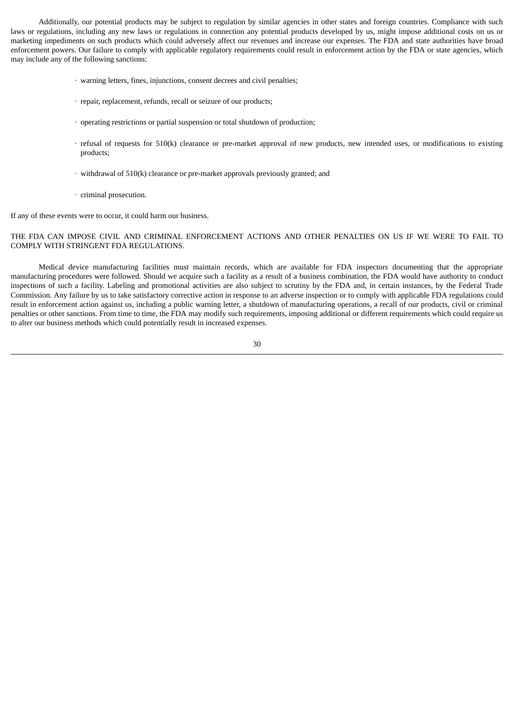Additionally, our potential products may be subject to regulation by similar agencies in other states and foreign countries. Compliance with such laws or regulations, including any new laws or regulations in connection any potential products developed by us, might impose additional costs on us or marketing impediments on such products which could adversely affect our revenues and increase our expenses. The FDA and state authorities have broad enforcement powers. Our failure to comply with applicable regulatory requirements could result in enforcement action by the FDA or state agencies, which may include any of the following sanctions:

- warning letters, fines, injunctions, consent decrees and civil penalties;
- repair, replacement, refunds, recall or seizure of our products;
- operating restrictions or partial suspension or total shutdown of production;
- refusal of requests for 510(k) clearance or pre-market approval of new products, new intended uses, or modifications to existing products;
- withdrawal of 510(k) clearance or pre-market approvals previously granted; and
- criminal prosecution.

If any of these events were to occur, it could harm our business.

THE FDA CAN IMPOSE CIVIL AND CRIMINAL ENFORCEMENT ACTIONS AND OTHER PENALTIES ON US IF WE WERE TO FAIL TO COMPLY WITH STRINGENT FDA REGULATIONS.

Medical device manufacturing facilities must maintain records, which are available for FDA inspectors documenting that the appropriate manufacturing procedures were followed. Should we acquire such a facility as a result of a business combination, the FDA would have authority to conduct inspections of such a facility. Labeling and promotional activities are also subject to scrutiny by the FDA and, in certain instances, by the Federal Trade Commission. Any failure by us to take satisfactory corrective action in response to an adverse inspection or to comply with applicable FDA regulations could result in enforcement action against us, including a public warning letter, a shutdown of manufacturing operations, a recall of our products, civil or criminal penalties or other sanctions. From time to time, the FDA may modify such requirements, imposing additional or different requirements which could require us to alter our business methods which could potentially result in increased expenses.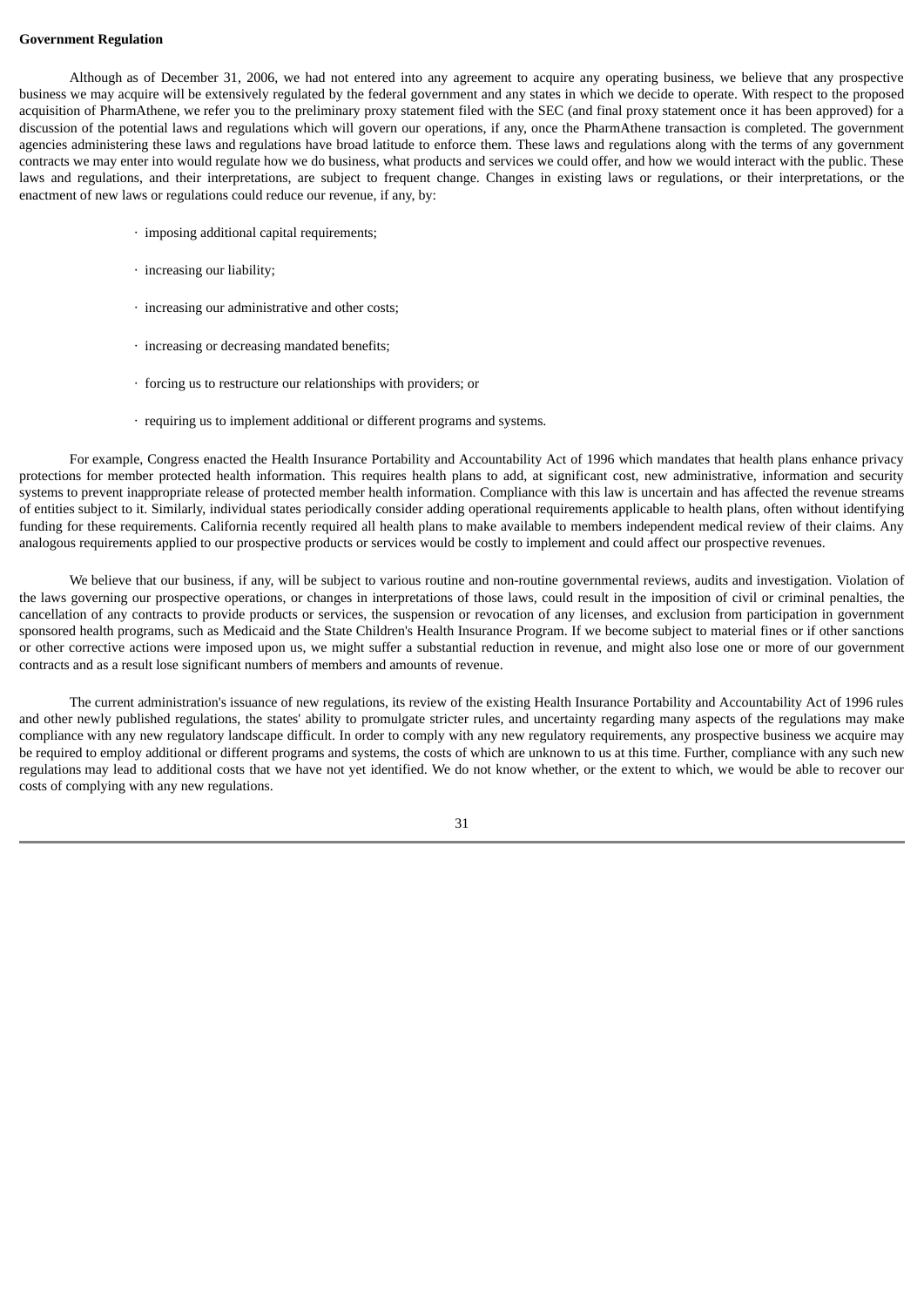**Government Regulation**

Although as of December 31, 2006, we had not entered into any agreement to acquire any operating business, we believe that any prospective business we may acquire will be extensively regulated by the federal government and any states in which we decide to operate. With respect to the proposed acquisition of PharmAthene, we refer you to the preliminary proxy statement filed with the SEC (and final proxy statement once it has been approved) for a discussion of the potential laws and regulations which will govern our operations, if any, once the PharmAthene transaction is completed. The government agencies administering these laws and regulations have broad latitude to enforce them. These laws and regulations along with the terms of any government contracts we may enter into would regulate how we do business, what products and services we could offer, and how we would interact with the public. These laws and regulations, and their interpretations, are subject to frequent change. Changes in existing laws or regulations, or their interpretations, or the enactment of new laws or regulations could reduce our revenue, if any, by:

- imposing additional capital requirements;
- increasing our liability;
- increasing our administrative and other costs;
- increasing or decreasing mandated benefits;
- forcing us to restructure our relationships with providers; or
- requiring us to implement additional or different programs and systems.

For example, Congress enacted the Health Insurance Portability and Accountability Act of 1996 which mandates that health plans enhance privacy protections for member protected health information. This requires health plans to add, at significant cost, new administrative, information and security systems to prevent inappropriate release of protected member health information. Compliance with this law is uncertain and has affected the revenue streams of entities subject to it. Similarly, individual states periodically consider adding operational requirements applicable to health plans, often without identifying funding for these requirements. California recently required all health plans to make available to members independent medical review of their claims. Any analogous requirements applied to our prospective products or services would be costly to implement and could affect our prospective revenues.

We believe that our business, if any, will be subject to various routine and non-routine governmental reviews, audits and investigation. Violation of the laws governing our prospective operations, or changes in interpretations of those laws, could result in the imposition of civil or criminal penalties, the cancellation of any contracts to provide products or services, the suspension or revocation of any licenses, and exclusion from participation in government sponsored health programs, such as Medicaid and the State Children's Health Insurance Program. If we become subject to material fines or if other sanctions or other corrective actions were imposed upon us, we might suffer a substantial reduction in revenue, and might also lose one or more of our government contracts and as a result lose significant numbers of members and amounts of revenue.

The current administration's issuance of new regulations, its review of the existing Health Insurance Portability and Accountability Act of 1996 rules and other newly published regulations, the states' ability to promulgate stricter rules, and uncertainty regarding many aspects of the regulations may make compliance with any new regulatory landscape difficult. In order to comply with any new regulatory requirements, any prospective business we acquire may be required to employ additional or different programs and systems, the costs of which are unknown to us at this time. Further, compliance with any such new regulations may lead to additional costs that we have not yet identified. We do not know whether, or the extent to which, we would be able to recover our costs of complying with any new regulations.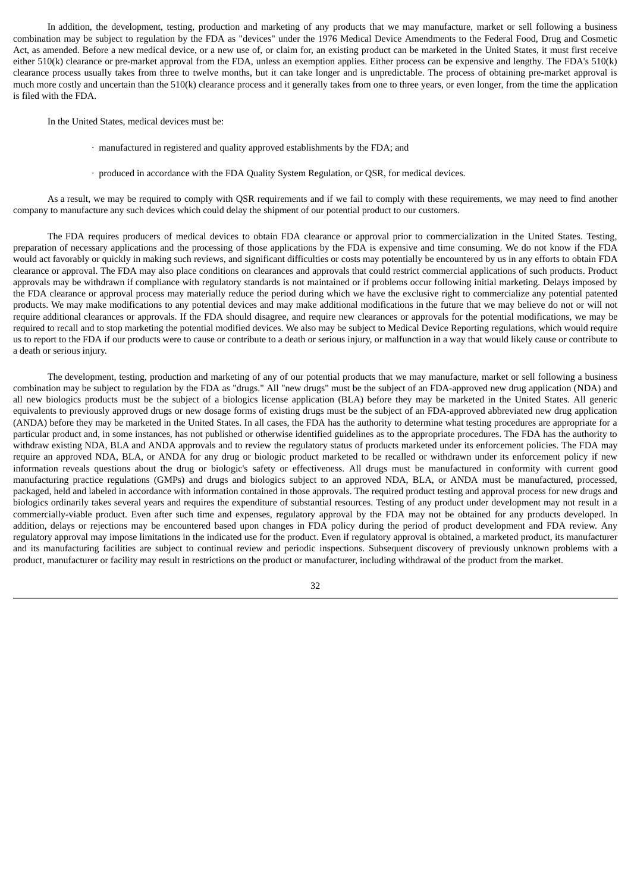In addition, the development, testing, production and marketing of any products that we may manufacture, market or sell following a business combination may be subject to regulation by the FDA as "devices" under the 1976 Medical Device Amendments to the Federal Food, Drug and Cosmetic Act, as amended. Before a new medical device, or a new use of, or claim for, an existing product can be marketed in the United States, it must first receive either 510(k) clearance or pre-market approval from the FDA, unless an exemption applies. Either process can be expensive and lengthy. The FDA's 510(k) clearance process usually takes from three to twelve months, but it can take longer and is unpredictable. The process of obtaining pre-market approval is much more costly and uncertain than the 510(k) clearance process and it generally takes from one to three years, or even longer, from the time the application is filed with the FDA.

In the United States, medical devices must be:

- manufactured in registered and quality approved establishments by the FDA; and
- produced in accordance with the FDA Quality System Regulation, or QSR, for medical devices.

As a result, we may be required to comply with QSR requirements and if we fail to comply with these requirements, we may need to find another company to manufacture any such devices which could delay the shipment of our potential product to our customers.

The FDA requires producers of medical devices to obtain FDA clearance or approval prior to commercialization in the United States. Testing, preparation of necessary applications and the processing of those applications by the FDA is expensive and time consuming. We do not know if the FDA would act favorably or quickly in making such reviews, and significant difficulties or costs may potentially be encountered by us in any efforts to obtain FDA clearance or approval. The FDA may also place conditions on clearances and approvals that could restrict commercial applications of such products. Product approvals may be withdrawn if compliance with regulatory standards is not maintained or if problems occur following initial marketing. Delays imposed by the FDA clearance or approval process may materially reduce the period during which we have the exclusive right to commercialize any potential patented products. We may make modifications to any potential devices and may make additional modifications in the future that we may believe do not or will not require additional clearances or approvals. If the FDA should disagree, and require new clearances or approvals for the potential modifications, we may be required to recall and to stop marketing the potential modified devices. We also may be subject to Medical Device Reporting regulations, which would require us to report to the FDA if our products were to cause or contribute to a death or serious injury, or malfunction in a way that would likely cause or contribute to a death or serious injury.

The development, testing, production and marketing of any of our potential products that we may manufacture, market or sell following a business combination may be subject to regulation by the FDA as "drugs." All "new drugs" must be the subject of an FDA-approved new drug application (NDA) and all new biologics products must be the subject of a biologics license application (BLA) before they may be marketed in the United States. All generic equivalents to previously approved drugs or new dosage forms of existing drugs must be the subject of an FDA-approved abbreviated new drug application (ANDA) before they may be marketed in the United States. In all cases, the FDA has the authority to determine what testing procedures are appropriate for a particular product and, in some instances, has not published or otherwise identified guidelines as to the appropriate procedures. The FDA has the authority to withdraw existing NDA, BLA and ANDA approvals and to review the regulatory status of products marketed under its enforcement policies. The FDA may require an approved NDA, BLA, or ANDA for any drug or biologic product marketed to be recalled or withdrawn under its enforcement policy if new information reveals questions about the drug or biologic's safety or effectiveness. All drugs must be manufactured in conformity with current good manufacturing practice regulations (GMPs) and drugs and biologics subject to an approved NDA, BLA, or ANDA must be manufactured, processed, packaged, held and labeled in accordance with information contained in those approvals. The required product testing and approval process for new drugs and biologics ordinarily takes several years and requires the expenditure of substantial resources. Testing of any product under development may not result in a commercially-viable product. Even after such time and expenses, regulatory approval by the FDA may not be obtained for any products developed. In addition, delays or rejections may be encountered based upon changes in FDA policy during the period of product development and FDA review. Any regulatory approval may impose limitations in the indicated use for the product. Even if regulatory approval is obtained, a marketed product, its manufacturer and its manufacturing facilities are subject to continual review and periodic inspections. Subsequent discovery of previously unknown problems with a product, manufacturer or facility may result in restrictions on the product or manufacturer, including withdrawal of the product from the market.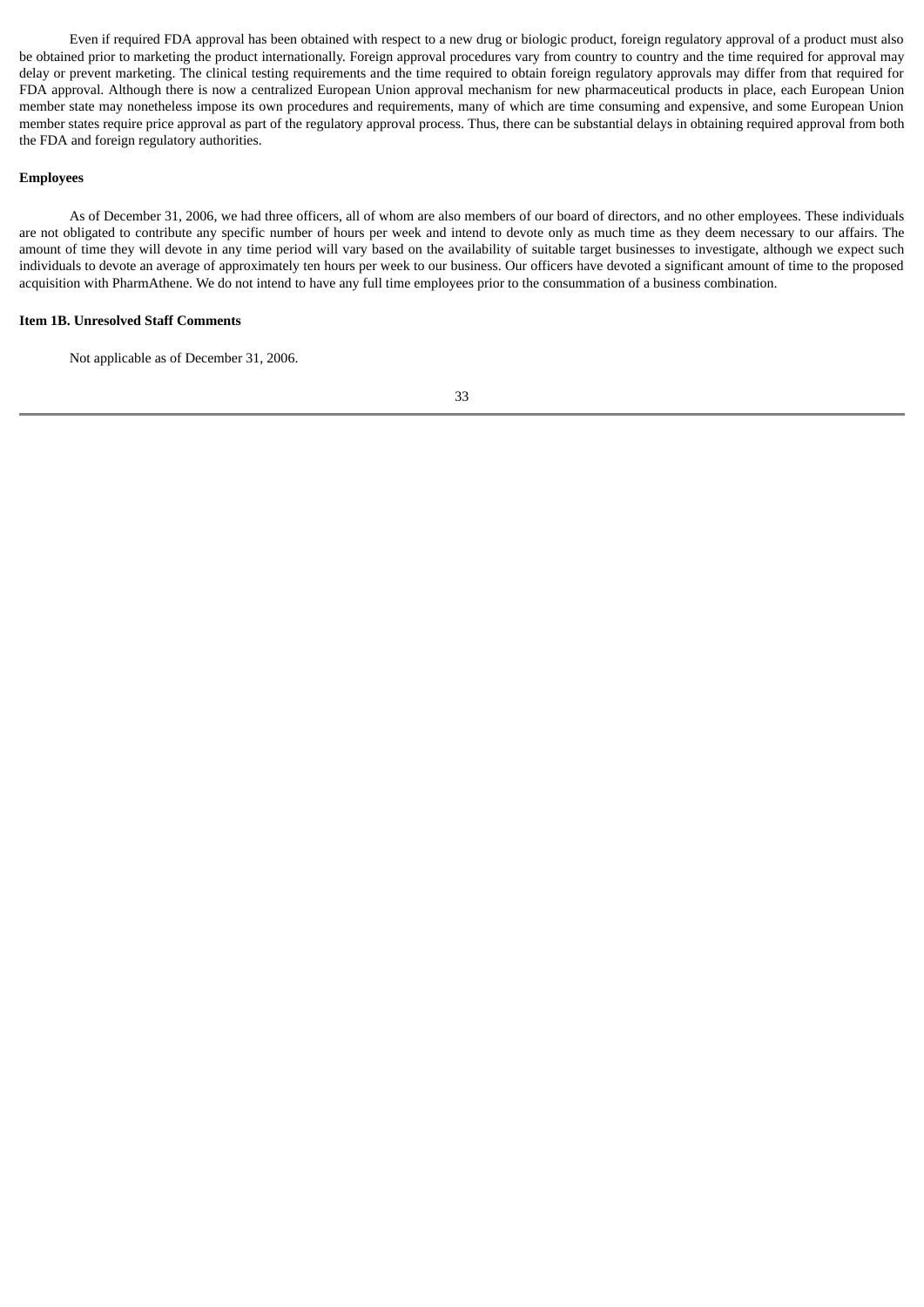Even if required FDA approval has been obtained with respect to a new drug or biologic product, foreign regulatory approval of a product must also be obtained prior to marketing the product internationally. Foreign approval procedures vary from country to country and the time required for approval may delay or prevent marketing. The clinical testing requirements and the time required to obtain foreign regulatory approvals may differ from that required for FDA approval. Although there is now a centralized European Union approval mechanism for new pharmaceutical products in place, each European Union member state may nonetheless impose its own procedures and requirements, many of which are time consuming and expensive, and some European Union member states require price approval as part of the regulatory approval process. Thus, there can be substantial delays in obtaining required approval from both the FDA and foreign regulatory authorities.

**Employees**

As of December 31, 2006, we had three officers, all of whom are also members of our board of directors, and no other employees. These individuals are not obligated to contribute any specific number of hours per week and intend to devote only as much time as they deem necessary to our affairs. The amount of time they will devote in any time period will vary based on the availability of suitable target businesses to investigate, although we expect such individuals to devote an average of approximately ten hours per week to our business. Our officers have devoted a significant amount of time to the proposed acquisition with PharmAthene. We do not intend to have any full time employees prior to the consummation of a business combination.

**Item 1B. Unresolved Staff Comments**

Not applicable as of December 31, 2006.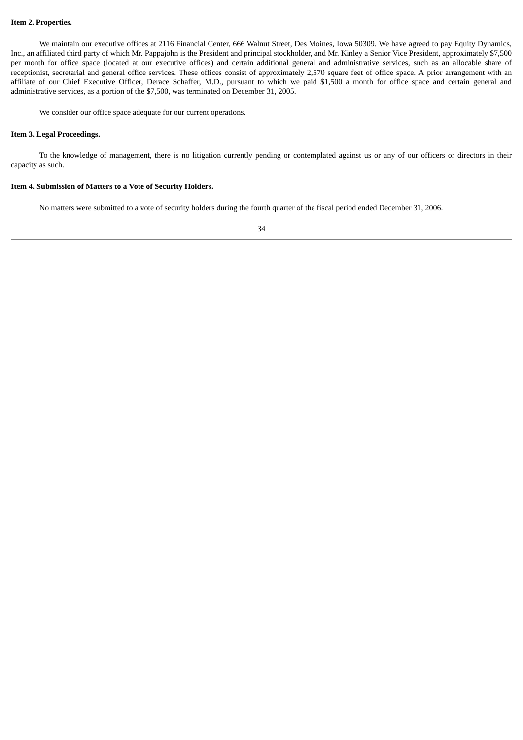**Item 2. Properties.**

We maintain our executive offices at 2116 Financial Center, 666 Walnut Street, Des Moines, Iowa 50309. We have agreed to pay Equity Dynamics, Inc., an affiliated third party of which Mr. Pappajohn is the President and principal stockholder, and Mr. Kinley a Senior Vice President, approximately $7,500 per month for office space (located at our executive offices) and certain additional general and administrative services, such as an allocable share of receptionist, secretarial and general office services. These offices consist of approximately 2,570 square feet of office space. A prior arrangement with an affiliate of our Chief Executive Officer, Derace Schaffer, M.D., pursuant to which we paid $1,500 a month for office space and certain general and administrative services, as a portion of the $7,500, was terminated on December 31, 2005.

We consider our office space adequate for our current operations.

**Item 3. Legal Proceedings.**

To the knowledge of management, there is no litigation currently pending or contemplated against us or any of our officers or directors in their capacity as such.

**Item 4. Submission of Matters to a Vote of Security Holders.**

No matters were submitted to a vote of security holders during the fourth quarter of the fiscal period ended December 31, 2006.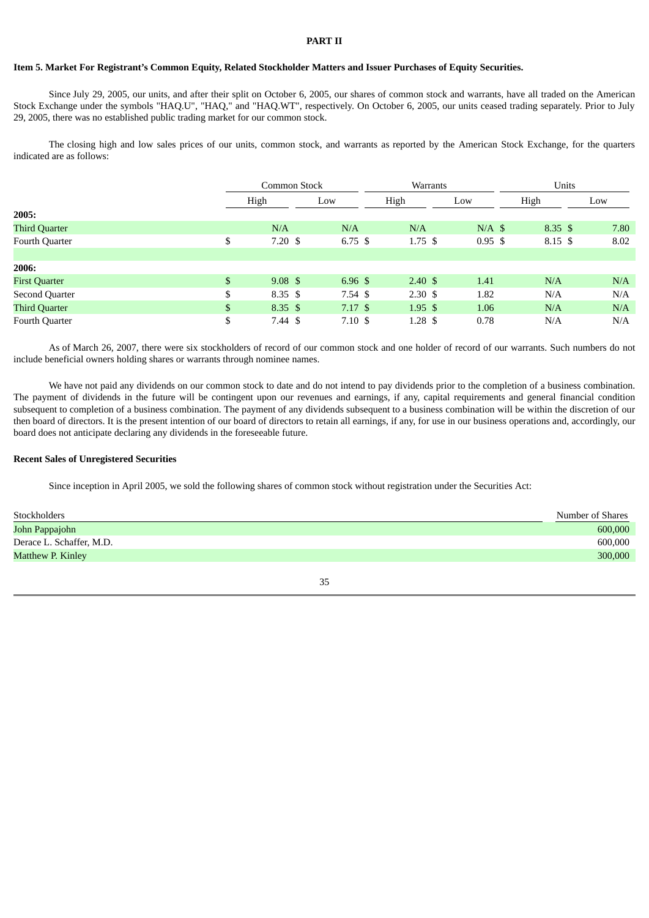**PART II**

**Item 5. Market For Registrant's Common Equity, Related Stockholder Matters and Issuer Purchases of Equity Securities.**

Since July 29, 2005, our units, and after their split on October 6, 2005, our shares of common stock and warrants, have all traded on the American Stock Exchange under the symbols "HAQ.U", "HAQ," and "HAQ.WT", respectively. On October 6, 2005, our units ceased trading separately. Prior to July 29, 2005, there was no established public trading market for our common stock.

The closing high and low sales prices of our units, common stock, and warrants as reported by the American Stock Exchange, for the quarters indicated are as follows:

| | Common Stock | | Warrants | | Units | |
|---|---|---|---|---|---|---|
| | High | Low | High | Low | High | Low |
| **2005:** | | | | | | |
| Third Quarter | N/A | N/A | N/A | N/A | $ 8.35 | $ 7.80 |
| Fourth Quarter | $ 7.20 | $ 6.75 | $ 1.75 | $ 0.95 | $ 8.15 | $ 8.02 |
| **2006:** | | | | | | |
| First Quarter | $ 9.08 | $ 6.96 | $ 2.40 | $ 1.41 | N/A | N/A |
| Second Quarter | $ 8.35 | $ 7.54 | $ 2.30 | $ 1.82 | N/A | N/A |
| Third Quarter | $ 8.35 | $ 7.17 | $ 1.95 | $ 1.06 | N/A | N/A |
| Fourth Quarter | $ 7.44 | $ 7.10 | $ 1.28 | $ 0.78 | N/A | N/A |

As of March 26, 2007, there were six stockholders of record of our common stock and one holder of record of our warrants. Such numbers do not include beneficial owners holding shares or warrants through nominee names.

We have not paid any dividends on our common stock to date and do not intend to pay dividends prior to the completion of a business combination. The payment of dividends in the future will be contingent upon our revenues and earnings, if any, capital requirements and general financial condition subsequent to completion of a business combination. The payment of any dividends subsequent to a business combination will be within the discretion of our then board of directors. It is the present intention of our board of directors to retain all earnings, if any, for use in our business operations and, accordingly, our board does not anticipate declaring any dividends in the foreseeable future.

**Recent Sales of Unregistered Securities**

Since inception in April 2005, we sold the following shares of common stock without registration under the Securities Act:

| Stockholders | Number of Shares |
|---|---|
| John Pappajohn | 600,000 |
| Derace L. Schaffer, M.D. | 600,000 |
| Matthew P. Kinley | 300,000 |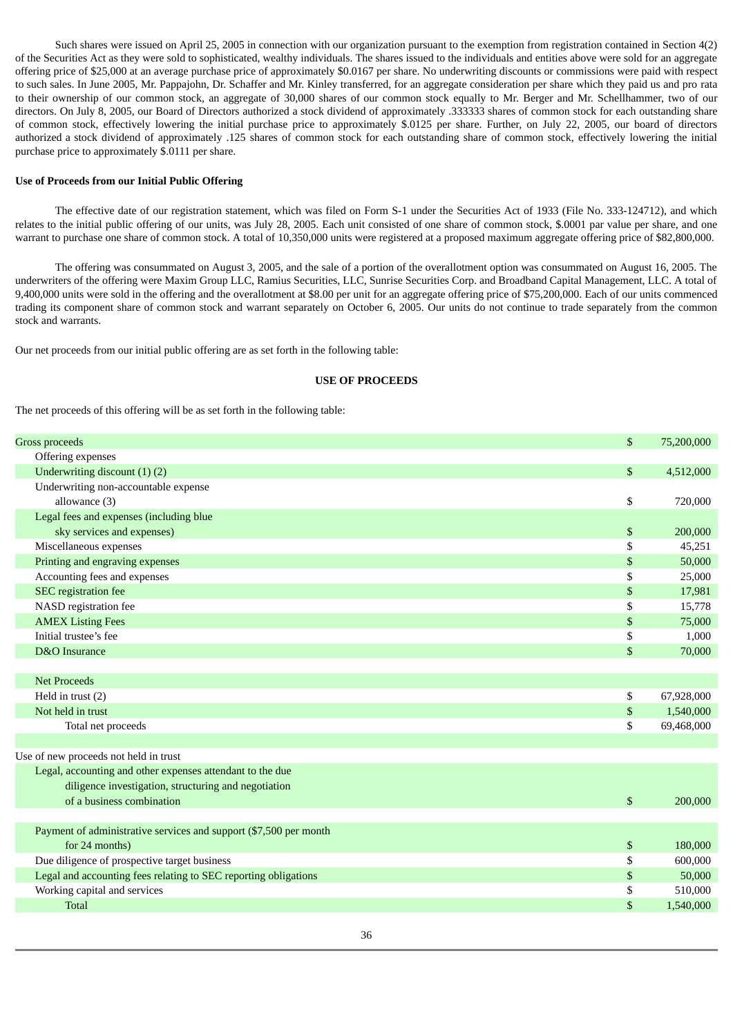Such shares were issued on April 25, 2005 in connection with our organization pursuant to the exemption from registration contained in Section 4(2) of the Securities Act as they were sold to sophisticated, wealthy individuals. The shares issued to the individuals and entities above were sold for an aggregate offering price of $25,000 at an average purchase price of approximately $0.0167 per share. No underwriting discounts or commissions were paid with respect to such sales. In June 2005, Mr. Pappajohn, Dr. Schaffer and Mr. Kinley transferred, for an aggregate consideration per share which they paid us and pro rata to their ownership of our common stock, an aggregate of 30,000 shares of our common stock equally to Mr. Berger and Mr. Schellhammer, two of our directors. On July 8, 2005, our Board of Directors authorized a stock dividend of approximately .333333 shares of common stock for each outstanding share of common stock, effectively lowering the initial purchase price to approximately $.0125 per share. Further, on July 22, 2005, our board of directors authorized a stock dividend of approximately .125 shares of common stock for each outstanding share of common stock, effectively lowering the initial purchase price to approximately $.0111 per share.

**Use of Proceeds from our Initial Public Offering**

The effective date of our registration statement, which was filed on Form S-1 under the Securities Act of 1933 (File No. 333-124712), and which relates to the initial public offering of our units, was July 28, 2005. Each unit consisted of one share of common stock, $.0001 par value per share, and one warrant to purchase one share of common stock. A total of 10,350,000 units were registered at a proposed maximum aggregate offering price of $82,800,000.

The offering was consummated on August 3, 2005, and the sale of a portion of the overallotment option was consummated on August 16, 2005. The underwriters of the offering were Maxim Group LLC, Ramius Securities, LLC, Sunrise Securities Corp. and Broadband Capital Management, LLC. A total of 9,400,000 units were sold in the offering and the overallotment at $8.00 per unit for an aggregate offering price of $75,200,000. Each of our units commenced trading its component share of common stock and warrant separately on October 6, 2005. Our units do not continue to trade separately from the common stock and warrants.

Our net proceeds from our initial public offering are as set forth in the following table:

**USE OF PROCEEDS**

The net proceeds of this offering will be as set forth in the following table:

| | |
|---|---|
| Gross proceeds | $ 75,200,000 |
| Offering expenses | |
| Underwriting discount (1) (2) | $ 4,512,000 |
| Underwriting non-accountable expense allowance (3) | $ 720,000 |
| Legal fees and expenses (including blue sky services and expenses) | $ 200,000 |
| Miscellaneous expenses | $ 45,251 |
| Printing and engraving expenses | $ 50,000 |
| Accounting fees and expenses | $ 25,000 |
| SEC registration fee | $ 17,981 |
| NASD registration fee | $ 15,778 |
| AMEX Listing Fees | $ 75,000 |
| Initial trustee's fee | $ 1,000 |
| D&O Insurance | $ 70,000 |
| | |
| Net Proceeds | |
| Held in trust (2) | $ 67,928,000 |
| Not held in trust | $ 1,540,000 |
| Total net proceeds | $ 69,468,000 |
| | |
| Use of new proceeds not held in trust | |
| Legal, accounting and other expenses attendant to the due diligence investigation, structuring and negotiation of a business combination | $ 200,000 |
| | |
| Payment of administrative services and support ($7,500 per month for 24 months) | $ 180,000 |
| Due diligence of prospective target business | $ 600,000 |
| Legal and accounting fees relating to SEC reporting obligations | $ 50,000 |
| Working capital and services | $ 510,000 |
| Total | $ 1,540,000 |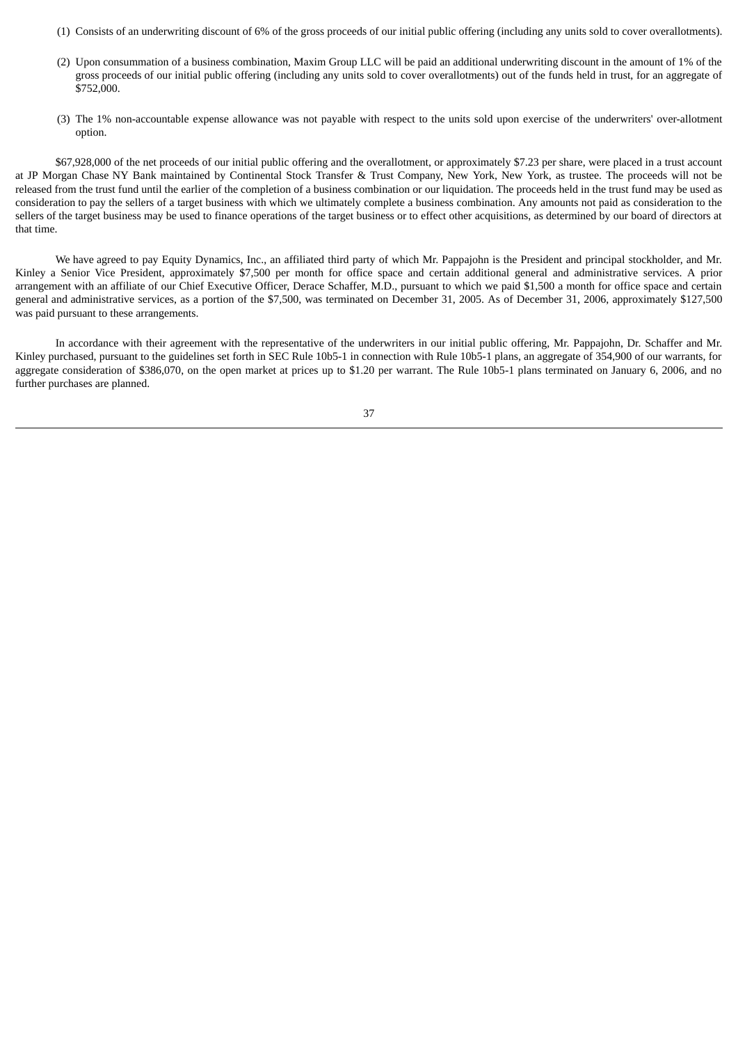(1) Consists of an underwriting discount of 6% of the gross proceeds of our initial public offering (including any units sold to cover overallotments).

(2) Upon consummation of a business combination, Maxim Group LLC will be paid an additional underwriting discount in the amount of 1% of the gross proceeds of our initial public offering (including any units sold to cover overallotments) out of the funds held in trust, for an aggregate of $752,000.

(3) The 1% non-accountable expense allowance was not payable with respect to the units sold upon exercise of the underwriters' over-allotment option.

$67,928,000 of the net proceeds of our initial public offering and the overallotment, or approximately $7.23 per share, were placed in a trust account at JP Morgan Chase NY Bank maintained by Continental Stock Transfer & Trust Company, New York, New York, as trustee. The proceeds will not be released from the trust fund until the earlier of the completion of a business combination or our liquidation. The proceeds held in the trust fund may be used as consideration to pay the sellers of a target business with which we ultimately complete a business combination. Any amounts not paid as consideration to the sellers of the target business may be used to finance operations of the target business or to effect other acquisitions, as determined by our board of directors at that time.

We have agreed to pay Equity Dynamics, Inc., an affiliated third party of which Mr. Pappajohn is the President and principal stockholder, and Mr. Kinley a Senior Vice President, approximately $7,500 per month for office space and certain additional general and administrative services. A prior arrangement with an affiliate of our Chief Executive Officer, Derace Schaffer, M.D., pursuant to which we paid $1,500 a month for office space and certain general and administrative services, as a portion of the $7,500, was terminated on December 31, 2005. As of December 31, 2006, approximately $127,500 was paid pursuant to these arrangements.

In accordance with their agreement with the representative of the underwriters in our initial public offering, Mr. Pappajohn, Dr. Schaffer and Mr. Kinley purchased, pursuant to the guidelines set forth in SEC Rule 10b5-1 in connection with Rule 10b5-1 plans, an aggregate of 354,900 of our warrants, for aggregate consideration of $386,070, on the open market at prices up to $1.20 per warrant. The Rule 10b5-1 plans terminated on January 6, 2006, and no further purchases are planned.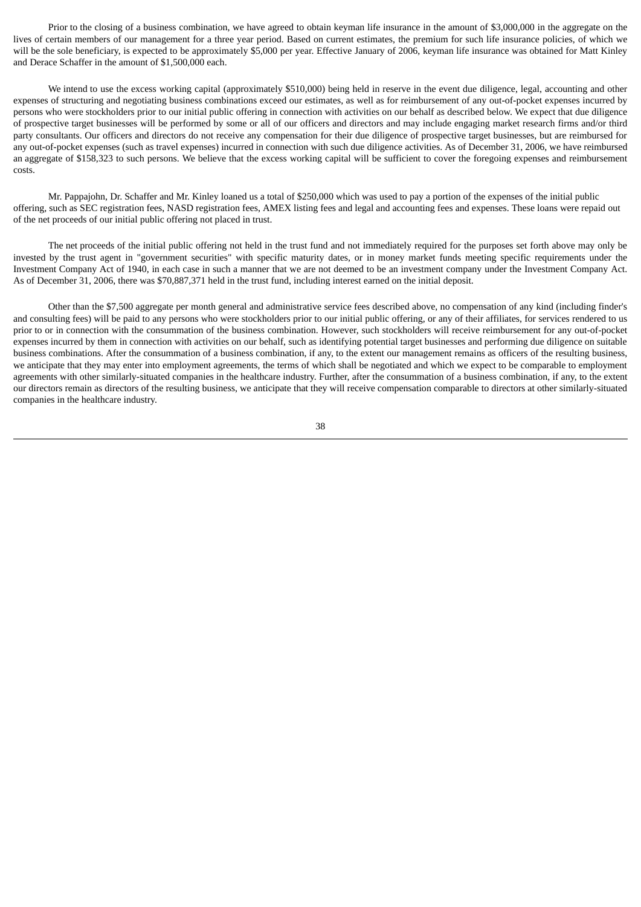Prior to the closing of a business combination, we have agreed to obtain keyman life insurance in the amount of $3,000,000 in the aggregate on the lives of certain members of our management for a three year period. Based on current estimates, the premium for such life insurance policies, of which we will be the sole beneficiary, is expected to be approximately $5,000 per year. Effective January of 2006, keyman life insurance was obtained for Matt Kinley and Derace Schaffer in the amount of $1,500,000 each.

We intend to use the excess working capital (approximately $510,000) being held in reserve in the event due diligence, legal, accounting and other expenses of structuring and negotiating business combinations exceed our estimates, as well as for reimbursement of any out-of-pocket expenses incurred by persons who were stockholders prior to our initial public offering in connection with activities on our behalf as described below. We expect that due diligence of prospective target businesses will be performed by some or all of our officers and directors and may include engaging market research firms and/or third party consultants. Our officers and directors do not receive any compensation for their due diligence of prospective target businesses, but are reimbursed for any out-of-pocket expenses (such as travel expenses) incurred in connection with such due diligence activities. As of December 31, 2006, we have reimbursed an aggregate of $158,323 to such persons. We believe that the excess working capital will be sufficient to cover the foregoing expenses and reimbursement costs.

Mr. Pappajohn, Dr. Schaffer and Mr. Kinley loaned us a total of $250,000 which was used to pay a portion of the expenses of the initial public offering, such as SEC registration fees, NASD registration fees, AMEX listing fees and legal and accounting fees and expenses. These loans were repaid out of the net proceeds of our initial public offering not placed in trust.

The net proceeds of the initial public offering not held in the trust fund and not immediately required for the purposes set forth above may only be invested by the trust agent in "government securities" with specific maturity dates, or in money market funds meeting specific requirements under the Investment Company Act of 1940, in each case in such a manner that we are not deemed to be an investment company under the Investment Company Act. As of December 31, 2006, there was $70,887,371 held in the trust fund, including interest earned on the initial deposit.

Other than the $7,500 aggregate per month general and administrative service fees described above, no compensation of any kind (including finder's and consulting fees) will be paid to any persons who were stockholders prior to our initial public offering, or any of their affiliates, for services rendered to us prior to or in connection with the consummation of the business combination. However, such stockholders will receive reimbursement for any out-of-pocket expenses incurred by them in connection with activities on our behalf, such as identifying potential target businesses and performing due diligence on suitable business combinations. After the consummation of a business combination, if any, to the extent our management remains as officers of the resulting business, we anticipate that they may enter into employment agreements, the terms of which shall be negotiated and which we expect to be comparable to employment agreements with other similarly-situated companies in the healthcare industry. Further, after the consummation of a business combination, if any, to the extent our directors remain as directors of the resulting business, we anticipate that they will receive compensation comparable to directors at other similarly-situated companies in the healthcare industry.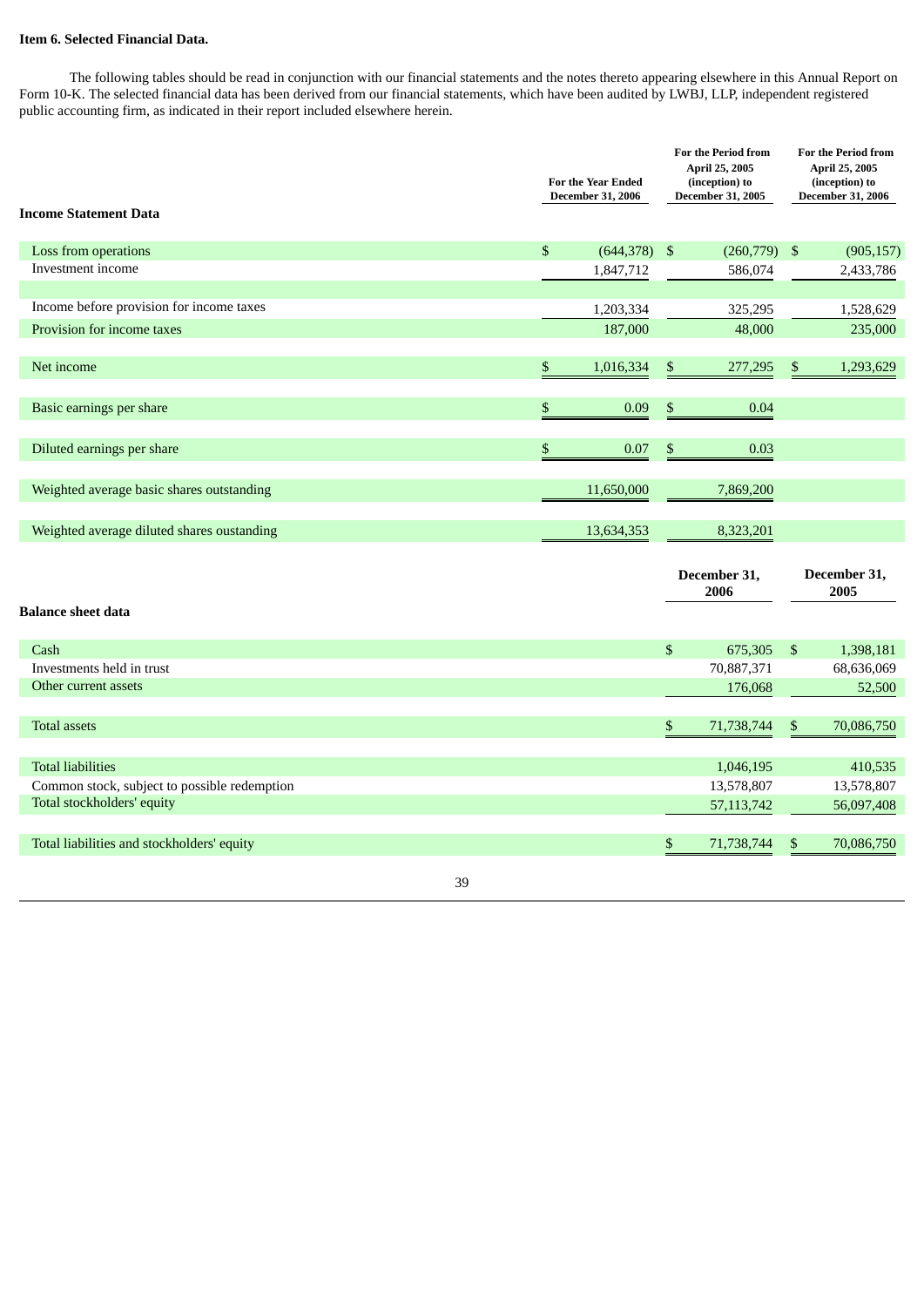**Item 6. Selected Financial Data.**

The following tables should be read in conjunction with our financial statements and the notes thereto appearing elsewhere in this Annual Report on Form 10-K. The selected financial data has been derived from our financial statements, which have been audited by LWBJ, LLP, independent registered public accounting firm, as indicated in their report included elsewhere herein.

| Income Statement Data | For the Year Ended December 31, 2006 | For the Period from April 25, 2005 (inception) to December 31, 2005 | For the Period from April 25, 2005 (inception) to December 31, 2006 |
|---|---|---|---|
| Loss from operations | $ (644,378) | $ (260,779) | $ (905,157) |
| Investment income | 1,847,712 | 586,074 | 2,433,786 |
| Income before provision for income taxes | 1,203,334 | 325,295 | 1,528,629 |
| Provision for income taxes | 187,000 | 48,000 | 235,000 |
| Net income | $ 1,016,334 | $ 277,295 | $ 1,293,629 |
| Basic earnings per share | $ 0.09 | $ 0.04 | |
| Diluted earnings per share | $ 0.07 | $ 0.03 | |
| Weighted average basic shares outstanding | 11,650,000 | 7,869,200 | |
| Weighted average diluted shares oustanding | 13,634,353 | 8,323,201 | |

| Balance sheet data | December 31, 2006 | December 31, 2005 |
|---|---|---|
| Cash | $ 675,305 | $ 1,398,181 |
| Investments held in trust | 70,887,371 | 68,636,069 |
| Other current assets | 176,068 | 52,500 |
| Total assets | $ 71,738,744 | $ 70,086,750 |
| Total liabilities | 1,046,195 | 410,535 |
| Common stock, subject to possible redemption | 13,578,807 | 13,578,807 |
| Total stockholders' equity | 57,113,742 | 56,097,408 |
| Total liabilities and stockholders' equity | $ 71,738,744 | $ 70,086,750 |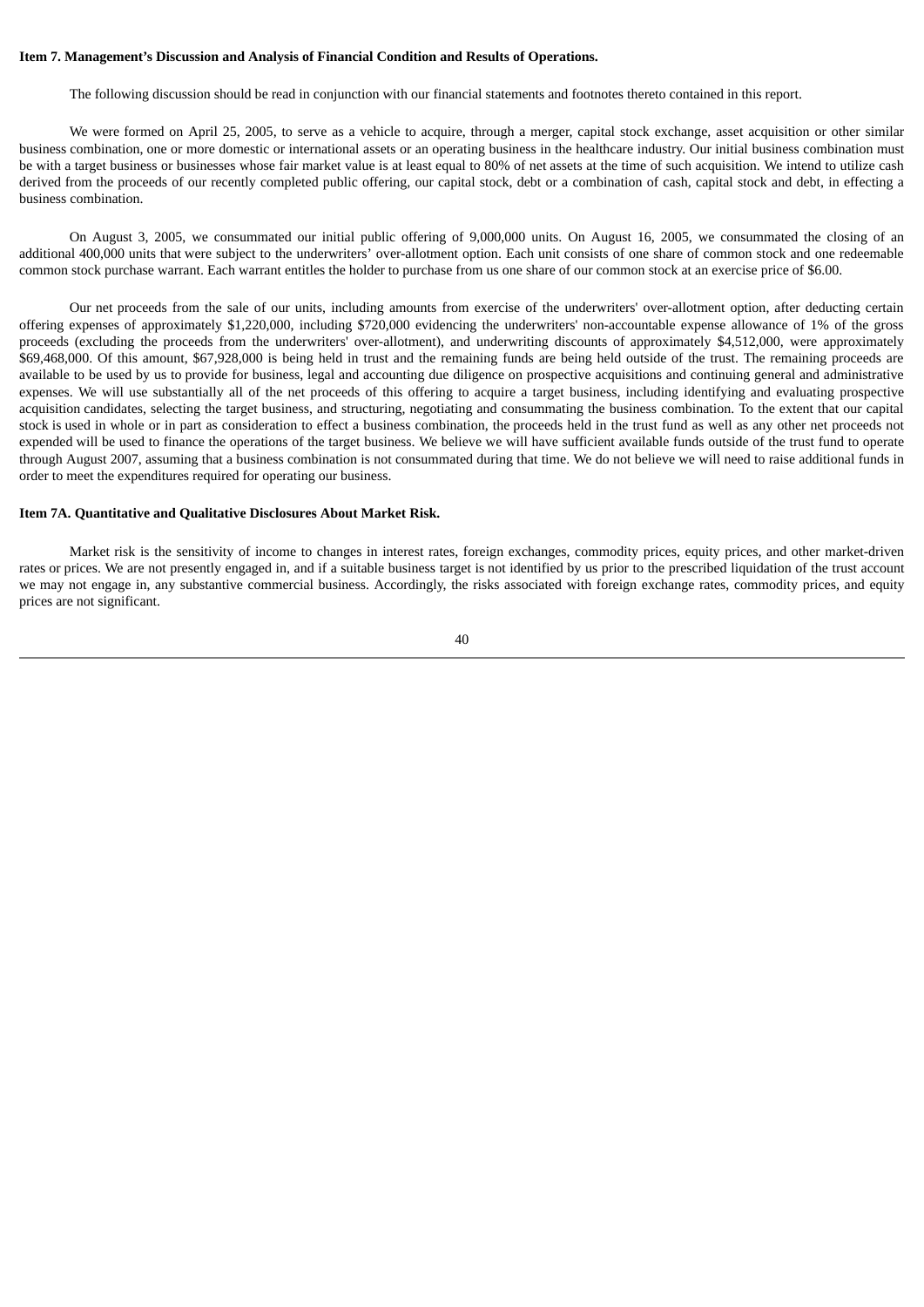**Item 7. Management's Discussion and Analysis of Financial Condition and Results of Operations.**

The following discussion should be read in conjunction with our financial statements and footnotes thereto contained in this report.

We were formed on April 25, 2005, to serve as a vehicle to acquire, through a merger, capital stock exchange, asset acquisition or other similar business combination, one or more domestic or international assets or an operating business in the healthcare industry. Our initial business combination must be with a target business or businesses whose fair market value is at least equal to 80% of net assets at the time of such acquisition. We intend to utilize cash derived from the proceeds of our recently completed public offering, our capital stock, debt or a combination of cash, capital stock and debt, in effecting a business combination.

On August 3, 2005, we consummated our initial public offering of 9,000,000 units. On August 16, 2005, we consummated the closing of an additional 400,000 units that were subject to the underwriters' over-allotment option. Each unit consists of one share of common stock and one redeemable common stock purchase warrant. Each warrant entitles the holder to purchase from us one share of our common stock at an exercise price of $6.00.

Our net proceeds from the sale of our units, including amounts from exercise of the underwriters' over-allotment option, after deducting certain offering expenses of approximately $1,220,000, including $720,000 evidencing the underwriters' non-accountable expense allowance of 1% of the gross proceeds (excluding the proceeds from the underwriters' over-allotment), and underwriting discounts of approximately $4,512,000, were approximately $69,468,000. Of this amount, $67,928,000 is being held in trust and the remaining funds are being held outside of the trust. The remaining proceeds are available to be used by us to provide for business, legal and accounting due diligence on prospective acquisitions and continuing general and administrative expenses. We will use substantially all of the net proceeds of this offering to acquire a target business, including identifying and evaluating prospective acquisition candidates, selecting the target business, and structuring, negotiating and consummating the business combination. To the extent that our capital stock is used in whole or in part as consideration to effect a business combination, the proceeds held in the trust fund as well as any other net proceeds not expended will be used to finance the operations of the target business. We believe we will have sufficient available funds outside of the trust fund to operate through August 2007, assuming that a business combination is not consummated during that time. We do not believe we will need to raise additional funds in order to meet the expenditures required for operating our business.

**Item 7A. Quantitative and Qualitative Disclosures About Market Risk.**

Market risk is the sensitivity of income to changes in interest rates, foreign exchanges, commodity prices, equity prices, and other market-driven rates or prices. We are not presently engaged in, and if a suitable business target is not identified by us prior to the prescribed liquidation of the trust account we may not engage in, any substantive commercial business. Accordingly, the risks associated with foreign exchange rates, commodity prices, and equity prices are not significant.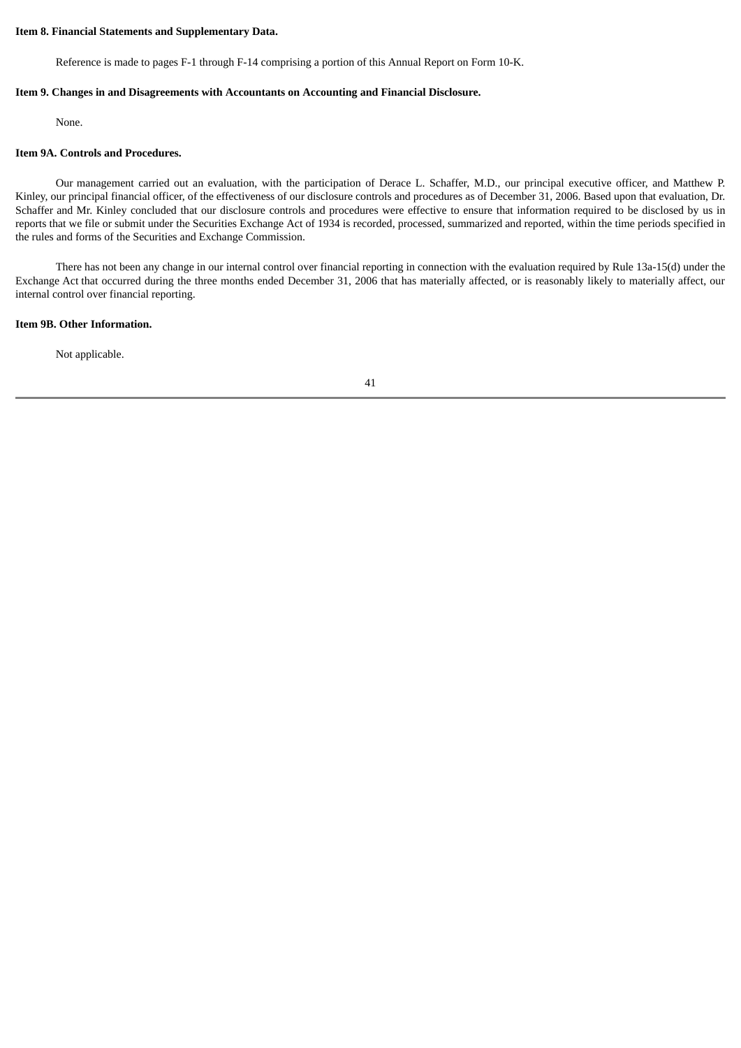**Item 8. Financial Statements and Supplementary Data.**

Reference is made to pages F-1 through F-14 comprising a portion of this Annual Report on Form 10-K.

**Item 9. Changes in and Disagreements with Accountants on Accounting and Financial Disclosure.**

None.

**Item 9A. Controls and Procedures.**

Our management carried out an evaluation, with the participation of Derace L. Schaffer, M.D., our principal executive officer, and Matthew P. Kinley, our principal financial officer, of the effectiveness of our disclosure controls and procedures as of December 31, 2006. Based upon that evaluation, Dr. Schaffer and Mr. Kinley concluded that our disclosure controls and procedures were effective to ensure that information required to be disclosed by us in reports that we file or submit under the Securities Exchange Act of 1934 is recorded, processed, summarized and reported, within the time periods specified in the rules and forms of the Securities and Exchange Commission.

There has not been any change in our internal control over financial reporting in connection with the evaluation required by Rule 13a-15(d) under the Exchange Act that occurred during the three months ended December 31, 2006 that has materially affected, or is reasonably likely to materially affect, our internal control over financial reporting.

**Item 9B. Other Information.**

Not applicable.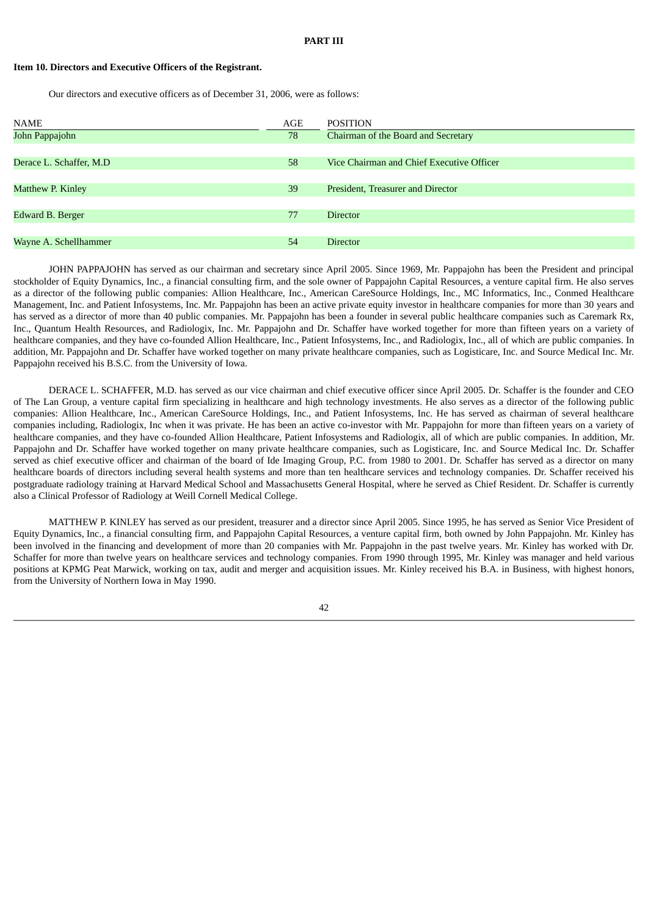# PART III

## Item 10. Directors and Executive Officers of the Registrant.

Our directors and executive officers as of December 31, 2006, were as follows:

| NAME | AGE | POSITION |
|---|---|---|
| John Pappajohn | 78 | Chairman of the Board and Secretary |
| Derace L. Schaffer, M.D | 58 | Vice Chairman and Chief Executive Officer |
| Matthew P. Kinley | 39 | President, Treasurer and Director |
| Edward B. Berger | 77 | Director |
| Wayne A. Schellhammer | 54 | Director |

JOHN PAPPAJOHN has served as our chairman and secretary since April 2005. Since 1969, Mr. Pappajohn has been the President and principal stockholder of Equity Dynamics, Inc., a financial consulting firm, and the sole owner of Pappajohn Capital Resources, a venture capital firm. He also serves as a director of the following public companies: Allion Healthcare, Inc., American CareSource Holdings, Inc., MC Informatics, Inc., Conmed Healthcare Management, Inc. and Patient Infosystems, Inc. Mr. Pappajohn has been an active private equity investor in healthcare companies for more than 30 years and has served as a director of more than 40 public companies. Mr. Pappajohn has been a founder in several public healthcare companies such as Caremark Rx, Inc., Quantum Health Resources, and Radiologix, Inc. Mr. Pappajohn and Dr. Schaffer have worked together for more than fifteen years on a variety of healthcare companies, and they have co-founded Allion Healthcare, Inc., Patient Infosystems, Inc., and Radiologix, Inc., all of which are public companies. In addition, Mr. Pappajohn and Dr. Schaffer have worked together on many private healthcare companies, such as Logisticare, Inc. and Source Medical Inc. Mr. Pappajohn received his B.S.C. from the University of Iowa.

DERACE L. SCHAFFER, M.D. has served as our vice chairman and chief executive officer since April 2005. Dr. Schaffer is the founder and CEO of The Lan Group, a venture capital firm specializing in healthcare and high technology investments. He also serves as a director of the following public companies: Allion Healthcare, Inc., American CareSource Holdings, Inc., and Patient Infosystems, Inc. He has served as chairman of several healthcare companies including, Radiologix, Inc when it was private. He has been an active co-investor with Mr. Pappajohn for more than fifteen years on a variety of healthcare companies, and they have co-founded Allion Healthcare, Patient Infosystems and Radiologix, all of which are public companies. In addition, Mr. Pappajohn and Dr. Schaffer have worked together on many private healthcare companies, such as Logisticare, Inc. and Source Medical Inc. Dr. Schaffer served as chief executive officer and chairman of the board of Ide Imaging Group, P.C. from 1980 to 2001. Dr. Schaffer has served as a director on many healthcare boards of directors including several health systems and more than ten healthcare services and technology companies. Dr. Schaffer received his postgraduate radiology training at Harvard Medical School and Massachusetts General Hospital, where he served as Chief Resident. Dr. Schaffer is currently also a Clinical Professor of Radiology at Weill Cornell Medical College.

MATTHEW P. KINLEY has served as our president, treasurer and a director since April 2005. Since 1995, he has served as Senior Vice President of Equity Dynamics, Inc., a financial consulting firm, and Pappajohn Capital Resources, a venture capital firm, both owned by John Pappajohn. Mr. Kinley has been involved in the financing and development of more than 20 companies with Mr. Pappajohn in the past twelve years. Mr. Kinley has worked with Dr. Schaffer for more than twelve years on healthcare services and technology companies. From 1990 through 1995, Mr. Kinley was manager and held various positions at KPMG Peat Marwick, working on tax, audit and merger and acquisition issues. Mr. Kinley received his B.A. in Business, with highest honors, from the University of Northern Iowa in May 1990.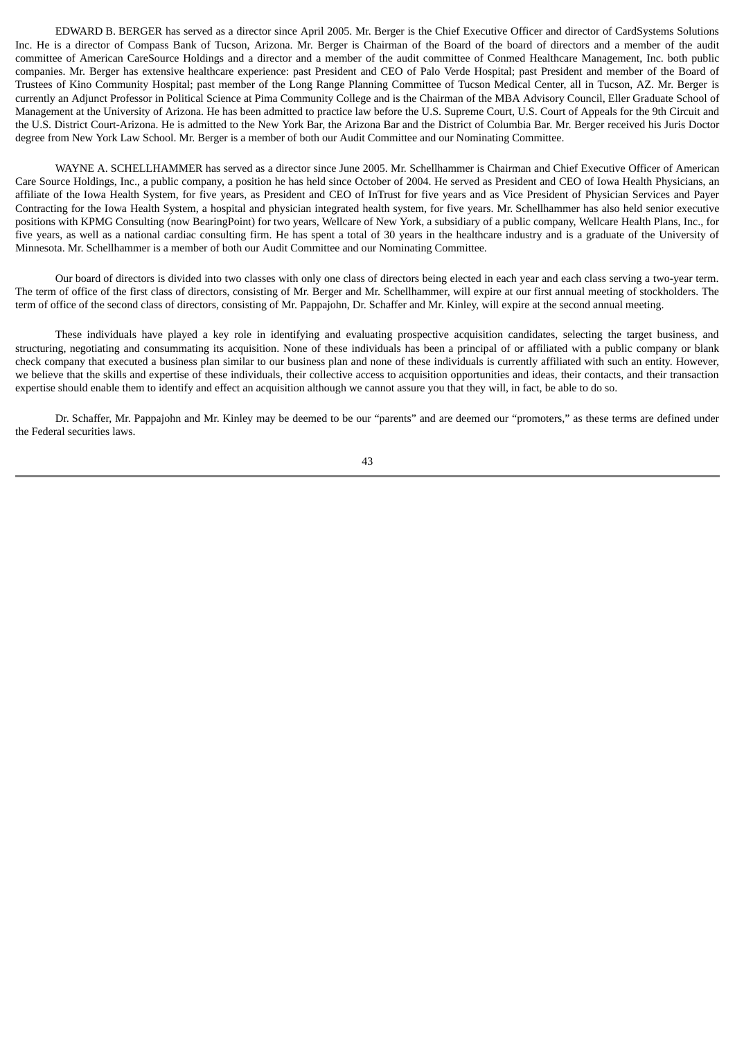EDWARD B. BERGER has served as a director since April 2005. Mr. Berger is the Chief Executive Officer and director of CardSystems Solutions Inc. He is a director of Compass Bank of Tucson, Arizona. Mr. Berger is Chairman of the Board of the board of directors and a member of the audit committee of American CareSource Holdings and a director and a member of the audit committee of Conmed Healthcare Management, Inc. both public companies. Mr. Berger has extensive healthcare experience: past President and CEO of Palo Verde Hospital; past President and member of the Board of Trustees of Kino Community Hospital; past member of the Long Range Planning Committee of Tucson Medical Center, all in Tucson, AZ. Mr. Berger is currently an Adjunct Professor in Political Science at Pima Community College and is the Chairman of the MBA Advisory Council, Eller Graduate School of Management at the University of Arizona. He has been admitted to practice law before the U.S. Supreme Court, U.S. Court of Appeals for the 9th Circuit and the U.S. District Court-Arizona. He is admitted to the New York Bar, the Arizona Bar and the District of Columbia Bar. Mr. Berger received his Juris Doctor degree from New York Law School. Mr. Berger is a member of both our Audit Committee and our Nominating Committee.

WAYNE A. SCHELLHAMMER has served as a director since June 2005. Mr. Schellhammer is Chairman and Chief Executive Officer of American Care Source Holdings, Inc., a public company, a position he has held since October of 2004. He served as President and CEO of Iowa Health Physicians, an affiliate of the Iowa Health System, for five years, as President and CEO of InTrust for five years and as Vice President of Physician Services and Payer Contracting for the Iowa Health System, a hospital and physician integrated health system, for five years. Mr. Schellhammer has also held senior executive positions with KPMG Consulting (now BearingPoint) for two years, Wellcare of New York, a subsidiary of a public company, Wellcare Health Plans, Inc., for five years, as well as a national cardiac consulting firm. He has spent a total of 30 years in the healthcare industry and is a graduate of the University of Minnesota. Mr. Schellhammer is a member of both our Audit Committee and our Nominating Committee.

Our board of directors is divided into two classes with only one class of directors being elected in each year and each class serving a two-year term. The term of office of the first class of directors, consisting of Mr. Berger and Mr. Schellhammer, will expire at our first annual meeting of stockholders. The term of office of the second class of directors, consisting of Mr. Pappajohn, Dr. Schaffer and Mr. Kinley, will expire at the second annual meeting.

These individuals have played a key role in identifying and evaluating prospective acquisition candidates, selecting the target business, and structuring, negotiating and consummating its acquisition. None of these individuals has been a principal of or affiliated with a public company or blank check company that executed a business plan similar to our business plan and none of these individuals is currently affiliated with such an entity. However, we believe that the skills and expertise of these individuals, their collective access to acquisition opportunities and ideas, their contacts, and their transaction expertise should enable them to identify and effect an acquisition although we cannot assure you that they will, in fact, be able to do so.

Dr. Schaffer, Mr. Pappajohn and Mr. Kinley may be deemed to be our "parents" and are deemed our "promoters," as these terms are defined under the Federal securities laws.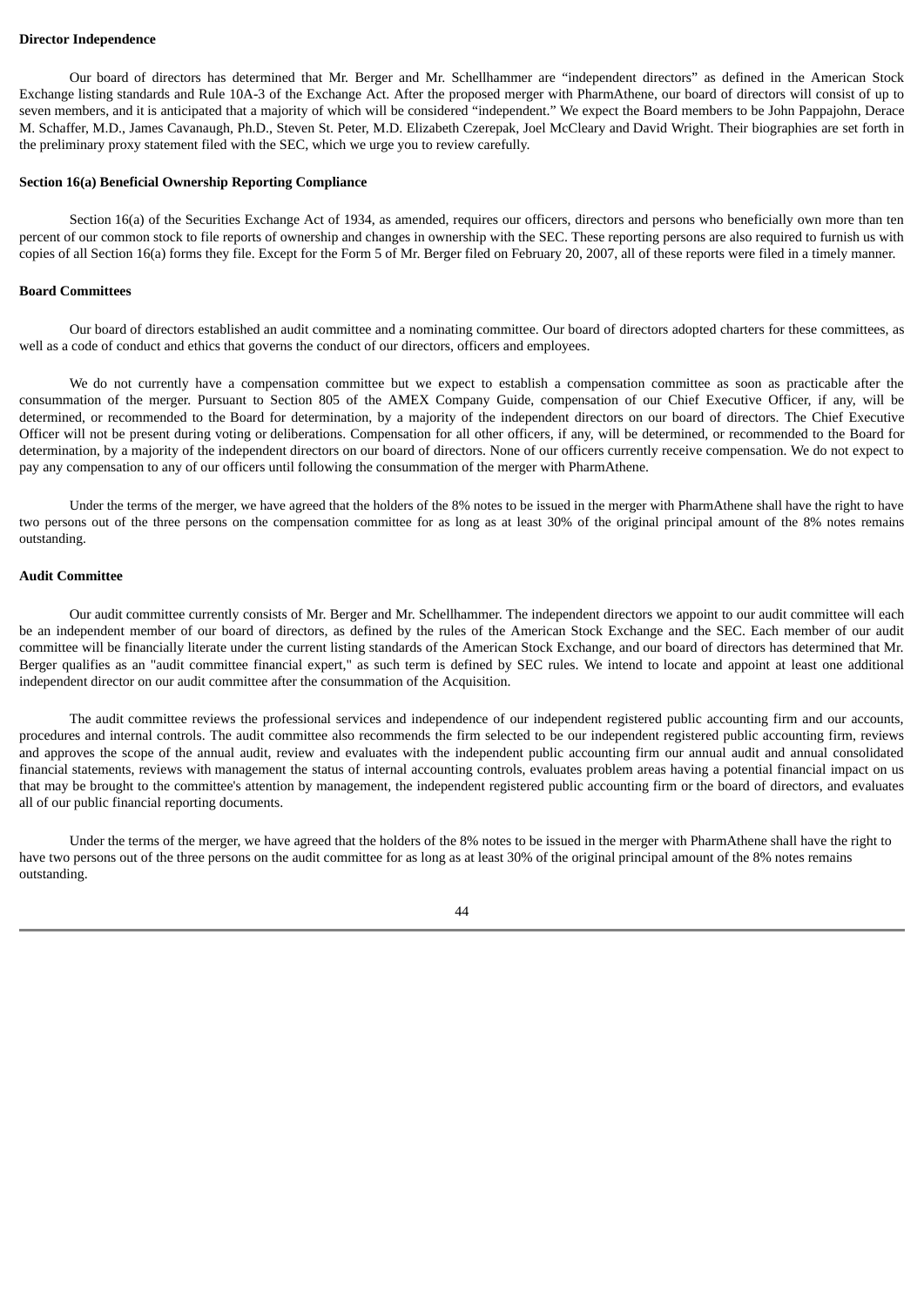**Director Independence**

Our board of directors has determined that Mr. Berger and Mr. Schellhammer are "independent directors" as defined in the American Stock Exchange listing standards and Rule 10A-3 of the Exchange Act. After the proposed merger with PharmAthene, our board of directors will consist of up to seven members, and it is anticipated that a majority of which will be considered "independent." We expect the Board members to be John Pappajohn, Derace M. Schaffer, M.D., James Cavanaugh, Ph.D., Steven St. Peter, M.D. Elizabeth Czerepak, Joel McCleary and David Wright. Their biographies are set forth in the preliminary proxy statement filed with the SEC, which we urge you to review carefully.

**Section 16(a) Beneficial Ownership Reporting Compliance**

Section 16(a) of the Securities Exchange Act of 1934, as amended, requires our officers, directors and persons who beneficially own more than ten percent of our common stock to file reports of ownership and changes in ownership with the SEC. These reporting persons are also required to furnish us with copies of all Section 16(a) forms they file. Except for the Form 5 of Mr. Berger filed on February 20, 2007, all of these reports were filed in a timely manner.

**Board Committees**

Our board of directors established an audit committee and a nominating committee. Our board of directors adopted charters for these committees, as well as a code of conduct and ethics that governs the conduct of our directors, officers and employees.

We do not currently have a compensation committee but we expect to establish a compensation committee as soon as practicable after the consummation of the merger. Pursuant to Section 805 of the AMEX Company Guide, compensation of our Chief Executive Officer, if any, will be determined, or recommended to the Board for determination, by a majority of the independent directors on our board of directors. The Chief Executive Officer will not be present during voting or deliberations. Compensation for all other officers, if any, will be determined, or recommended to the Board for determination, by a majority of the independent directors on our board of directors. None of our officers currently receive compensation. We do not expect to pay any compensation to any of our officers until following the consummation of the merger with PharmAthene.

Under the terms of the merger, we have agreed that the holders of the 8% notes to be issued in the merger with PharmAthene shall have the right to have two persons out of the three persons on the compensation committee for as long as at least 30% of the original principal amount of the 8% notes remains outstanding.

**Audit Committee**

Our audit committee currently consists of Mr. Berger and Mr. Schellhammer. The independent directors we appoint to our audit committee will each be an independent member of our board of directors, as defined by the rules of the American Stock Exchange and the SEC. Each member of our audit committee will be financially literate under the current listing standards of the American Stock Exchange, and our board of directors has determined that Mr. Berger qualifies as an "audit committee financial expert," as such term is defined by SEC rules. We intend to locate and appoint at least one additional independent director on our audit committee after the consummation of the Acquisition.

The audit committee reviews the professional services and independence of our independent registered public accounting firm and our accounts, procedures and internal controls. The audit committee also recommends the firm selected to be our independent registered public accounting firm, reviews and approves the scope of the annual audit, review and evaluates with the independent public accounting firm our annual audit and annual consolidated financial statements, reviews with management the status of internal accounting controls, evaluates problem areas having a potential financial impact on us that may be brought to the committee's attention by management, the independent registered public accounting firm or the board of directors, and evaluates all of our public financial reporting documents.

Under the terms of the merger, we have agreed that the holders of the 8% notes to be issued in the merger with PharmAthene shall have the right to have two persons out of the three persons on the audit committee for as long as at least 30% of the original principal amount of the 8% notes remains outstanding.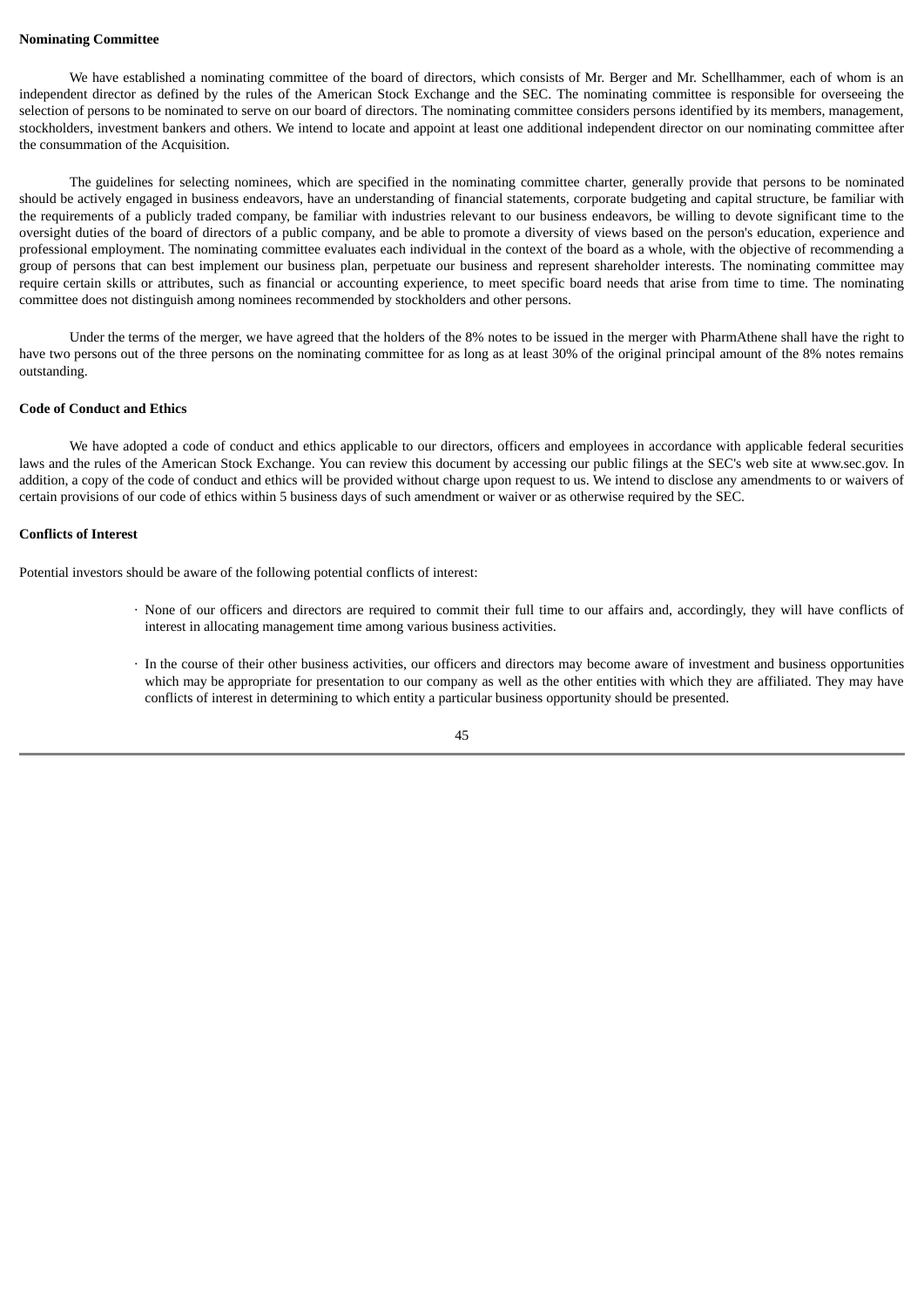**Nominating Committee**

We have established a nominating committee of the board of directors, which consists of Mr. Berger and Mr. Schellhammer, each of whom is an independent director as defined by the rules of the American Stock Exchange and the SEC. The nominating committee is responsible for overseeing the selection of persons to be nominated to serve on our board of directors. The nominating committee considers persons identified by its members, management, stockholders, investment bankers and others. We intend to locate and appoint at least one additional independent director on our nominating committee after the consummation of the Acquisition.

The guidelines for selecting nominees, which are specified in the nominating committee charter, generally provide that persons to be nominated should be actively engaged in business endeavors, have an understanding of financial statements, corporate budgeting and capital structure, be familiar with the requirements of a publicly traded company, be familiar with industries relevant to our business endeavors, be willing to devote significant time to the oversight duties of the board of directors of a public company, and be able to promote a diversity of views based on the person's education, experience and professional employment. The nominating committee evaluates each individual in the context of the board as a whole, with the objective of recommending a group of persons that can best implement our business plan, perpetuate our business and represent shareholder interests. The nominating committee may require certain skills or attributes, such as financial or accounting experience, to meet specific board needs that arise from time to time. The nominating committee does not distinguish among nominees recommended by stockholders and other persons.

Under the terms of the merger, we have agreed that the holders of the 8% notes to be issued in the merger with PharmAthene shall have the right to have two persons out of the three persons on the nominating committee for as long as at least 30% of the original principal amount of the 8% notes remains outstanding.

**Code of Conduct and Ethics**

We have adopted a code of conduct and ethics applicable to our directors, officers and employees in accordance with applicable federal securities laws and the rules of the American Stock Exchange. You can review this document by accessing our public filings at the SEC's web site at www.sec.gov. In addition, a copy of the code of conduct and ethics will be provided without charge upon request to us. We intend to disclose any amendments to or waivers of certain provisions of our code of ethics within 5 business days of such amendment or waiver or as otherwise required by the SEC.

**Conflicts of Interest**

Potential investors should be aware of the following potential conflicts of interest:

- None of our officers and directors are required to commit their full time to our affairs and, accordingly, they will have conflicts of interest in allocating management time among various business activities.

- In the course of their other business activities, our officers and directors may become aware of investment and business opportunities which may be appropriate for presentation to our company as well as the other entities with which they are affiliated. They may have conflicts of interest in determining to which entity a particular business opportunity should be presented.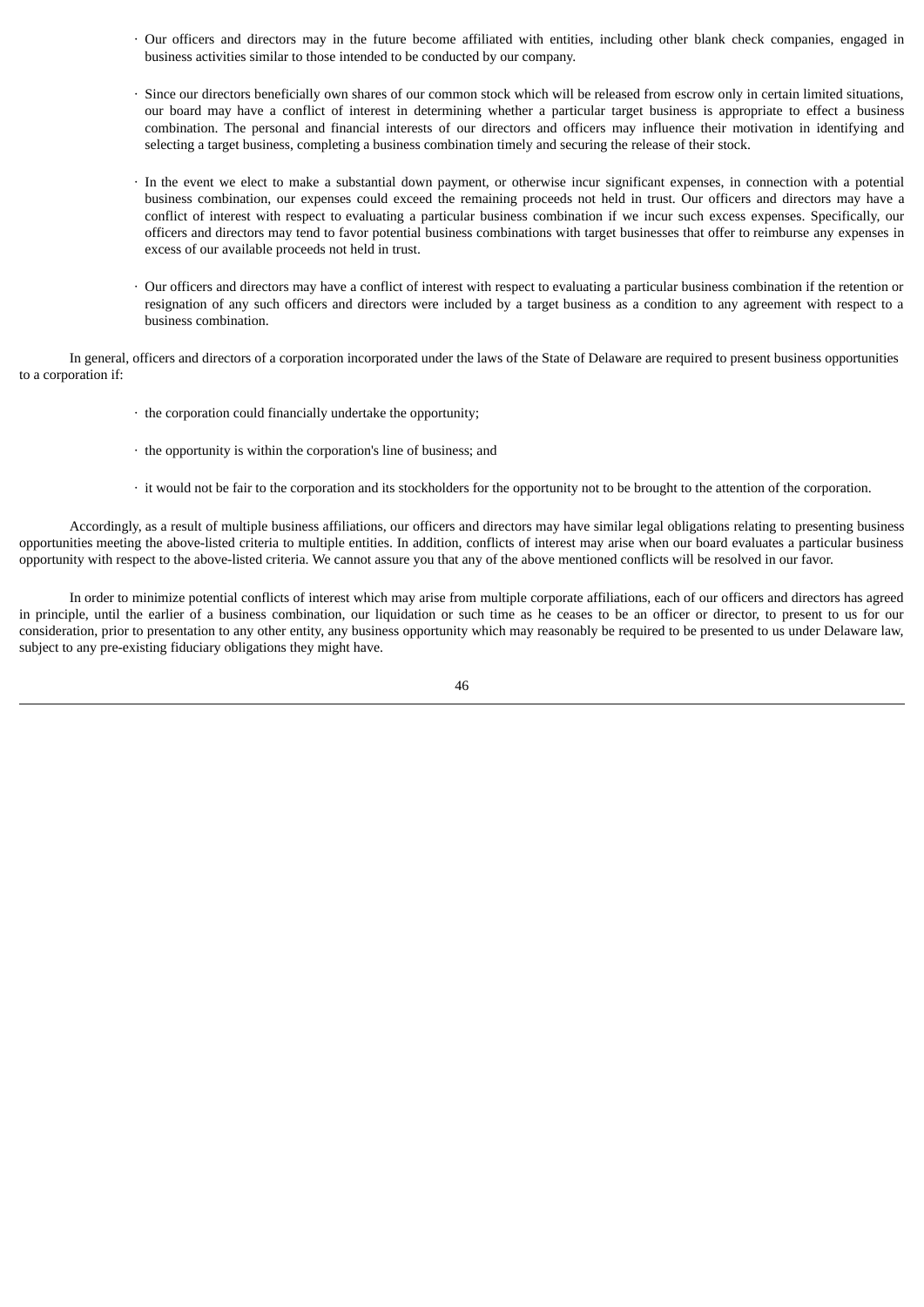- Our officers and directors may in the future become affiliated with entities, including other blank check companies, engaged in business activities similar to those intended to be conducted by our company.

- Since our directors beneficially own shares of our common stock which will be released from escrow only in certain limited situations, our board may have a conflict of interest in determining whether a particular target business is appropriate to effect a business combination. The personal and financial interests of our directors and officers may influence their motivation in identifying and selecting a target business, completing a business combination timely and securing the release of their stock.

- In the event we elect to make a substantial down payment, or otherwise incur significant expenses, in connection with a potential business combination, our expenses could exceed the remaining proceeds not held in trust. Our officers and directors may have a conflict of interest with respect to evaluating a particular business combination if we incur such excess expenses. Specifically, our officers and directors may tend to favor potential business combinations with target businesses that offer to reimburse any expenses in excess of our available proceeds not held in trust.

- Our officers and directors may have a conflict of interest with respect to evaluating a particular business combination if the retention or resignation of any such officers and directors were included by a target business as a condition to any agreement with respect to a business combination.

In general, officers and directors of a corporation incorporated under the laws of the State of Delaware are required to present business opportunities to a corporation if:

- the corporation could financially undertake the opportunity;

- the opportunity is within the corporation's line of business; and

- it would not be fair to the corporation and its stockholders for the opportunity not to be brought to the attention of the corporation.

Accordingly, as a result of multiple business affiliations, our officers and directors may have similar legal obligations relating to presenting business opportunities meeting the above-listed criteria to multiple entities. In addition, conflicts of interest may arise when our board evaluates a particular business opportunity with respect to the above-listed criteria. We cannot assure you that any of the above mentioned conflicts will be resolved in our favor.

In order to minimize potential conflicts of interest which may arise from multiple corporate affiliations, each of our officers and directors has agreed in principle, until the earlier of a business combination, our liquidation or such time as he ceases to be an officer or director, to present to us for our consideration, prior to presentation to any other entity, any business opportunity which may reasonably be required to be presented to us under Delaware law, subject to any pre-existing fiduciary obligations they might have.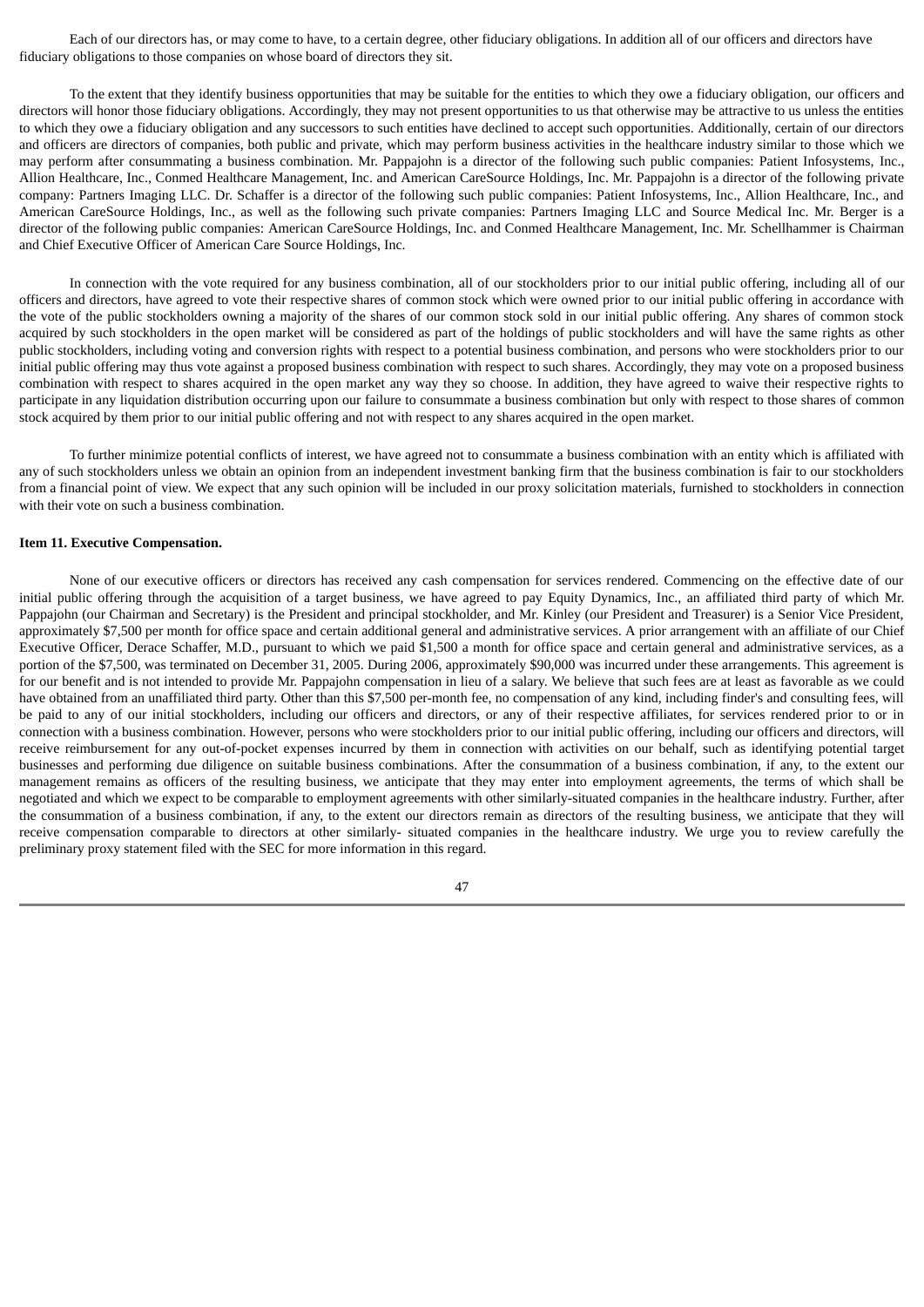Each of our directors has, or may come to have, to a certain degree, other fiduciary obligations. In addition all of our officers and directors have fiduciary obligations to those companies on whose board of directors they sit.

To the extent that they identify business opportunities that may be suitable for the entities to which they owe a fiduciary obligation, our officers and directors will honor those fiduciary obligations. Accordingly, they may not present opportunities to us that otherwise may be attractive to us unless the entities to which they owe a fiduciary obligation and any successors to such entities have declined to accept such opportunities. Additionally, certain of our directors and officers are directors of companies, both public and private, which may perform business activities in the healthcare industry similar to those which we may perform after consummating a business combination. Mr. Pappajohn is a director of the following such public companies: Patient Infosystems, Inc., Allion Healthcare, Inc., Conmed Healthcare Management, Inc. and American CareSource Holdings, Inc. Mr. Pappajohn is a director of the following private company: Partners Imaging LLC. Dr. Schaffer is a director of the following such public companies: Patient Infosystems, Inc., Allion Healthcare, Inc., and American CareSource Holdings, Inc., as well as the following such private companies: Partners Imaging LLC and Source Medical Inc. Mr. Berger is a director of the following public companies: American CareSource Holdings, Inc. and Conmed Healthcare Management, Inc. Mr. Schellhammer is Chairman and Chief Executive Officer of American Care Source Holdings, Inc.

In connection with the vote required for any business combination, all of our stockholders prior to our initial public offering, including all of our officers and directors, have agreed to vote their respective shares of common stock which were owned prior to our initial public offering in accordance with the vote of the public stockholders owning a majority of the shares of our common stock sold in our initial public offering. Any shares of common stock acquired by such stockholders in the open market will be considered as part of the holdings of public stockholders and will have the same rights as other public stockholders, including voting and conversion rights with respect to a potential business combination, and persons who were stockholders prior to our initial public offering may thus vote against a proposed business combination with respect to such shares. Accordingly, they may vote on a proposed business combination with respect to shares acquired in the open market any way they so choose. In addition, they have agreed to waive their respective rights to participate in any liquidation distribution occurring upon our failure to consummate a business combination but only with respect to those shares of common stock acquired by them prior to our initial public offering and not with respect to any shares acquired in the open market.

To further minimize potential conflicts of interest, we have agreed not to consummate a business combination with an entity which is affiliated with any of such stockholders unless we obtain an opinion from an independent investment banking firm that the business combination is fair to our stockholders from a financial point of view. We expect that any such opinion will be included in our proxy solicitation materials, furnished to stockholders in connection with their vote on such a business combination.

**Item 11. Executive Compensation.**

None of our executive officers or directors has received any cash compensation for services rendered. Commencing on the effective date of our initial public offering through the acquisition of a target business, we have agreed to pay Equity Dynamics, Inc., an affiliated third party of which Mr. Pappajohn (our Chairman and Secretary) is the President and principal stockholder, and Mr. Kinley (our President and Treasurer) is a Senior Vice President, approximately $7,500 per month for office space and certain additional general and administrative services. A prior arrangement with an affiliate of our Chief Executive Officer, Derace Schaffer, M.D., pursuant to which we paid $1,500 a month for office space and certain general and administrative services, as a portion of the $7,500, was terminated on December 31, 2005. During 2006, approximately $90,000 was incurred under these arrangements. This agreement is for our benefit and is not intended to provide Mr. Pappajohn compensation in lieu of a salary. We believe that such fees are at least as favorable as we could have obtained from an unaffiliated third party. Other than this $7,500 per-month fee, no compensation of any kind, including finder's and consulting fees, will be paid to any of our initial stockholders, including our officers and directors, or any of their respective affiliates, for services rendered prior to or in connection with a business combination. However, persons who were stockholders prior to our initial public offering, including our officers and directors, will receive reimbursement for any out-of-pocket expenses incurred by them in connection with activities on our behalf, such as identifying potential target businesses and performing due diligence on suitable business combinations. After the consummation of a business combination, if any, to the extent our management remains as officers of the resulting business, we anticipate that they may enter into employment agreements, the terms of which shall be negotiated and which we expect to be comparable to employment agreements with other similarly-situated companies in the healthcare industry. Further, after the consummation of a business combination, if any, to the extent our directors remain as directors of the resulting business, we anticipate that they will receive compensation comparable to directors at other similarly- situated companies in the healthcare industry. We urge you to review carefully the preliminary proxy statement filed with the SEC for more information in this regard.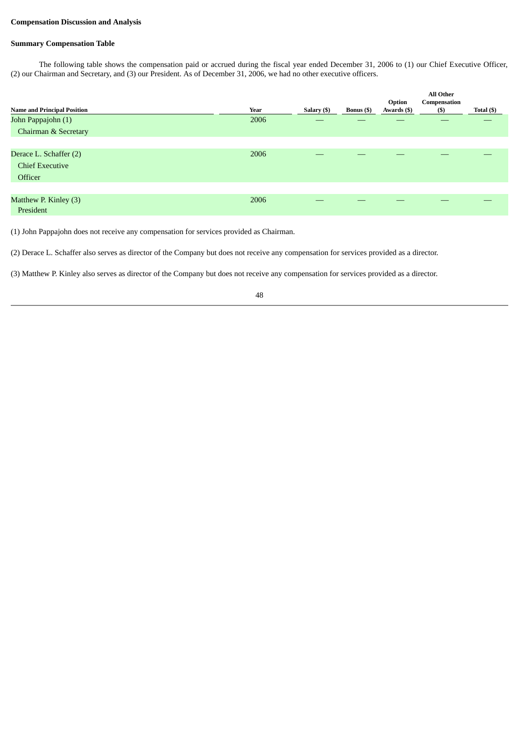**Compensation Discussion and Analysis**

**Summary Compensation Table**

The following table shows the compensation paid or accrued during the fiscal year ended December 31, 2006 to (1) our Chief Executive Officer, (2) our Chairman and Secretary, and (3) our President. As of December 31, 2006, we had no other executive officers.

| Name and Principal Position | Year | Salary ($) | Bonus ($) | Option Awards ($) | All Other Compensation ($) | Total ($) |
|---|---|---|---|---|---|---|
| John Pappajohn (1)<br>Chairman & Secretary | 2006 | — | — | — | — | — |
| Derace L. Schaffer (2)<br>Chief Executive Officer | 2006 | — | — | — | — | — |
| Matthew P. Kinley (3)<br>President | 2006 | — | — | — | — | — |

(1) John Pappajohn does not receive any compensation for services provided as Chairman.

(2) Derace L. Schaffer also serves as director of the Company but does not receive any compensation for services provided as a director.

(3) Matthew P. Kinley also serves as director of the Company but does not receive any compensation for services provided as a director.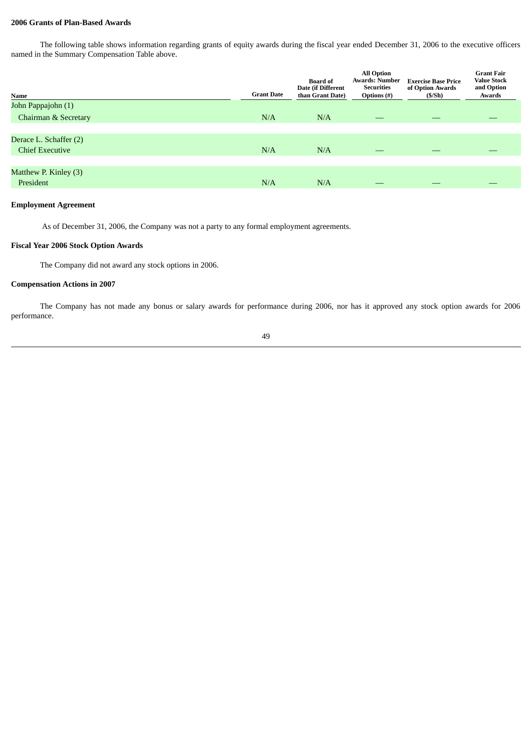### 2006 Grants of Plan-Based Awards

The following table shows information regarding grants of equity awards during the fiscal year ended December 31, 2006 to the executive officers named in the Summary Compensation Table above.

| Name | Grant Date | Board of Date (if Different than Grant Date) | All Option Awards: Number Securities Options (#) | Exercise Base Price of Option Awards ($/Sh) | Grant Fair Value Stock and Option Awards |
|---|---|---|---|---|---|
| John Pappajohn (1) | | | | | |
| Chairman & Secretary | N/A | N/A | — | — | — |
| Derace L. Schaffer (2) | | | | | |
| Chief Executive | N/A | N/A | — | — | — |
| Matthew P. Kinley (3) | | | | | |
| President | N/A | N/A | — | — | — |

### Employment Agreement

As of December 31, 2006, the Company was not a party to any formal employment agreements.

### Fiscal Year 2006 Stock Option Awards

The Company did not award any stock options in 2006.

### Compensation Actions in 2007

The Company has not made any bonus or salary awards for performance during 2006, nor has it approved any stock option awards for 2006 performance.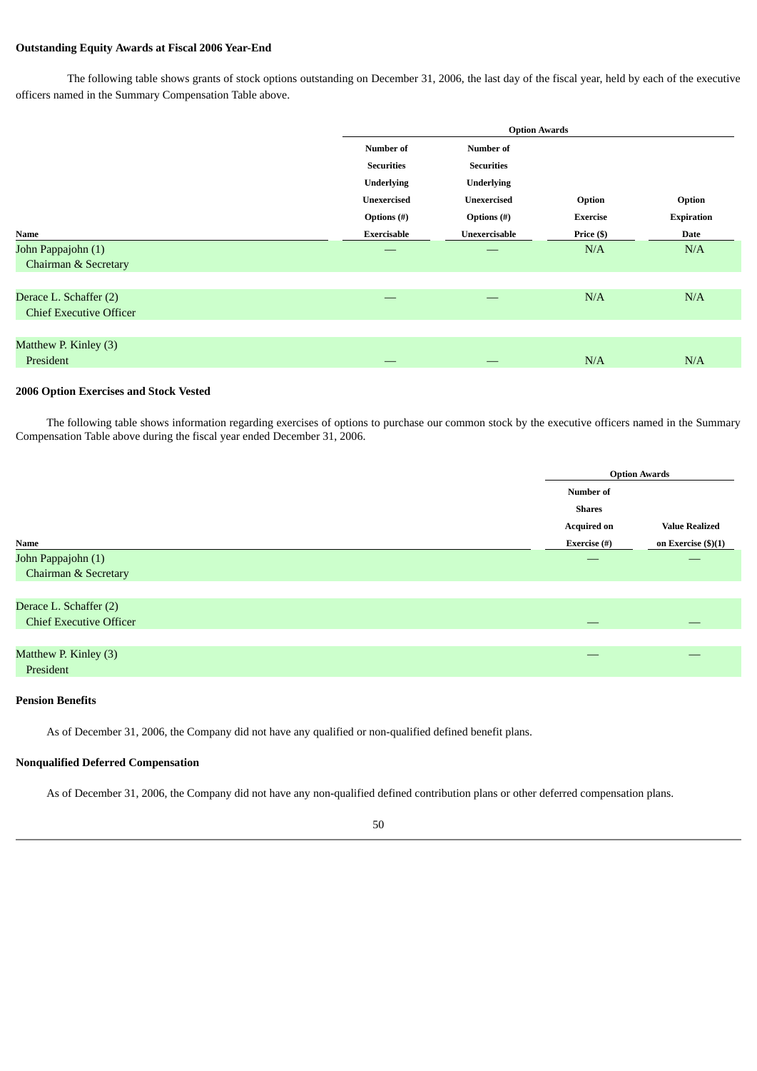**Outstanding Equity Awards at Fiscal 2006 Year-End**

The following table shows grants of stock options outstanding on December 31, 2006, the last day of the fiscal year, held by each of the executive officers named in the Summary Compensation Table above.

| | Option Awards | | | |
|---|---|---|---|---|
| Name | Number of Securities Underlying Unexercised Options (#) Exercisable | Number of Securities Underlying Unexercised Options (#) Unexercisable | Option Exercise Price ($) | Option Expiration Date |
| John Pappajohn (1) Chairman & Secretary | — | — | N/A | N/A |
| Derace L. Schaffer (2) Chief Executive Officer | — | — | N/A | N/A |
| Matthew P. Kinley (3) President | — | — | N/A | N/A |

**2006 Option Exercises and Stock Vested**

The following table shows information regarding exercises of options to purchase our common stock by the executive officers named in the Summary Compensation Table above during the fiscal year ended December 31, 2006.

| | Option Awards | |
|---|---|---|
| Name | Number of Shares Acquired on Exercise (#) | Value Realized on Exercise ($)(1) |
| John Pappajohn (1) Chairman & Secretary | — | — |
| Derace L. Schaffer (2) Chief Executive Officer | — | — |
| Matthew P. Kinley (3) President | — | — |

**Pension Benefits**

As of December 31, 2006, the Company did not have any qualified or non-qualified defined benefit plans.

**Nonqualified Deferred Compensation**

As of December 31, 2006, the Company did not have any non-qualified defined contribution plans or other deferred compensation plans.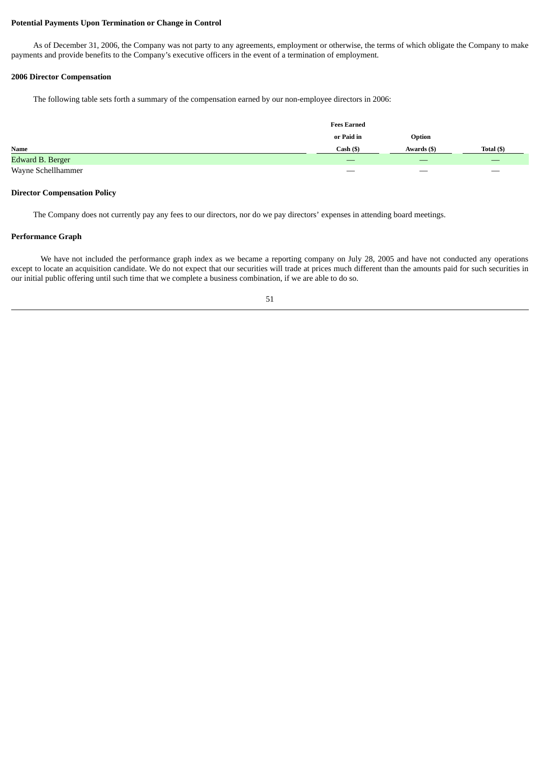**Potential Payments Upon Termination or Change in Control**

As of December 31, 2006, the Company was not party to any agreements, employment or otherwise, the terms of which obligate the Company to make payments and provide benefits to the Company's executive officers in the event of a termination of employment.

**2006 Director Compensation**

The following table sets forth a summary of the compensation earned by our non-employee directors in 2006:

| Name | Fees Earned or Paid in Cash ($) | Option Awards ($) | Total ($) |
|---|---|---|---|
| Edward B. Berger | — | — | — |
| Wayne Schellhammer | — | — | — |

**Director Compensation Policy**

The Company does not currently pay any fees to our directors, nor do we pay directors' expenses in attending board meetings.

**Performance Graph**

We have not included the performance graph index as we became a reporting company on July 28, 2005 and have not conducted any operations except to locate an acquisition candidate. We do not expect that our securities will trade at prices much different than the amounts paid for such securities in our initial public offering until such time that we complete a business combination, if we are able to do so.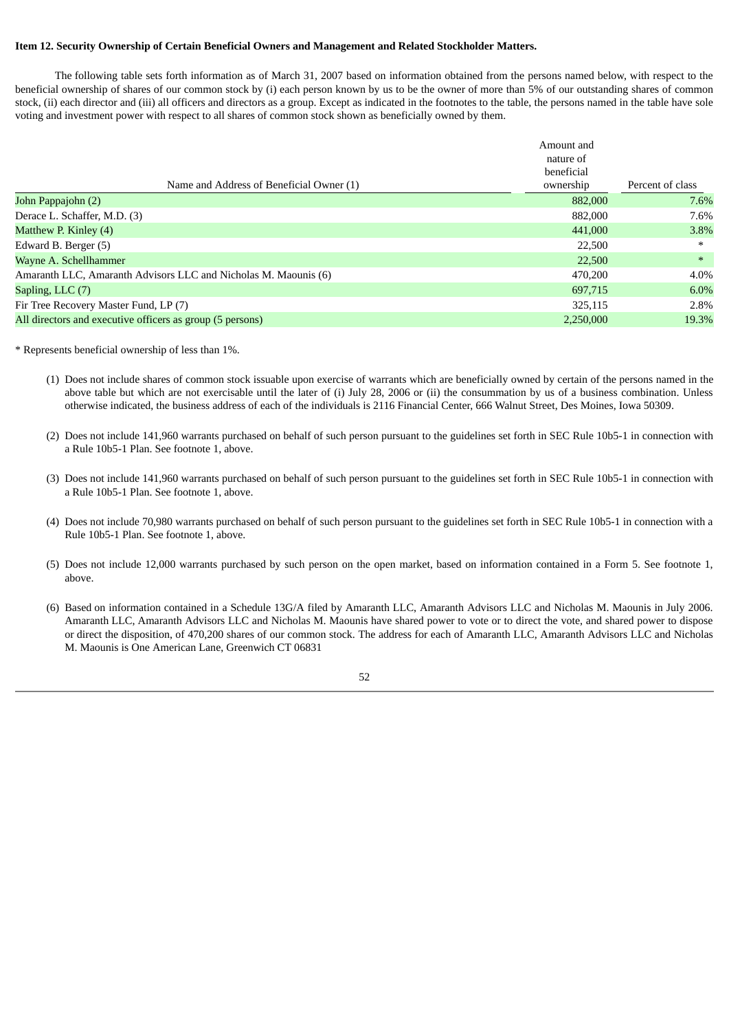**Item 12. Security Ownership of Certain Beneficial Owners and Management and Related Stockholder Matters.**

The following table sets forth information as of March 31, 2007 based on information obtained from the persons named below, with respect to the beneficial ownership of shares of our common stock by (i) each person known by us to be the owner of more than 5% of our outstanding shares of common stock, (ii) each director and (iii) all officers and directors as a group. Except as indicated in the footnotes to the table, the persons named in the table have sole voting and investment power with respect to all shares of common stock shown as beneficially owned by them.

| Name and Address of Beneficial Owner (1) | Amount and nature of beneficial ownership | Percent of class |
|---|---|---|
| John Pappajohn (2) | 882,000 | 7.6% |
| Derace L. Schaffer, M.D. (3) | 882,000 | 7.6% |
| Matthew P. Kinley (4) | 441,000 | 3.8% |
| Edward B. Berger (5) | 22,500 | * |
| Wayne A. Schellhammer | 22,500 | * |
| Amaranth LLC, Amaranth Advisors LLC and Nicholas M. Maounis (6) | 470,200 | 4.0% |
| Sapling, LLC (7) | 697,715 | 6.0% |
| Fir Tree Recovery Master Fund, LP (7) | 325,115 | 2.8% |
| All directors and executive officers as group (5 persons) | 2,250,000 | 19.3% |

* Represents beneficial ownership of less than 1%.

(1) Does not include shares of common stock issuable upon exercise of warrants which are beneficially owned by certain of the persons named in the above table but which are not exercisable until the later of (i) July 28, 2006 or (ii) the consummation by us of a business combination. Unless otherwise indicated, the business address of each of the individuals is 2116 Financial Center, 666 Walnut Street, Des Moines, Iowa 50309.

(2) Does not include 141,960 warrants purchased on behalf of such person pursuant to the guidelines set forth in SEC Rule 10b5-1 in connection with a Rule 10b5-1 Plan. See footnote 1, above.

(3) Does not include 141,960 warrants purchased on behalf of such person pursuant to the guidelines set forth in SEC Rule 10b5-1 in connection with a Rule 10b5-1 Plan. See footnote 1, above.

(4) Does not include 70,980 warrants purchased on behalf of such person pursuant to the guidelines set forth in SEC Rule 10b5-1 in connection with a Rule 10b5-1 Plan. See footnote 1, above.

(5) Does not include 12,000 warrants purchased by such person on the open market, based on information contained in a Form 5. See footnote 1, above.

(6) Based on information contained in a Schedule 13G/A filed by Amaranth LLC, Amaranth Advisors LLC and Nicholas M. Maounis in July 2006. Amaranth LLC, Amaranth Advisors LLC and Nicholas M. Maounis have shared power to vote or to direct the vote, and shared power to dispose or direct the disposition, of 470,200 shares of our common stock. The address for each of Amaranth LLC, Amaranth Advisors LLC and Nicholas M. Maounis is One American Lane, Greenwich CT 06831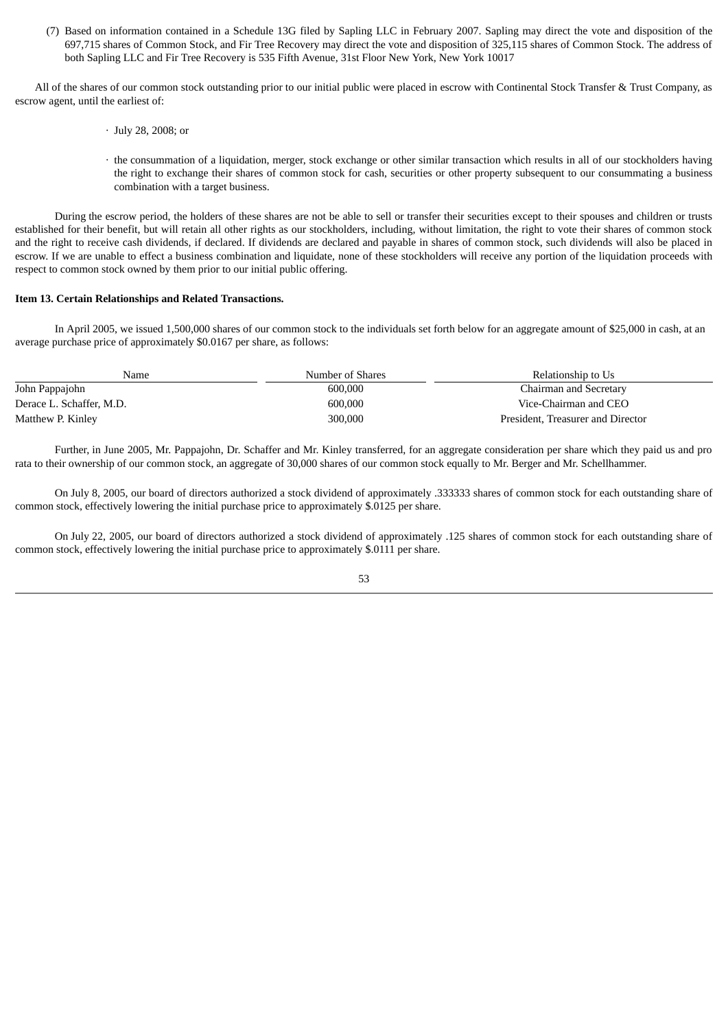(7) Based on information contained in a Schedule 13G filed by Sapling LLC in February 2007. Sapling may direct the vote and disposition of the 697,715 shares of Common Stock, and Fir Tree Recovery may direct the vote and disposition of 325,115 shares of Common Stock. The address of both Sapling LLC and Fir Tree Recovery is 535 Fifth Avenue, 31st Floor New York, New York 10017

All of the shares of our common stock outstanding prior to our initial public were placed in escrow with Continental Stock Transfer & Trust Company, as escrow agent, until the earliest of:

- July 28, 2008; or
- the consummation of a liquidation, merger, stock exchange or other similar transaction which results in all of our stockholders having the right to exchange their shares of common stock for cash, securities or other property subsequent to our consummating a business combination with a target business.

During the escrow period, the holders of these shares are not be able to sell or transfer their securities except to their spouses and children or trusts established for their benefit, but will retain all other rights as our stockholders, including, without limitation, the right to vote their shares of common stock and the right to receive cash dividends, if declared. If dividends are declared and payable in shares of common stock, such dividends will also be placed in escrow. If we are unable to effect a business combination and liquidate, none of these stockholders will receive any portion of the liquidation proceeds with respect to common stock owned by them prior to our initial public offering.

**Item 13. Certain Relationships and Related Transactions.**

In April 2005, we issued 1,500,000 shares of our common stock to the individuals set forth below for an aggregate amount of $25,000 in cash, at an average purchase price of approximately $0.0167 per share, as follows:

| Name | Number of Shares | Relationship to Us |
|---|---|---|
| John Pappajohn | 600,000 | Chairman and Secretary |
| Derace L. Schaffer, M.D. | 600,000 | Vice-Chairman and CEO |
| Matthew P. Kinley | 300,000 | President, Treasurer and Director |

Further, in June 2005, Mr. Pappajohn, Dr. Schaffer and Mr. Kinley transferred, for an aggregate consideration per share which they paid us and pro rata to their ownership of our common stock, an aggregate of 30,000 shares of our common stock equally to Mr. Berger and Mr. Schellhammer.

On July 8, 2005, our board of directors authorized a stock dividend of approximately .333333 shares of common stock for each outstanding share of common stock, effectively lowering the initial purchase price to approximately $.0125 per share.

On July 22, 2005, our board of directors authorized a stock dividend of approximately .125 shares of common stock for each outstanding share of common stock, effectively lowering the initial purchase price to approximately $.0111 per share.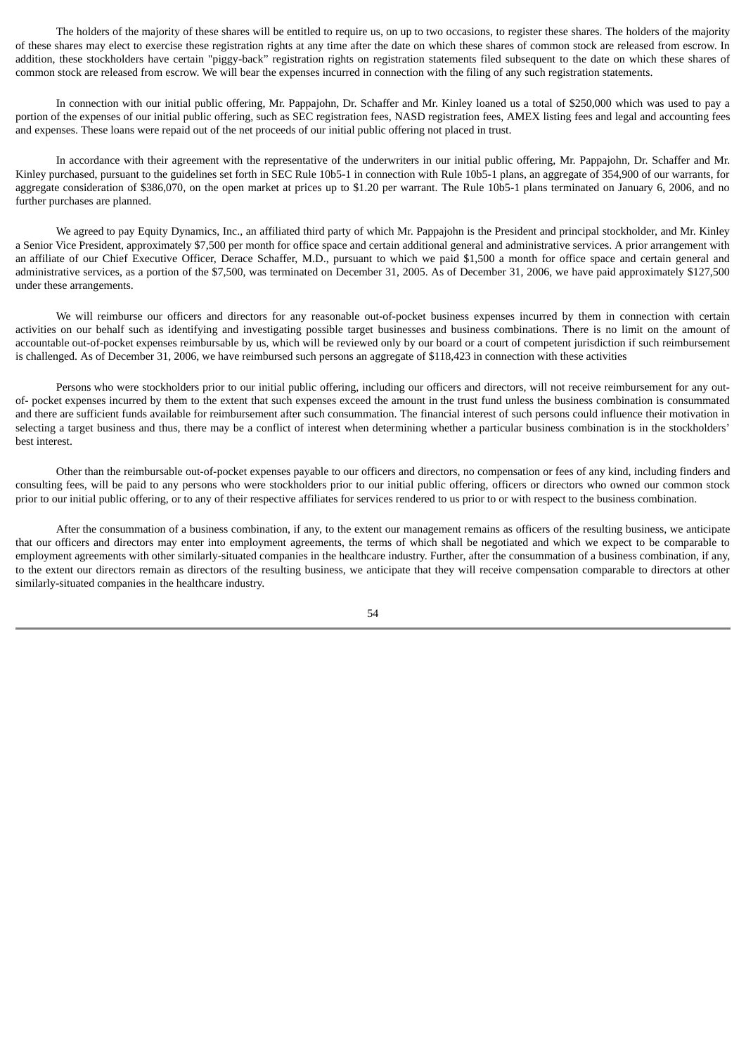The holders of the majority of these shares will be entitled to require us, on up to two occasions, to register these shares. The holders of the majority of these shares may elect to exercise these registration rights at any time after the date on which these shares of common stock are released from escrow. In addition, these stockholders have certain "piggy-back" registration rights on registration statements filed subsequent to the date on which these shares of common stock are released from escrow. We will bear the expenses incurred in connection with the filing of any such registration statements.

In connection with our initial public offering, Mr. Pappajohn, Dr. Schaffer and Mr. Kinley loaned us a total of $250,000 which was used to pay a portion of the expenses of our initial public offering, such as SEC registration fees, NASD registration fees, AMEX listing fees and legal and accounting fees and expenses. These loans were repaid out of the net proceeds of our initial public offering not placed in trust.

In accordance with their agreement with the representative of the underwriters in our initial public offering, Mr. Pappajohn, Dr. Schaffer and Mr. Kinley purchased, pursuant to the guidelines set forth in SEC Rule 10b5-1 in connection with Rule 10b5-1 plans, an aggregate of 354,900 of our warrants, for aggregate consideration of $386,070, on the open market at prices up to $1.20 per warrant. The Rule 10b5-1 plans terminated on January 6, 2006, and no further purchases are planned.

We agreed to pay Equity Dynamics, Inc., an affiliated third party of which Mr. Pappajohn is the President and principal stockholder, and Mr. Kinley a Senior Vice President, approximately $7,500 per month for office space and certain additional general and administrative services. A prior arrangement with an affiliate of our Chief Executive Officer, Derace Schaffer, M.D., pursuant to which we paid $1,500 a month for office space and certain general and administrative services, as a portion of the $7,500, was terminated on December 31, 2005. As of December 31, 2006, we have paid approximately $127,500 under these arrangements.

We will reimburse our officers and directors for any reasonable out-of-pocket business expenses incurred by them in connection with certain activities on our behalf such as identifying and investigating possible target businesses and business combinations. There is no limit on the amount of accountable out-of-pocket expenses reimbursable by us, which will be reviewed only by our board or a court of competent jurisdiction if such reimbursement is challenged. As of December 31, 2006, we have reimbursed such persons an aggregate of $118,423 in connection with these activities

Persons who were stockholders prior to our initial public offering, including our officers and directors, will not receive reimbursement for any out-of- pocket expenses incurred by them to the extent that such expenses exceed the amount in the trust fund unless the business combination is consummated and there are sufficient funds available for reimbursement after such consummation. The financial interest of such persons could influence their motivation in selecting a target business and thus, there may be a conflict of interest when determining whether a particular business combination is in the stockholders' best interest.

Other than the reimbursable out-of-pocket expenses payable to our officers and directors, no compensation or fees of any kind, including finders and consulting fees, will be paid to any persons who were stockholders prior to our initial public offering, officers or directors who owned our common stock prior to our initial public offering, or to any of their respective affiliates for services rendered to us prior to or with respect to the business combination.

After the consummation of a business combination, if any, to the extent our management remains as officers of the resulting business, we anticipate that our officers and directors may enter into employment agreements, the terms of which shall be negotiated and which we expect to be comparable to employment agreements with other similarly-situated companies in the healthcare industry. Further, after the consummation of a business combination, if any, to the extent our directors remain as directors of the resulting business, we anticipate that they will receive compensation comparable to directors at other similarly-situated companies in the healthcare industry.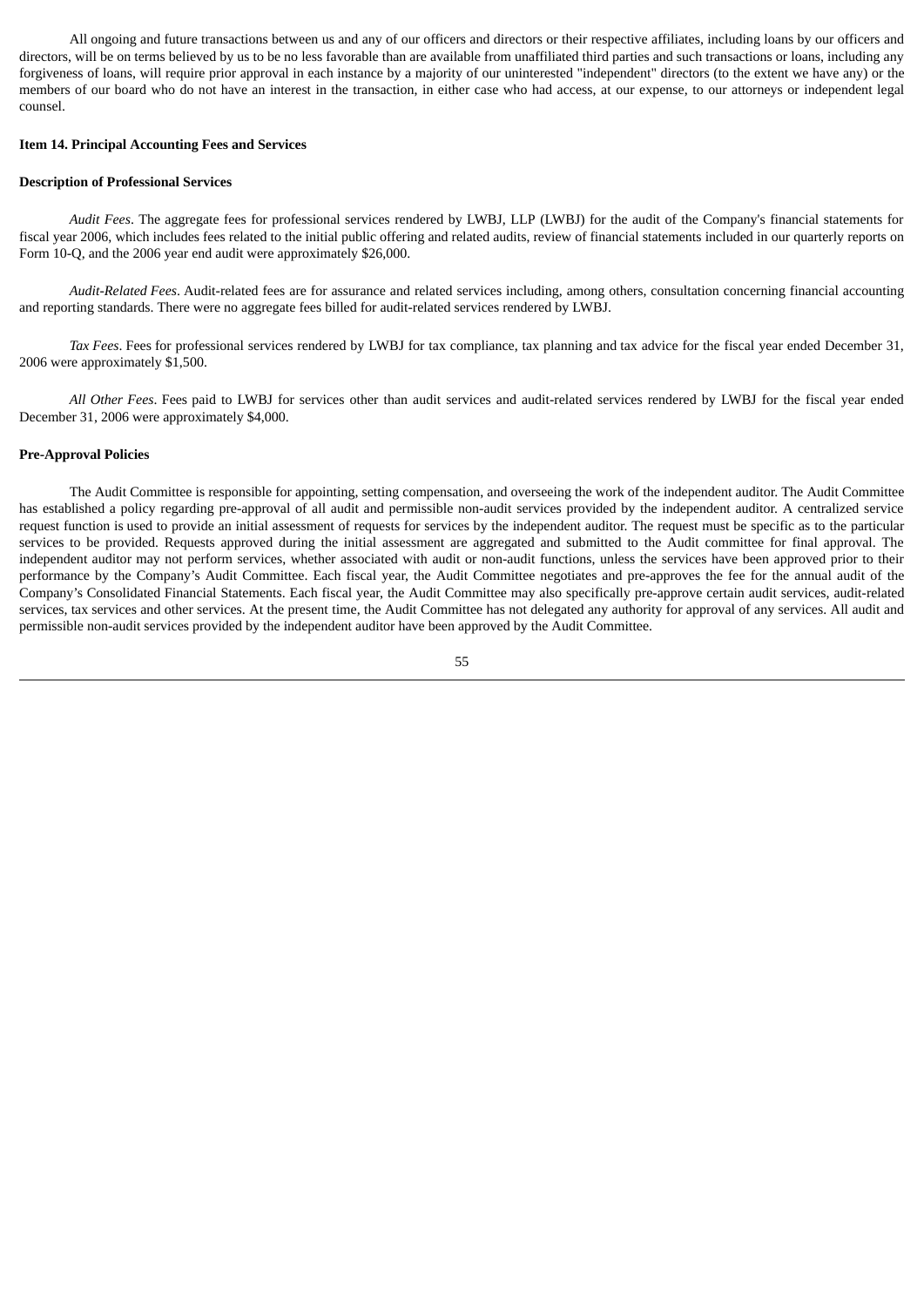All ongoing and future transactions between us and any of our officers and directors or their respective affiliates, including loans by our officers and directors, will be on terms believed by us to be no less favorable than are available from unaffiliated third parties and such transactions or loans, including any forgiveness of loans, will require prior approval in each instance by a majority of our uninterested "independent" directors (to the extent we have any) or the members of our board who do not have an interest in the transaction, in either case who had access, at our expense, to our attorneys or independent legal counsel.

**Item 14. Principal Accounting Fees and Services**

**Description of Professional Services**

*Audit Fees*. The aggregate fees for professional services rendered by LWBJ, LLP (LWBJ) for the audit of the Company's financial statements for fiscal year 2006, which includes fees related to the initial public offering and related audits, review of financial statements included in our quarterly reports on Form 10-Q, and the 2006 year end audit were approximately $26,000.

*Audit-Related Fees*. Audit-related fees are for assurance and related services including, among others, consultation concerning financial accounting and reporting standards. There were no aggregate fees billed for audit-related services rendered by LWBJ.

*Tax Fees*. Fees for professional services rendered by LWBJ for tax compliance, tax planning and tax advice for the fiscal year ended December 31, 2006 were approximately $1,500.

*All Other Fees*. Fees paid to LWBJ for services other than audit services and audit-related services rendered by LWBJ for the fiscal year ended December 31, 2006 were approximately $4,000.

**Pre-Approval Policies**

The Audit Committee is responsible for appointing, setting compensation, and overseeing the work of the independent auditor. The Audit Committee has established a policy regarding pre-approval of all audit and permissible non-audit services provided by the independent auditor. A centralized service request function is used to provide an initial assessment of requests for services by the independent auditor. The request must be specific as to the particular services to be provided. Requests approved during the initial assessment are aggregated and submitted to the Audit committee for final approval. The independent auditor may not perform services, whether associated with audit or non-audit functions, unless the services have been approved prior to their performance by the Company's Audit Committee. Each fiscal year, the Audit Committee negotiates and pre-approves the fee for the annual audit of the Company's Consolidated Financial Statements. Each fiscal year, the Audit Committee may also specifically pre-approve certain audit services, audit-related services, tax services and other services. At the present time, the Audit Committee has not delegated any authority for approval of any services. All audit and permissible non-audit services provided by the independent auditor have been approved by the Audit Committee.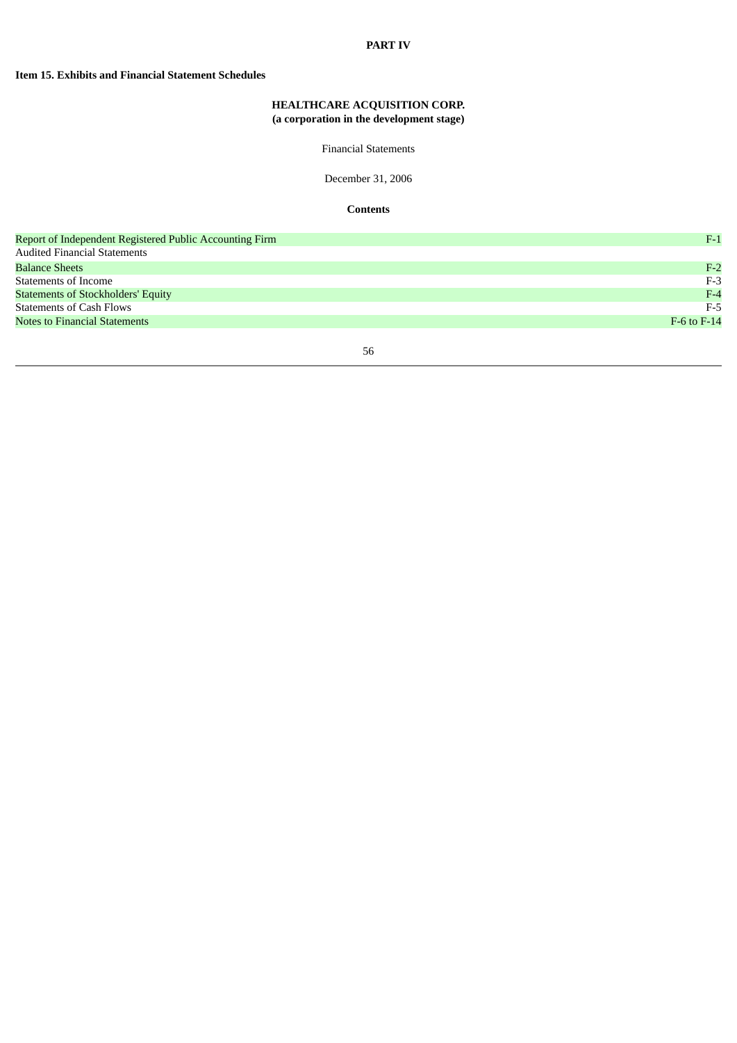# PART IV

## Item 15. Exhibits and Financial Statement Schedules

**HEALTHCARE ACQUISITION CORP.**
**(a corporation in the development stage)**

Financial Statements

December 31, 2006

**Contents**

| | |
|---|---|
| Report of Independent Registered Public Accounting Firm | F-1 |
| Audited Financial Statements | |
| Balance Sheets | F-2 |
| Statements of Income | F-3 |
| Statements of Stockholders' Equity | F-4 |
| Statements of Cash Flows | F-5 |
| Notes to Financial Statements | F-6 to F-14 |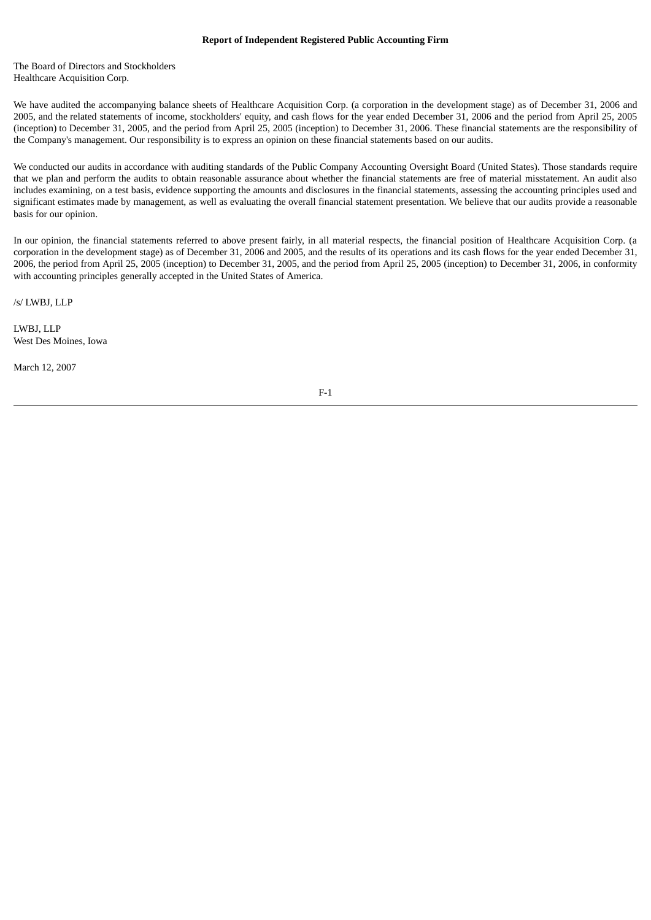**Report of Independent Registered Public Accounting Firm**

The Board of Directors and Stockholders
Healthcare Acquisition Corp.

We have audited the accompanying balance sheets of Healthcare Acquisition Corp. (a corporation in the development stage) as of December 31, 2006 and 2005, and the related statements of income, stockholders' equity, and cash flows for the year ended December 31, 2006 and the period from April 25, 2005 (inception) to December 31, 2005, and the period from April 25, 2005 (inception) to December 31, 2006. These financial statements are the responsibility of the Company's management. Our responsibility is to express an opinion on these financial statements based on our audits.

We conducted our audits in accordance with auditing standards of the Public Company Accounting Oversight Board (United States). Those standards require that we plan and perform the audits to obtain reasonable assurance about whether the financial statements are free of material misstatement. An audit also includes examining, on a test basis, evidence supporting the amounts and disclosures in the financial statements, assessing the accounting principles used and significant estimates made by management, as well as evaluating the overall financial statement presentation. We believe that our audits provide a reasonable basis for our opinion.

In our opinion, the financial statements referred to above present fairly, in all material respects, the financial position of Healthcare Acquisition Corp. (a corporation in the development stage) as of December 31, 2006 and 2005, and the results of its operations and its cash flows for the year ended December 31, 2006, the period from April 25, 2005 (inception) to December 31, 2005, and the period from April 25, 2005 (inception) to December 31, 2006, in conformity with accounting principles generally accepted in the United States of America.

/s/ LWBJ, LLP

LWBJ, LLP
West Des Moines, Iowa

March 12, 2007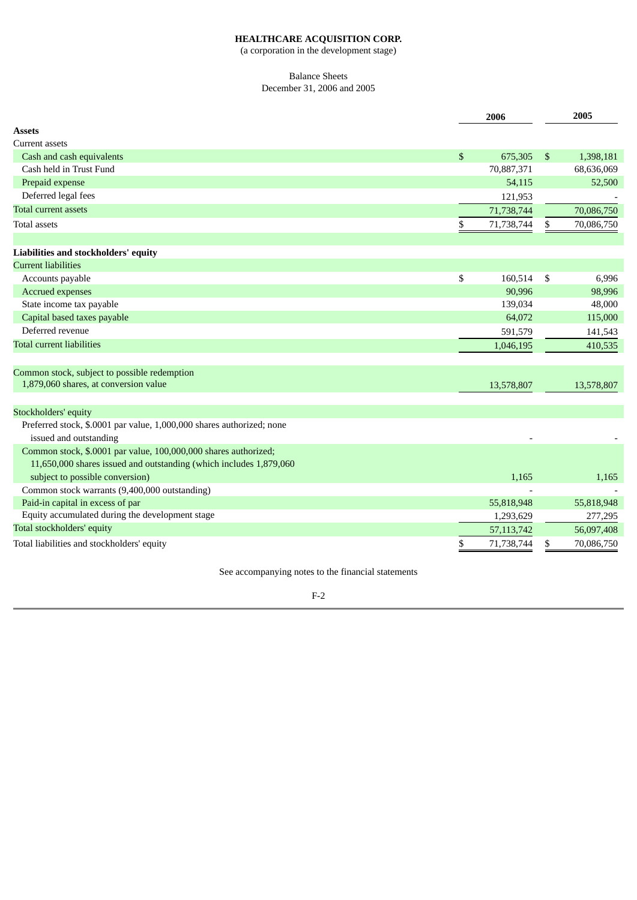**HEALTHCARE ACQUISITION CORP.**

(a corporation in the development stage)

Balance Sheets

December 31, 2006 and 2005

| | 2006 | 2005 |
|---|---|---|
| **Assets** | | |
| Current assets | | |
| Cash and cash equivalents | $ 675,305 | $ 1,398,181 |
| Cash held in Trust Fund | 70,887,371 | 68,636,069 |
| Prepaid expense | 54,115 | 52,500 |
| Deferred legal fees | 121,953 | - |
| Total current assets | 71,738,744 | 70,086,750 |
| Total assets | $ 71,738,744 | $ 70,086,750 |
| | | |
| **Liabilities and stockholders' equity** | | |
| Current liabilities | | |
| Accounts payable | $ 160,514 | $ 6,996 |
| Accrued expenses | 90,996 | 98,996 |
| State income tax payable | 139,034 | 48,000 |
| Capital based taxes payable | 64,072 | 115,000 |
| Deferred revenue | 591,579 | 141,543 |
| Total current liabilities | 1,046,195 | 410,535 |
| | | |
| Common stock, subject to possible redemption 1,879,060 shares, at conversion value | 13,578,807 | 13,578,807 |
| | | |
| Stockholders' equity | | |
| Preferred stock, $.0001 par value, 1,000,000 shares authorized; none issued and outstanding | - | - |
| Common stock, $.0001 par value, 100,000,000 shares authorized; 11,650,000 shares issued and outstanding (which includes 1,879,060 subject to possible conversion) | 1,165 | 1,165 |
| Common stock warrants (9,400,000 outstanding) | - | - |
| Paid-in capital in excess of par | 55,818,948 | 55,818,948 |
| Equity accumulated during the development stage | 1,293,629 | 277,295 |
| Total stockholders' equity | 57,113,742 | 56,097,408 |
| Total liabilities and stockholders' equity | $ 71,738,744 | $ 70,086,750 |

See accompanying notes to the financial statements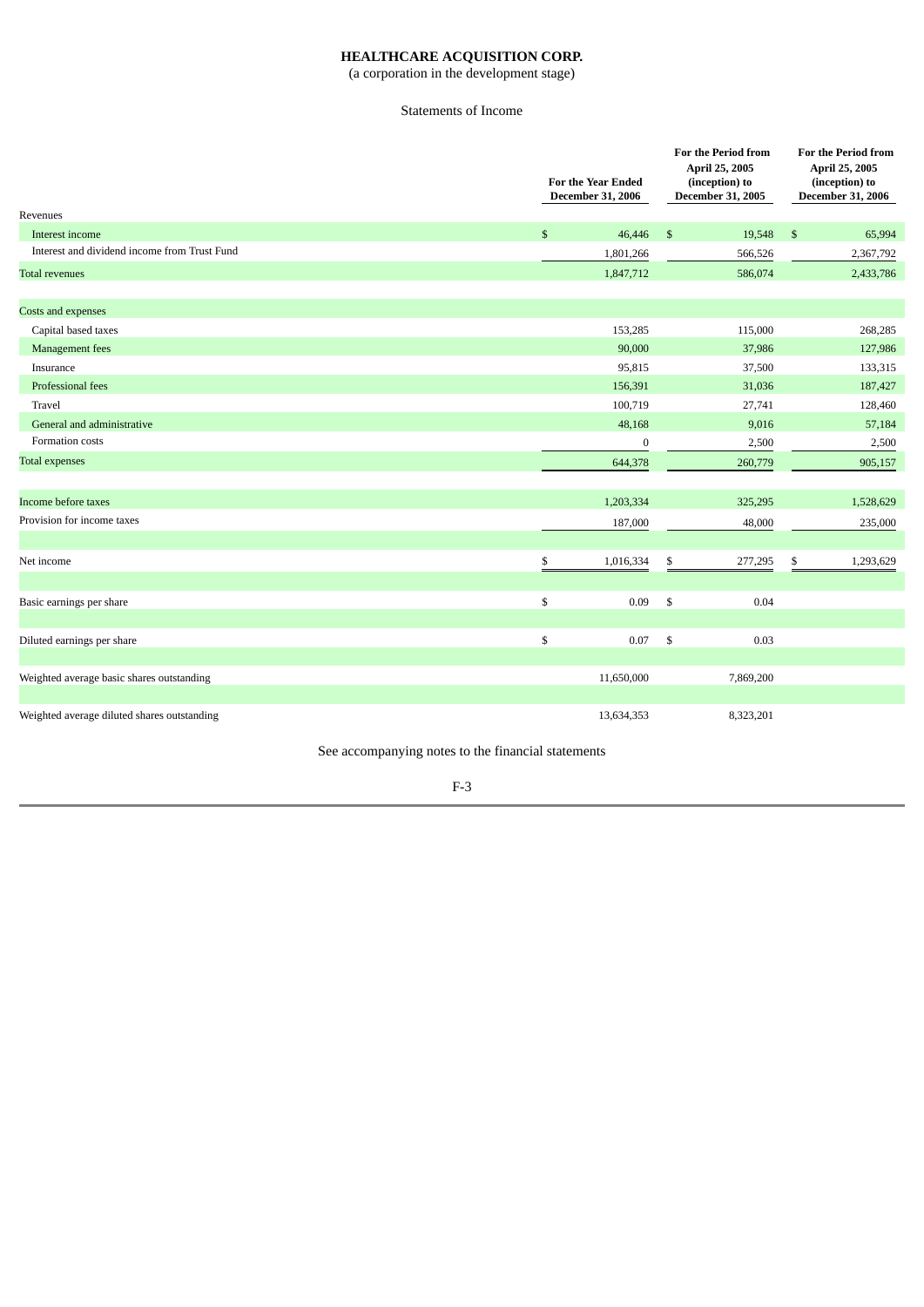**HEALTHCARE ACQUISITION CORP.**

(a corporation in the development stage)

Statements of Income

| | For the Year Ended December 31, 2006 | For the Period from April 25, 2005 (inception) to December 31, 2005 | For the Period from April 25, 2005 (inception) to December 31, 2006 |
|---|---|---|---|
| Revenues | | | |
| Interest income | $ 46,446 | $ 19,548 | $ 65,994 |
| Interest and dividend income from Trust Fund | 1,801,266 | 566,526 | 2,367,792 |
| Total revenues | 1,847,712 | 586,074 | 2,433,786 |
| Costs and expenses | | | |
| Capital based taxes | 153,285 | 115,000 | 268,285 |
| Management fees | 90,000 | 37,986 | 127,986 |
| Insurance | 95,815 | 37,500 | 133,315 |
| Professional fees | 156,391 | 31,036 | 187,427 |
| Travel | 100,719 | 27,741 | 128,460 |
| General and administrative | 48,168 | 9,016 | 57,184 |
| Formation costs | 0 | 2,500 | 2,500 |
| Total expenses | 644,378 | 260,779 | 905,157 |
| Income before taxes | 1,203,334 | 325,295 | 1,528,629 |
| Provision for income taxes | 187,000 | 48,000 | 235,000 |
| Net income | $ 1,016,334 | $ 277,295 | $ 1,293,629 |
| Basic earnings per share | $ 0.09 | $ 0.04 | |
| Diluted earnings per share | $ 0.07 | $ 0.03 | |
| Weighted average basic shares outstanding | 11,650,000 | 7,869,200 | |
| Weighted average diluted shares outstanding | 13,634,353 | 8,323,201 | |

See accompanying notes to the financial statements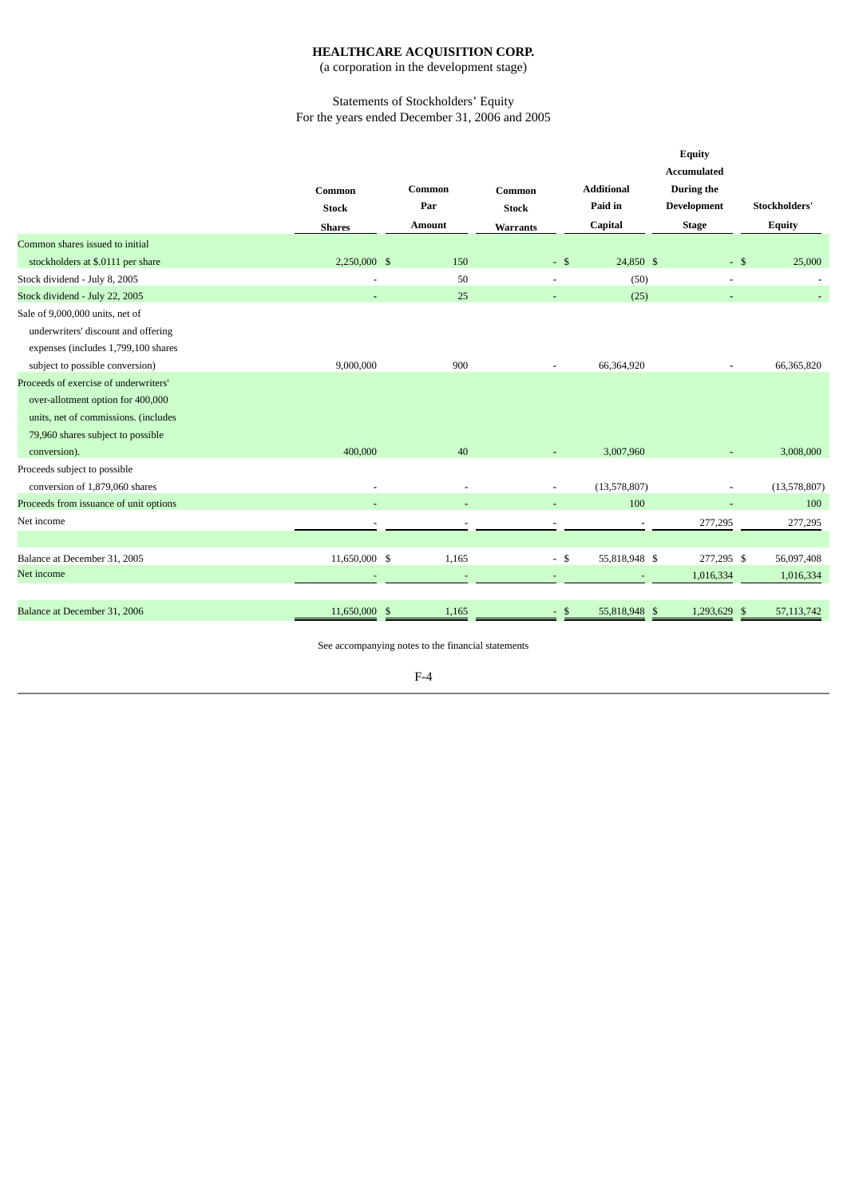# HEALTHCARE ACQUISITION CORP.

(a corporation in the development stage)

Statements of Stockholders' Equity
For the years ended December 31, 2006 and 2005

| | Common Stock Shares | Common Par Amount | Common Stock Warrants | Additional Paid in Capital | Equity Accumulated During the Development Stage | Stockholders' Equity |
|---|---|---|---|---|---|---|
| Common shares issued to initial stockholders at $.0111 per share | 2,250,000 | $ 150 | - | $ 24,850 | $ - | $ 25,000 |
| Stock dividend - July 8, 2005 | - | 50 | - | (50) | - | - |
| Stock dividend - July 22, 2005 | - | 25 | - | (25) | - | - |
| Sale of 9,000,000 units, net of underwriters' discount and offering expenses (includes 1,799,100 shares subject to possible conversion) | 9,000,000 | 900 | - | 66,364,920 | - | 66,365,820 |
| Proceeds of exercise of underwriters' over-allotment option for 400,000 units, net of commissions. (includes 79,960 shares subject to possible conversion). | 400,000 | 40 | - | 3,007,960 | - | 3,008,000 |
| Proceeds subject to possible conversion of 1,879,060 shares | - | - | - | (13,578,807) | - | (13,578,807) |
| Proceeds from issuance of unit options | - | - | - | 100 | - | 100 |
| Net income | - | - | - | - | 277,295 | 277,295 |
| Balance at December 31, 2005 | 11,650,000 | $ 1,165 | - | $ 55,818,948 | $ 277,295 | $ 56,097,408 |
| Net income | - | - | - | - | 1,016,334 | 1,016,334 |
| Balance at December 31, 2006 | 11,650,000 | $ 1,165 | - | $ 55,818,948 | $ 1,293,629 | $ 57,113,742 |

See accompanying notes to the financial statements

F-4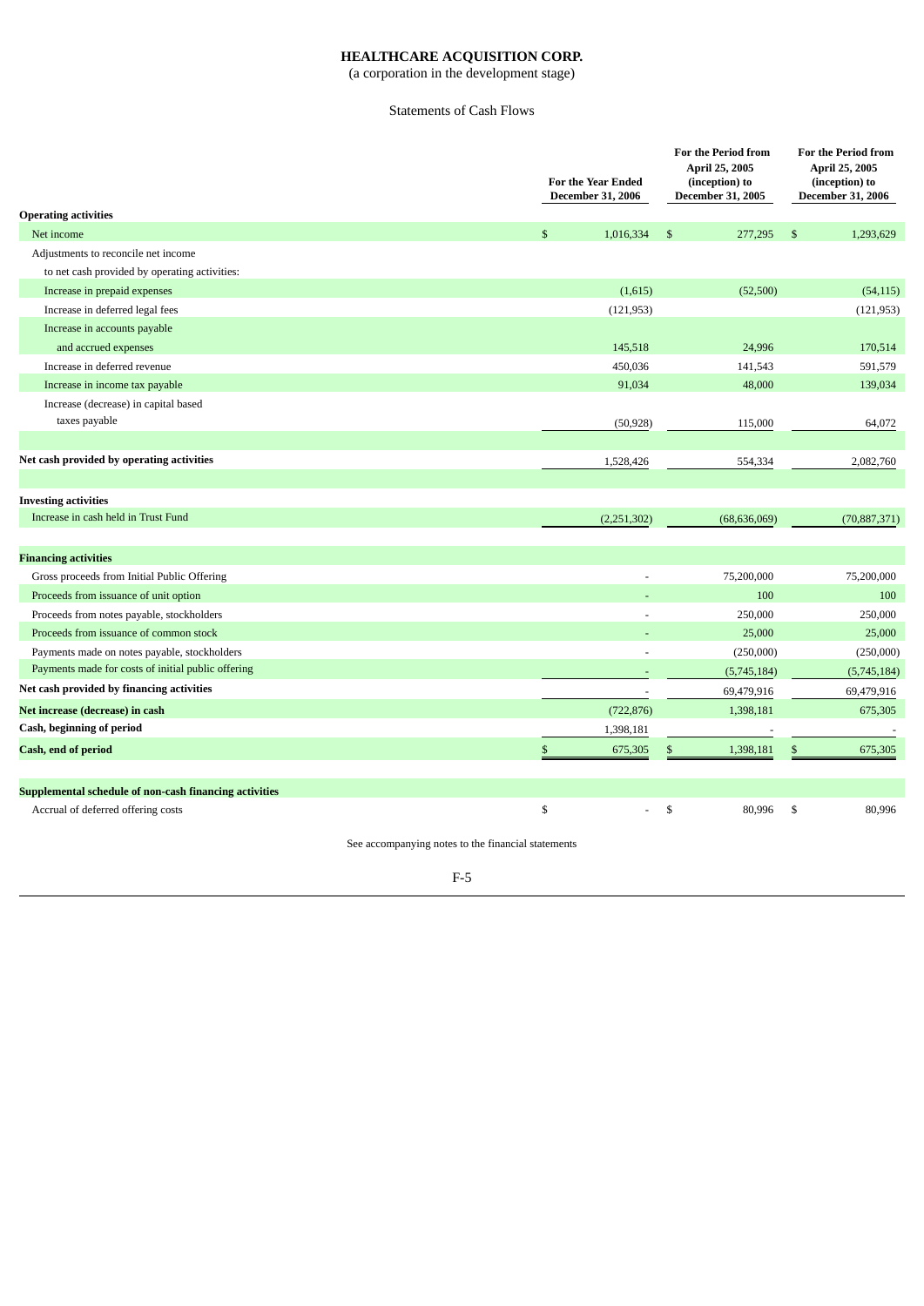# HEALTHCARE ACQUISITION CORP.

(a corporation in the development stage)

Statements of Cash Flows

| | For the Year Ended December 31, 2006 | For the Period from April 25, 2005 (inception) to December 31, 2005 | For the Period from April 25, 2005 (inception) to December 31, 2006 |
|---|---|---|---|
| **Operating activities** | | | |
| Net income | $ 1,016,334 | $ 277,295 | $ 1,293,629 |
| Adjustments to reconcile net income to net cash provided by operating activities: | | | |
| Increase in prepaid expenses | (1,615) | (52,500) | (54,115) |
| Increase in deferred legal fees | (121,953) | | (121,953) |
| Increase in accounts payable and accrued expenses | 145,518 | 24,996 | 170,514 |
| Increase in deferred revenue | 450,036 | 141,543 | 591,579 |
| Increase in income tax payable | 91,034 | 48,000 | 139,034 |
| Increase (decrease) in capital based taxes payable | (50,928) | 115,000 | 64,072 |
| **Net cash provided by operating activities** | 1,528,426 | 554,334 | 2,082,760 |
| **Investing activities** | | | |
| Increase in cash held in Trust Fund | (2,251,302) | (68,636,069) | (70,887,371) |
| **Financing activities** | | | |
| Gross proceeds from Initial Public Offering | - | 75,200,000 | 75,200,000 |
| Proceeds from issuance of unit option | - | 100 | 100 |
| Proceeds from notes payable, stockholders | - | 250,000 | 250,000 |
| Proceeds from issuance of common stock | - | 25,000 | 25,000 |
| Payments made on notes payable, stockholders | - | (250,000) | (250,000) |
| Payments made for costs of initial public offering | - | (5,745,184) | (5,745,184) |
| **Net cash provided by financing activities** | - | 69,479,916 | 69,479,916 |
| **Net increase (decrease) in cash** | (722,876) | 1,398,181 | 675,305 |
| **Cash, beginning of period** | 1,398,181 | - | - |
| **Cash, end of period** | $ 675,305 | $ 1,398,181 | $ 675,305 |
| **Supplemental schedule of non-cash financing activities** | | | |
| Accrual of deferred offering costs | $ - | $ 80,996 | $ 80,996 |

See accompanying notes to the financial statements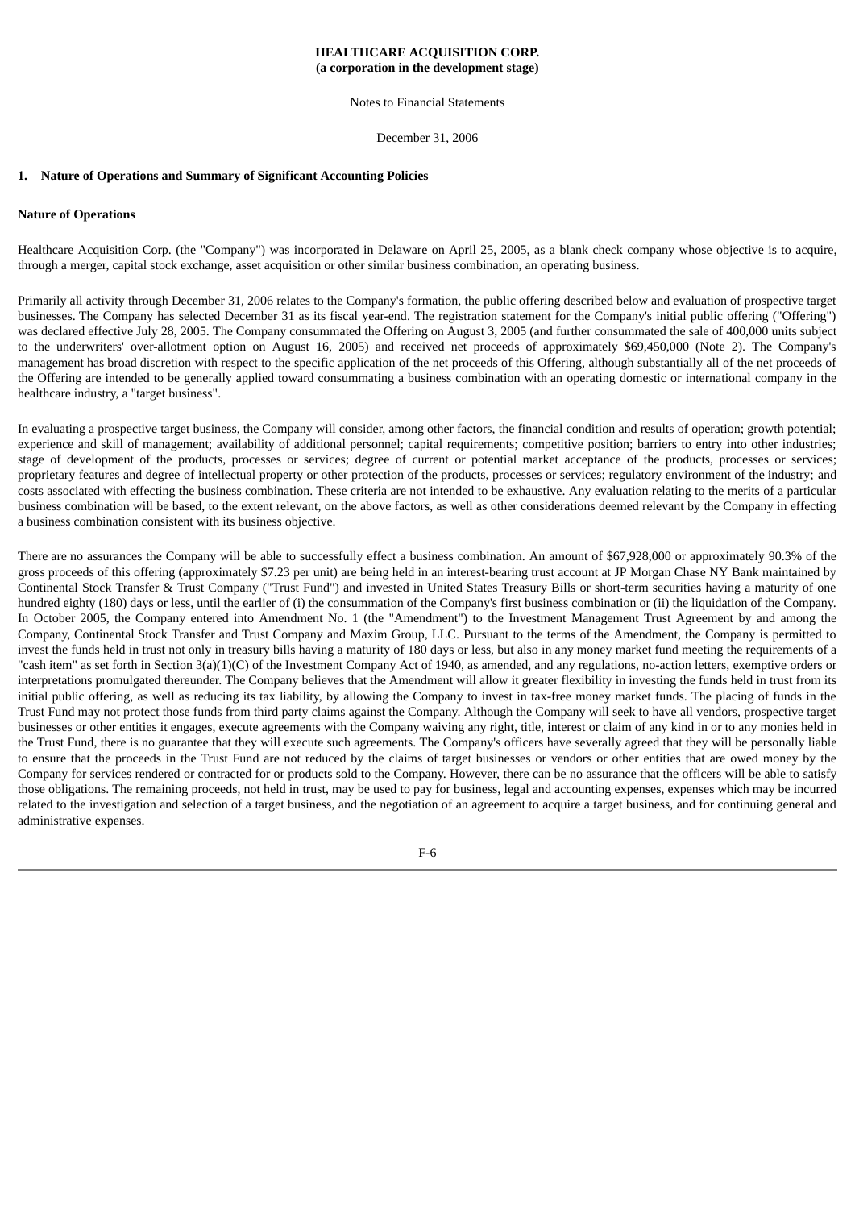**HEALTHCARE ACQUISITION CORP.**
**(a corporation in the development stage)**

Notes to Financial Statements

December 31, 2006

## 1. Nature of Operations and Summary of Significant Accounting Policies

### Nature of Operations

Healthcare Acquisition Corp. (the "Company") was incorporated in Delaware on April 25, 2005, as a blank check company whose objective is to acquire, through a merger, capital stock exchange, asset acquisition or other similar business combination, an operating business.

Primarily all activity through December 31, 2006 relates to the Company's formation, the public offering described below and evaluation of prospective target businesses. The Company has selected December 31 as its fiscal year-end. The registration statement for the Company's initial public offering ("Offering") was declared effective July 28, 2005. The Company consummated the Offering on August 3, 2005 (and further consummated the sale of 400,000 units subject to the underwriters' over-allotment option on August 16, 2005) and received net proceeds of approximately $69,450,000 (Note 2). The Company's management has broad discretion with respect to the specific application of the net proceeds of this Offering, although substantially all of the net proceeds of the Offering are intended to be generally applied toward consummating a business combination with an operating domestic or international company in the healthcare industry, a "target business".

In evaluating a prospective target business, the Company will consider, among other factors, the financial condition and results of operation; growth potential; experience and skill of management; availability of additional personnel; capital requirements; competitive position; barriers to entry into other industries; stage of development of the products, processes or services; degree of current or potential market acceptance of the products, processes or services; proprietary features and degree of intellectual property or other protection of the products, processes or services; regulatory environment of the industry; and costs associated with effecting the business combination. These criteria are not intended to be exhaustive. Any evaluation relating to the merits of a particular business combination will be based, to the extent relevant, on the above factors, as well as other considerations deemed relevant by the Company in effecting a business combination consistent with its business objective.

There are no assurances the Company will be able to successfully effect a business combination. An amount of $67,928,000 or approximately 90.3% of the gross proceeds of this offering (approximately $7.23 per unit) are being held in an interest-bearing trust account at JP Morgan Chase NY Bank maintained by Continental Stock Transfer & Trust Company ("Trust Fund") and invested in United States Treasury Bills or short-term securities having a maturity of one hundred eighty (180) days or less, until the earlier of (i) the consummation of the Company's first business combination or (ii) the liquidation of the Company. In October 2005, the Company entered into Amendment No. 1 (the "Amendment") to the Investment Management Trust Agreement by and among the Company, Continental Stock Transfer and Trust Company and Maxim Group, LLC. Pursuant to the terms of the Amendment, the Company is permitted to invest the funds held in trust not only in treasury bills having a maturity of 180 days or less, but also in any money market fund meeting the requirements of a "cash item" as set forth in Section 3(a)(1)(C) of the Investment Company Act of 1940, as amended, and any regulations, no-action letters, exemptive orders or interpretations promulgated thereunder. The Company believes that the Amendment will allow it greater flexibility in investing the funds held in trust from its initial public offering, as well as reducing its tax liability, by allowing the Company to invest in tax-free money market funds. The placing of funds in the Trust Fund may not protect those funds from third party claims against the Company. Although the Company will seek to have all vendors, prospective target businesses or other entities it engages, execute agreements with the Company waiving any right, title, interest or claim of any kind in or to any monies held in the Trust Fund, there is no guarantee that they will execute such agreements. The Company's officers have severally agreed that they will be personally liable to ensure that the proceeds in the Trust Fund are not reduced by the claims of target businesses or vendors or other entities that are owed money by the Company for services rendered or contracted for or products sold to the Company. However, there can be no assurance that the officers will be able to satisfy those obligations. The remaining proceeds, not held in trust, may be used to pay for business, legal and accounting expenses, expenses which may be incurred related to the investigation and selection of a target business, and the negotiation of an agreement to acquire a target business, and for continuing general and administrative expenses.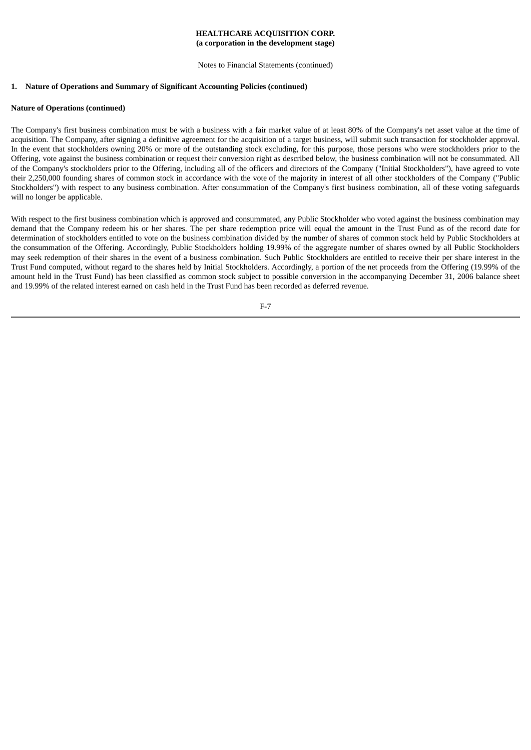**HEALTHCARE ACQUISITION CORP.**
**(a corporation in the development stage)**

Notes to Financial Statements (continued)

## 1. Nature of Operations and Summary of Significant Accounting Policies (continued)

### Nature of Operations (continued)

The Company's first business combination must be with a business with a fair market value of at least 80% of the Company's net asset value at the time of acquisition. The Company, after signing a definitive agreement for the acquisition of a target business, will submit such transaction for stockholder approval. In the event that stockholders owning 20% or more of the outstanding stock excluding, for this purpose, those persons who were stockholders prior to the Offering, vote against the business combination or request their conversion right as described below, the business combination will not be consummated. All of the Company's stockholders prior to the Offering, including all of the officers and directors of the Company ("Initial Stockholders"), have agreed to vote their 2,250,000 founding shares of common stock in accordance with the vote of the majority in interest of all other stockholders of the Company ("Public Stockholders") with respect to any business combination. After consummation of the Company's first business combination, all of these voting safeguards will no longer be applicable.

With respect to the first business combination which is approved and consummated, any Public Stockholder who voted against the business combination may demand that the Company redeem his or her shares. The per share redemption price will equal the amount in the Trust Fund as of the record date for determination of stockholders entitled to vote on the business combination divided by the number of shares of common stock held by Public Stockholders at the consummation of the Offering. Accordingly, Public Stockholders holding 19.99% of the aggregate number of shares owned by all Public Stockholders may seek redemption of their shares in the event of a business combination. Such Public Stockholders are entitled to receive their per share interest in the Trust Fund computed, without regard to the shares held by Initial Stockholders. Accordingly, a portion of the net proceeds from the Offering (19.99% of the amount held in the Trust Fund) has been classified as common stock subject to possible conversion in the accompanying December 31, 2006 balance sheet and 19.99% of the related interest earned on cash held in the Trust Fund has been recorded as deferred revenue.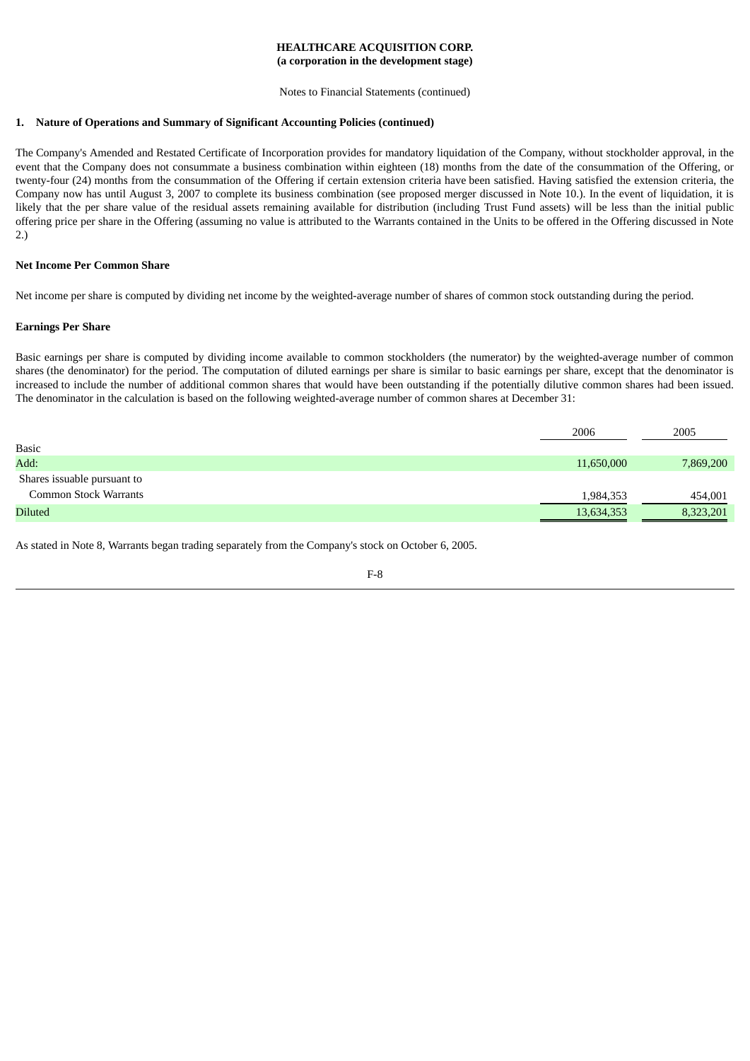**HEALTHCARE ACQUISITION CORP.**
**(a corporation in the development stage)**

Notes to Financial Statements (continued)

**1. Nature of Operations and Summary of Significant Accounting Policies (continued)**

The Company's Amended and Restated Certificate of Incorporation provides for mandatory liquidation of the Company, without stockholder approval, in the event that the Company does not consummate a business combination within eighteen (18) months from the date of the consummation of the Offering, or twenty-four (24) months from the consummation of the Offering if certain extension criteria have been satisfied. Having satisfied the extension criteria, the Company now has until August 3, 2007 to complete its business combination (see proposed merger discussed in Note 10.). In the event of liquidation, it is likely that the per share value of the residual assets remaining available for distribution (including Trust Fund assets) will be less than the initial public offering price per share in the Offering (assuming no value is attributed to the Warrants contained in the Units to be offered in the Offering discussed in Note 2.)

**Net Income Per Common Share**

Net income per share is computed by dividing net income by the weighted-average number of shares of common stock outstanding during the period.

**Earnings Per Share**

Basic earnings per share is computed by dividing income available to common stockholders (the numerator) by the weighted-average number of common shares (the denominator) for the period. The computation of diluted earnings per share is similar to basic earnings per share, except that the denominator is increased to include the number of additional common shares that would have been outstanding if the potentially dilutive common shares had been issued. The denominator in the calculation is based on the following weighted-average number of common shares at December 31:

| | 2006 | 2005 |
|---|---|---|
| Basic | | |
| Add: | 11,650,000 | 7,869,200 |
| Shares issuable pursuant to | | |
| Common Stock Warrants | 1,984,353 | 454,001 |
| Diluted | 13,634,353 | 8,323,201 |

As stated in Note 8, Warrants began trading separately from the Company's stock on October 6, 2005.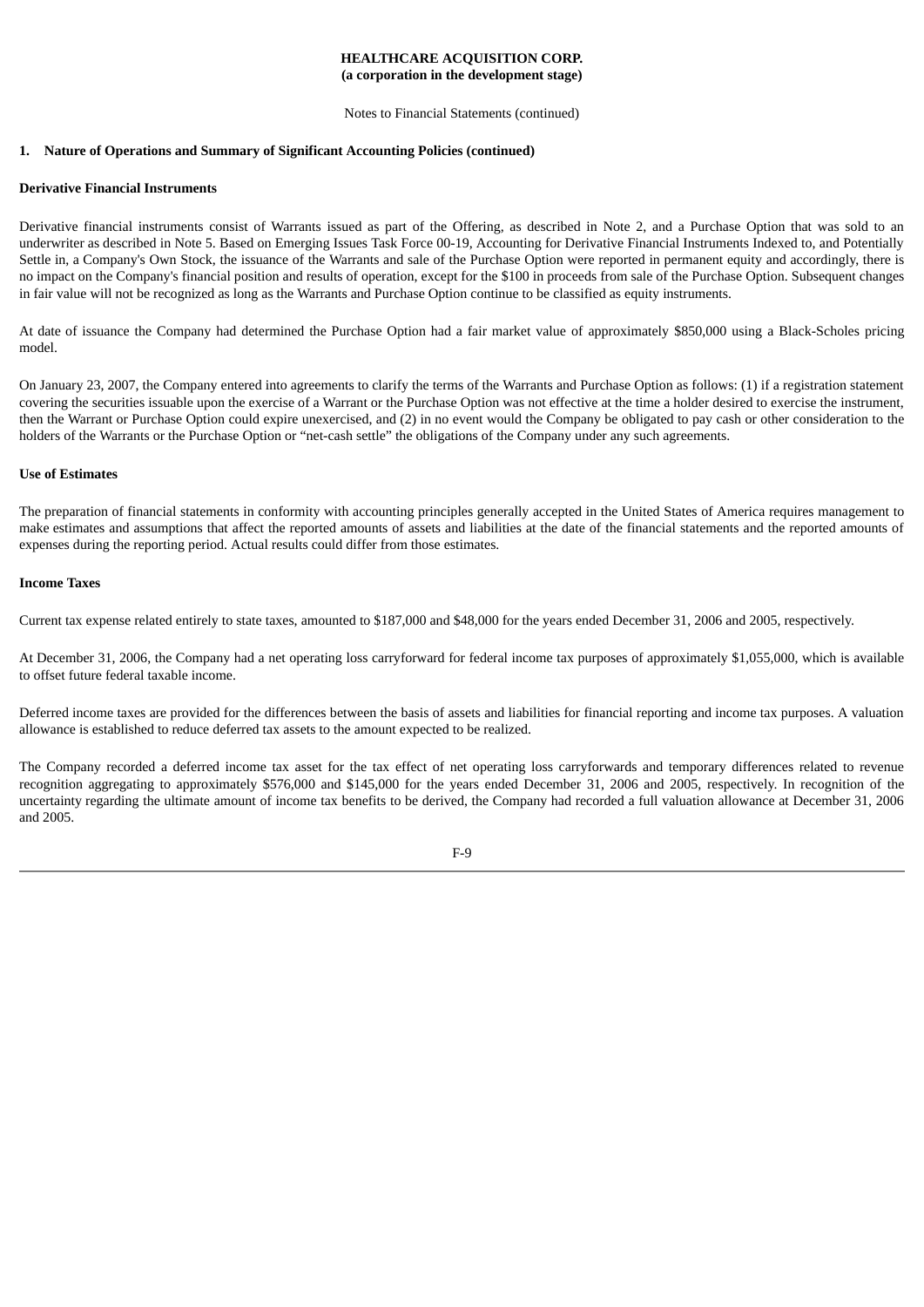**HEALTHCARE ACQUISITION CORP.**
**(a corporation in the development stage)**

Notes to Financial Statements (continued)

**1. Nature of Operations and Summary of Significant Accounting Policies (continued)**

**Derivative Financial Instruments**

Derivative financial instruments consist of Warrants issued as part of the Offering, as described in Note 2, and a Purchase Option that was sold to an underwriter as described in Note 5. Based on Emerging Issues Task Force 00-19, Accounting for Derivative Financial Instruments Indexed to, and Potentially Settle in, a Company's Own Stock, the issuance of the Warrants and sale of the Purchase Option were reported in permanent equity and accordingly, there is no impact on the Company's financial position and results of operation, except for the $100 in proceeds from sale of the Purchase Option. Subsequent changes in fair value will not be recognized as long as the Warrants and Purchase Option continue to be classified as equity instruments.

At date of issuance the Company had determined the Purchase Option had a fair market value of approximately $850,000 using a Black-Scholes pricing model.

On January 23, 2007, the Company entered into agreements to clarify the terms of the Warrants and Purchase Option as follows: (1) if a registration statement covering the securities issuable upon the exercise of a Warrant or the Purchase Option was not effective at the time a holder desired to exercise the instrument, then the Warrant or Purchase Option could expire unexercised, and (2) in no event would the Company be obligated to pay cash or other consideration to the holders of the Warrants or the Purchase Option or "net-cash settle" the obligations of the Company under any such agreements.

**Use of Estimates**

The preparation of financial statements in conformity with accounting principles generally accepted in the United States of America requires management to make estimates and assumptions that affect the reported amounts of assets and liabilities at the date of the financial statements and the reported amounts of expenses during the reporting period. Actual results could differ from those estimates.

**Income Taxes**

Current tax expense related entirely to state taxes, amounted to $187,000 and $48,000 for the years ended December 31, 2006 and 2005, respectively.

At December 31, 2006, the Company had a net operating loss carryforward for federal income tax purposes of approximately $1,055,000, which is available to offset future federal taxable income.

Deferred income taxes are provided for the differences between the basis of assets and liabilities for financial reporting and income tax purposes. A valuation allowance is established to reduce deferred tax assets to the amount expected to be realized.

The Company recorded a deferred income tax asset for the tax effect of net operating loss carryforwards and temporary differences related to revenue recognition aggregating to approximately $576,000 and $145,000 for the years ended December 31, 2006 and 2005, respectively. In recognition of the uncertainty regarding the ultimate amount of income tax benefits to be derived, the Company had recorded a full valuation allowance at December 31, 2006 and 2005.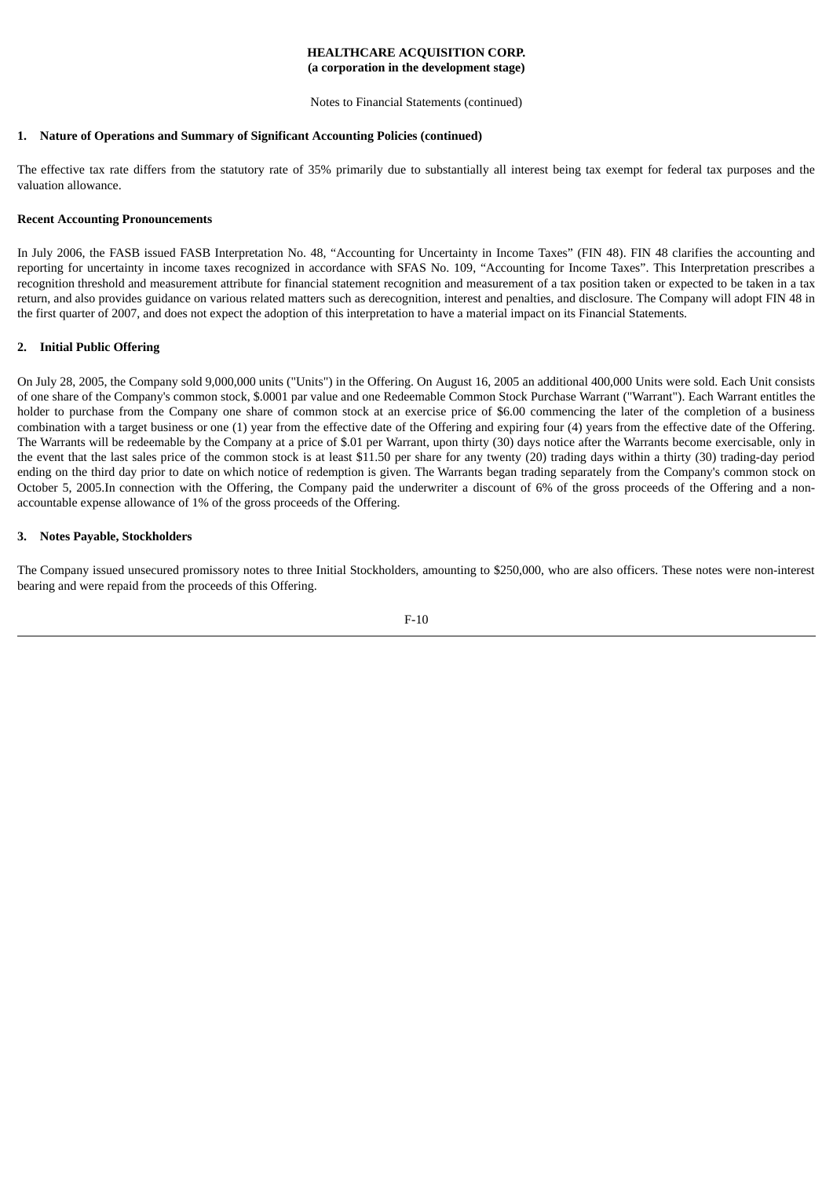**HEALTHCARE ACQUISITION CORP.**
**(a corporation in the development stage)**

Notes to Financial Statements (continued)

**1. Nature of Operations and Summary of Significant Accounting Policies (continued)**

The effective tax rate differs from the statutory rate of 35% primarily due to substantially all interest being tax exempt for federal tax purposes and the valuation allowance.

**Recent Accounting Pronouncements**

In July 2006, the FASB issued FASB Interpretation No. 48, "Accounting for Uncertainty in Income Taxes" (FIN 48). FIN 48 clarifies the accounting and reporting for uncertainty in income taxes recognized in accordance with SFAS No. 109, "Accounting for Income Taxes". This Interpretation prescribes a recognition threshold and measurement attribute for financial statement recognition and measurement of a tax position taken or expected to be taken in a tax return, and also provides guidance on various related matters such as derecognition, interest and penalties, and disclosure. The Company will adopt FIN 48 in the first quarter of 2007, and does not expect the adoption of this interpretation to have a material impact on its Financial Statements.

**2. Initial Public Offering**

On July 28, 2005, the Company sold 9,000,000 units ("Units") in the Offering. On August 16, 2005 an additional 400,000 Units were sold. Each Unit consists of one share of the Company's common stock, $.0001 par value and one Redeemable Common Stock Purchase Warrant ("Warrant"). Each Warrant entitles the holder to purchase from the Company one share of common stock at an exercise price of $6.00 commencing the later of the completion of a business combination with a target business or one (1) year from the effective date of the Offering and expiring four (4) years from the effective date of the Offering. The Warrants will be redeemable by the Company at a price of $.01 per Warrant, upon thirty (30) days notice after the Warrants become exercisable, only in the event that the last sales price of the common stock is at least $11.50 per share for any twenty (20) trading days within a thirty (30) trading-day period ending on the third day prior to date on which notice of redemption is given. The Warrants began trading separately from the Company's common stock on October 5, 2005.In connection with the Offering, the Company paid the underwriter a discount of 6% of the gross proceeds of the Offering and a non-accountable expense allowance of 1% of the gross proceeds of the Offering.

**3. Notes Payable, Stockholders**

The Company issued unsecured promissory notes to three Initial Stockholders, amounting to $250,000, who are also officers. These notes were non-interest bearing and were repaid from the proceeds of this Offering.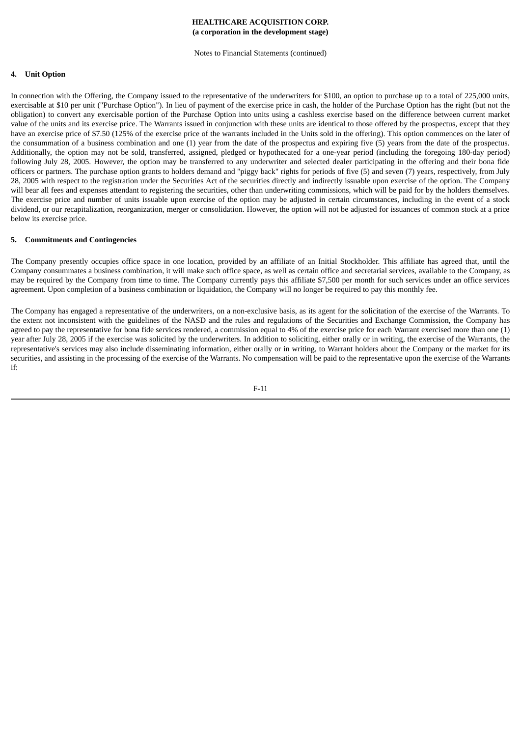HEALTHCARE ACQUISITION CORP.
**(a corporation in the development stage)**

Notes to Financial Statements (continued)

**4. Unit Option**

In connection with the Offering, the Company issued to the representative of the underwriters for $100, an option to purchase up to a total of 225,000 units, exercisable at $10 per unit ("Purchase Option"). In lieu of payment of the exercise price in cash, the holder of the Purchase Option has the right (but not the obligation) to convert any exercisable portion of the Purchase Option into units using a cashless exercise based on the difference between current market value of the units and its exercise price. The Warrants issued in conjunction with these units are identical to those offered by the prospectus, except that they have an exercise price of $7.50 (125% of the exercise price of the warrants included in the Units sold in the offering). This option commences on the later of the consummation of a business combination and one (1) year from the date of the prospectus and expiring five (5) years from the date of the prospectus. Additionally, the option may not be sold, transferred, assigned, pledged or hypothecated for a one-year period (including the foregoing 180-day period) following July 28, 2005. However, the option may be transferred to any underwriter and selected dealer participating in the offering and their bona fide officers or partners. The purchase option grants to holders demand and "piggy back" rights for periods of five (5) and seven (7) years, respectively, from July 28, 2005 with respect to the registration under the Securities Act of the securities directly and indirectly issuable upon exercise of the option. The Company will bear all fees and expenses attendant to registering the securities, other than underwriting commissions, which will be paid for by the holders themselves. The exercise price and number of units issuable upon exercise of the option may be adjusted in certain circumstances, including in the event of a stock dividend, or our recapitalization, reorganization, merger or consolidation. However, the option will not be adjusted for issuances of common stock at a price below its exercise price.

**5. Commitments and Contingencies**

The Company presently occupies office space in one location, provided by an affiliate of an Initial Stockholder. This affiliate has agreed that, until the Company consummates a business combination, it will make such office space, as well as certain office and secretarial services, available to the Company, as may be required by the Company from time to time. The Company currently pays this affiliate $7,500 per month for such services under an office services agreement. Upon completion of a business combination or liquidation, the Company will no longer be required to pay this monthly fee.

The Company has engaged a representative of the underwriters, on a non-exclusive basis, as its agent for the solicitation of the exercise of the Warrants. To the extent not inconsistent with the guidelines of the NASD and the rules and regulations of the Securities and Exchange Commission, the Company has agreed to pay the representative for bona fide services rendered, a commission equal to 4% of the exercise price for each Warrant exercised more than one (1) year after July 28, 2005 if the exercise was solicited by the underwriters. In addition to soliciting, either orally or in writing, the exercise of the Warrants, the representative's services may also include disseminating information, either orally or in writing, to Warrant holders about the Company or the market for its securities, and assisting in the processing of the exercise of the Warrants. No compensation will be paid to the representative upon the exercise of the Warrants if: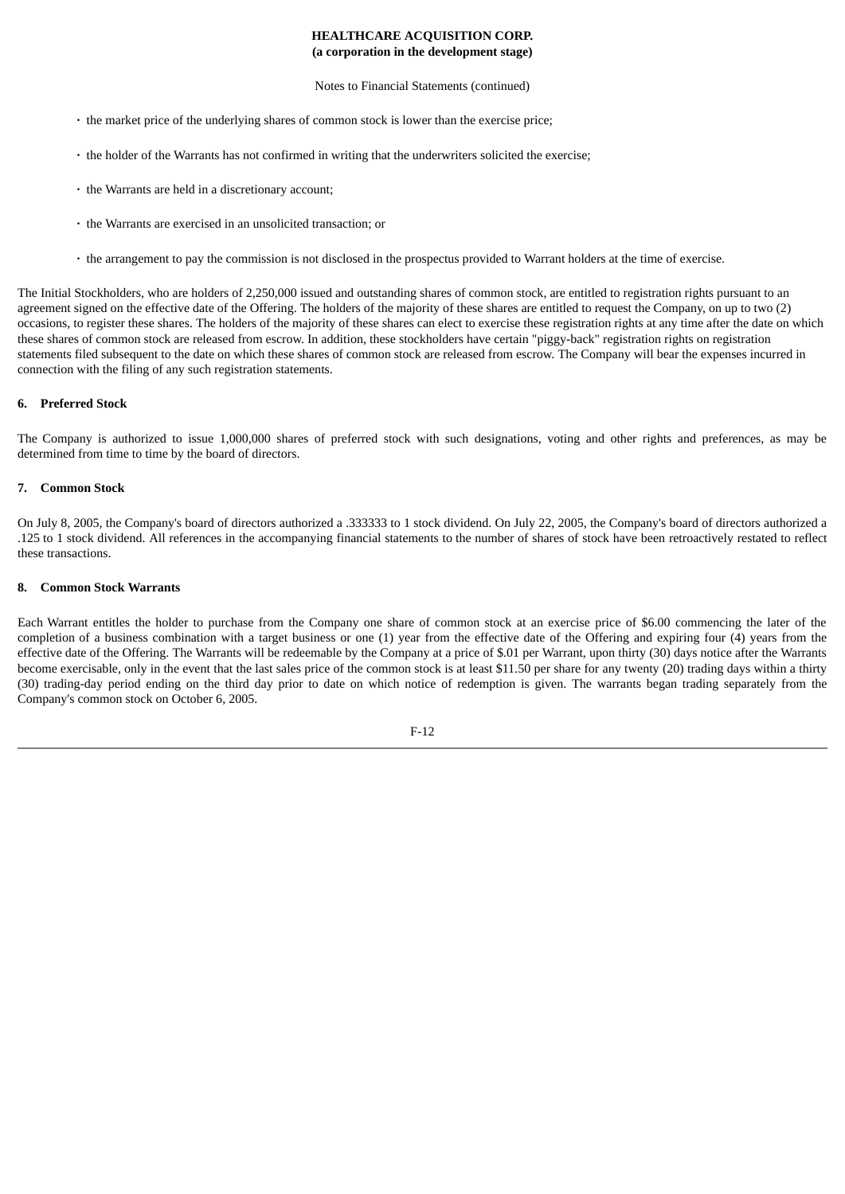- the market price of the underlying shares of common stock is lower than the exercise price;
- the holder of the Warrants has not confirmed in writing that the underwriters solicited the exercise;
- the Warrants are held in a discretionary account;
- the Warrants are exercised in an unsolicited transaction; or
- the arrangement to pay the commission is not disclosed in the prospectus provided to Warrant holders at the time of exercise.

The Initial Stockholders, who are holders of 2,250,000 issued and outstanding shares of common stock, are entitled to registration rights pursuant to an agreement signed on the effective date of the Offering. The holders of the majority of these shares are entitled to request the Company, on up to two (2) occasions, to register these shares. The holders of the majority of these shares can elect to exercise these registration rights at any time after the date on which these shares of common stock are released from escrow. In addition, these stockholders have certain "piggy-back" registration rights on registration statements filed subsequent to the date on which these shares of common stock are released from escrow. The Company will bear the expenses incurred in connection with the filing of any such registration statements.

**6. Preferred Stock**

The Company is authorized to issue 1,000,000 shares of preferred stock with such designations, voting and other rights and preferences, as may be determined from time to time by the board of directors.

**7. Common Stock**

On July 8, 2005, the Company's board of directors authorized a .333333 to 1 stock dividend. On July 22, 2005, the Company's board of directors authorized a .125 to 1 stock dividend. All references in the accompanying financial statements to the number of shares of stock have been retroactively restated to reflect these transactions.

**8. Common Stock Warrants**

Each Warrant entitles the holder to purchase from the Company one share of common stock at an exercise price of $6.00 commencing the later of the completion of a business combination with a target business or one (1) year from the effective date of the Offering and expiring four (4) years from the effective date of the Offering. The Warrants will be redeemable by the Company at a price of $.01 per Warrant, upon thirty (30) days notice after the Warrants become exercisable, only in the event that the last sales price of the common stock is at least $11.50 per share for any twenty (20) trading days within a thirty (30) trading-day period ending on the third day prior to date on which notice of redemption is given. The warrants began trading separately from the Company's common stock on October 6, 2005.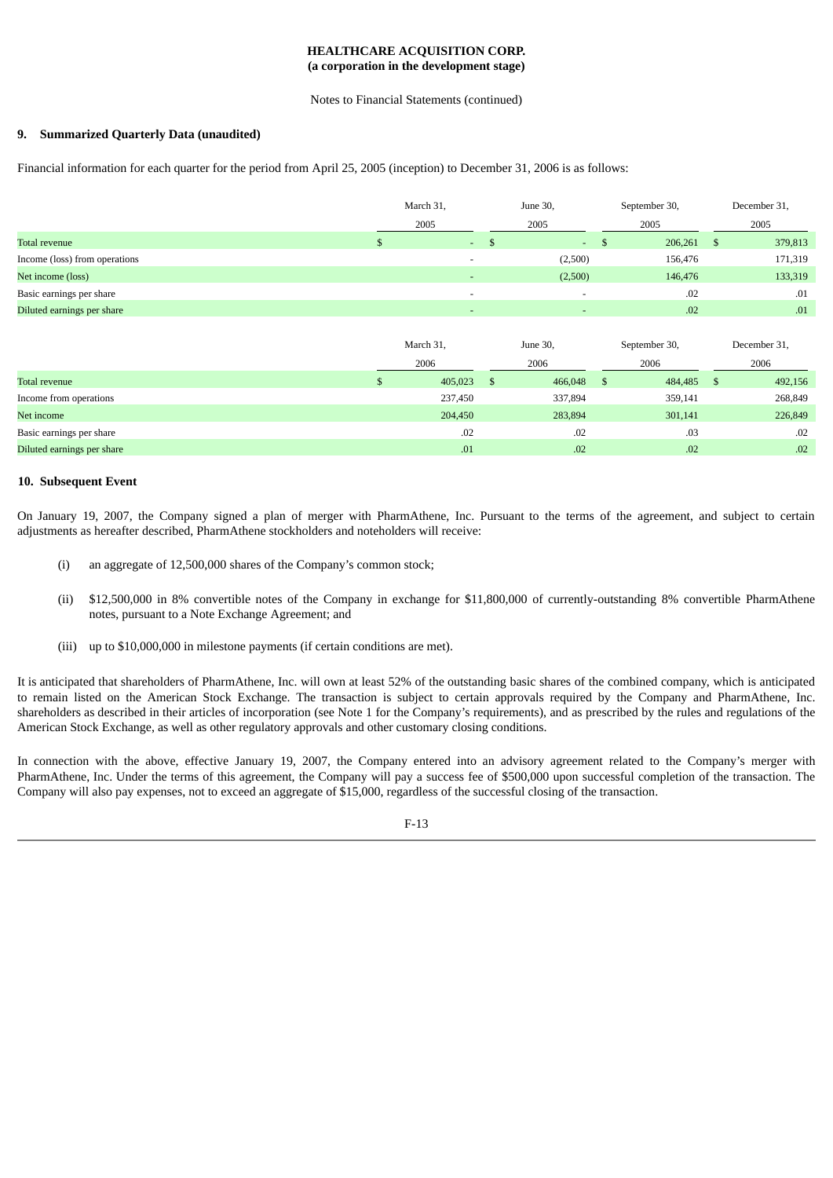**HEALTHCARE ACQUISITION CORP.**
**(a corporation in the development stage)**

Notes to Financial Statements (continued)

## 9. Summarized Quarterly Data (unaudited)

Financial information for each quarter for the period from April 25, 2005 (inception) to December 31, 2006 is as follows:

| | March 31, 2005 | June 30, 2005 | September 30, 2005 | December 31, 2005 |
|---|---|---|---|---|
| Total revenue | $ - | $ - | $ 206,261 | $ 379,813 |
| Income (loss) from operations | - | (2,500) | 156,476 | 171,319 |
| Net income (loss) | - | (2,500) | 146,476 | 133,319 |
| Basic earnings per share | - | - | .02 | .01 |
| Diluted earnings per share | - | - | .02 | .01 |

| | March 31, 2006 | June 30, 2006 | September 30, 2006 | December 31, 2006 |
|---|---|---|---|---|
| Total revenue | $ 405,023 | $ 466,048 | $ 484,485 | $ 492,156 |
| Income from operations | 237,450 | 337,894 | 359,141 | 268,849 |
| Net income | 204,450 | 283,894 | 301,141 | 226,849 |
| Basic earnings per share | .02 | .02 | .03 | .02 |
| Diluted earnings per share | .01 | .02 | .02 | .02 |

## 10. Subsequent Event

On January 19, 2007, the Company signed a plan of merger with PharmAthene, Inc. Pursuant to the terms of the agreement, and subject to certain adjustments as hereafter described, PharmAthene stockholders and noteholders will receive:

(i) an aggregate of 12,500,000 shares of the Company's common stock;

(ii) $12,500,000 in 8% convertible notes of the Company in exchange for $11,800,000 of currently-outstanding 8% convertible PharmAthene notes, pursuant to a Note Exchange Agreement; and

(iii) up to $10,000,000 in milestone payments (if certain conditions are met).

It is anticipated that shareholders of PharmAthene, Inc. will own at least 52% of the outstanding basic shares of the combined company, which is anticipated to remain listed on the American Stock Exchange. The transaction is subject to certain approvals required by the Company and PharmAthene, Inc. shareholders as described in their articles of incorporation (see Note 1 for the Company's requirements), and as prescribed by the rules and regulations of the American Stock Exchange, as well as other regulatory approvals and other customary closing conditions.

In connection with the above, effective January 19, 2007, the Company entered into an advisory agreement related to the Company's merger with PharmAthene, Inc. Under the terms of this agreement, the Company will pay a success fee of $500,000 upon successful completion of the transaction. The Company will also pay expenses, not to exceed an aggregate of $15,000, regardless of the successful closing of the transaction.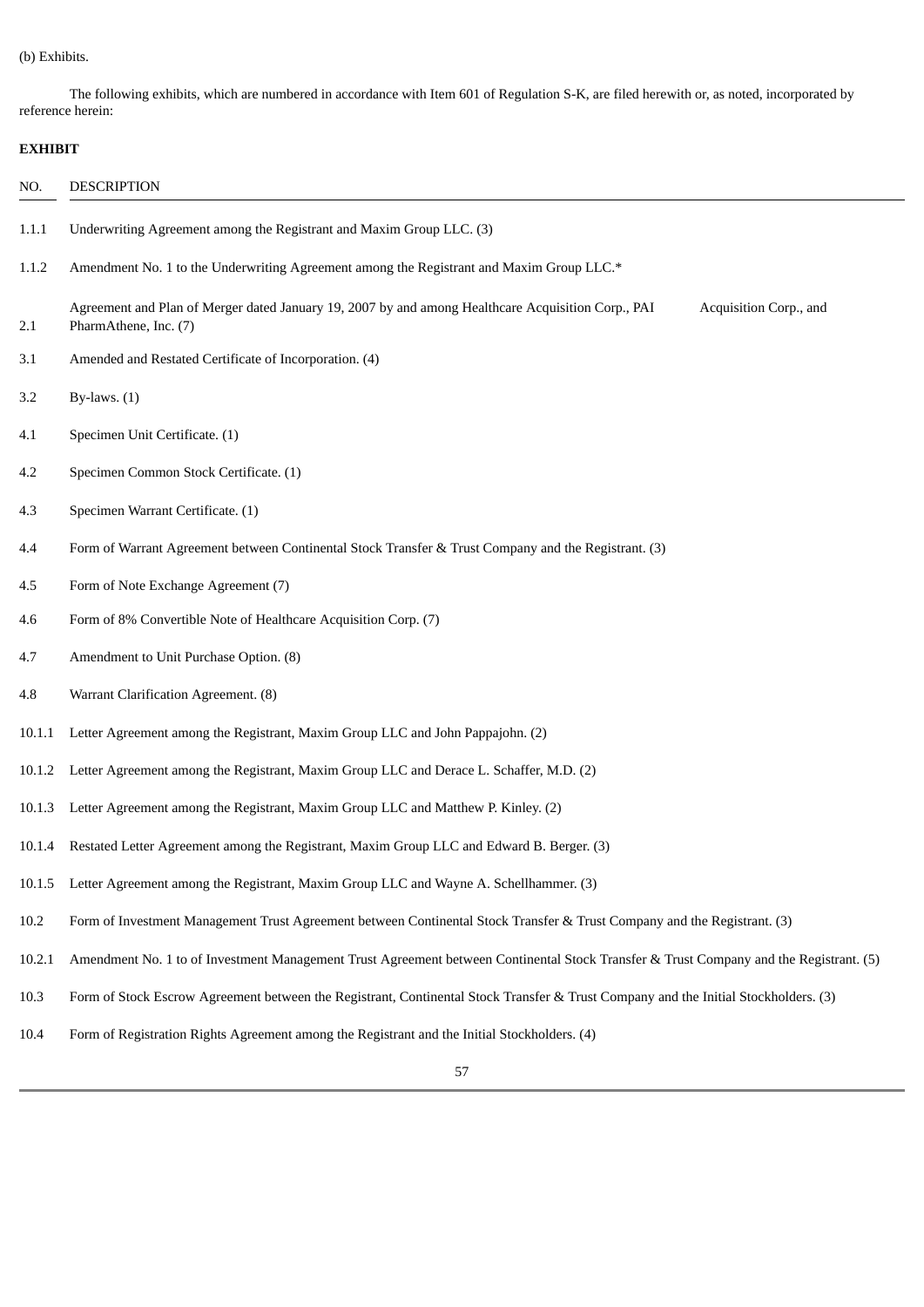(b) Exhibits.

The following exhibits, which are numbered in accordance with Item 601 of Regulation S-K, are filed herewith or, as noted, incorporated by reference herein:

**EXHIBIT**

| NO. | DESCRIPTION |
|---|---|
| 1.1.1 | Underwriting Agreement among the Registrant and Maxim Group LLC. (3) |
| 1.1.2 | Amendment No. 1 to the Underwriting Agreement among the Registrant and Maxim Group LLC.* |
| 2.1 | Agreement and Plan of Merger dated January 19, 2007 by and among Healthcare Acquisition Corp., PAI Acquisition Corp., and PharmAthene, Inc. (7) |
| 3.1 | Amended and Restated Certificate of Incorporation. (4) |
| 3.2 | By-laws. (1) |
| 4.1 | Specimen Unit Certificate. (1) |
| 4.2 | Specimen Common Stock Certificate. (1) |
| 4.3 | Specimen Warrant Certificate. (1) |
| 4.4 | Form of Warrant Agreement between Continental Stock Transfer & Trust Company and the Registrant. (3) |
| 4.5 | Form of Note Exchange Agreement (7) |
| 4.6 | Form of 8% Convertible Note of Healthcare Acquisition Corp. (7) |
| 4.7 | Amendment to Unit Purchase Option. (8) |
| 4.8 | Warrant Clarification Agreement. (8) |
| 10.1.1 | Letter Agreement among the Registrant, Maxim Group LLC and John Pappajohn. (2) |
| 10.1.2 | Letter Agreement among the Registrant, Maxim Group LLC and Derace L. Schaffer, M.D. (2) |
| 10.1.3 | Letter Agreement among the Registrant, Maxim Group LLC and Matthew P. Kinley. (2) |
| 10.1.4 | Restated Letter Agreement among the Registrant, Maxim Group LLC and Edward B. Berger. (3) |
| 10.1.5 | Letter Agreement among the Registrant, Maxim Group LLC and Wayne A. Schellhammer. (3) |
| 10.2 | Form of Investment Management Trust Agreement between Continental Stock Transfer & Trust Company and the Registrant. (3) |
| 10.2.1 | Amendment No. 1 to of Investment Management Trust Agreement between Continental Stock Transfer & Trust Company and the Registrant. (5) |
| 10.3 | Form of Stock Escrow Agreement between the Registrant, Continental Stock Transfer & Trust Company and the Initial Stockholders. (3) |
| 10.4 | Form of Registration Rights Agreement among the Registrant and the Initial Stockholders. (4) |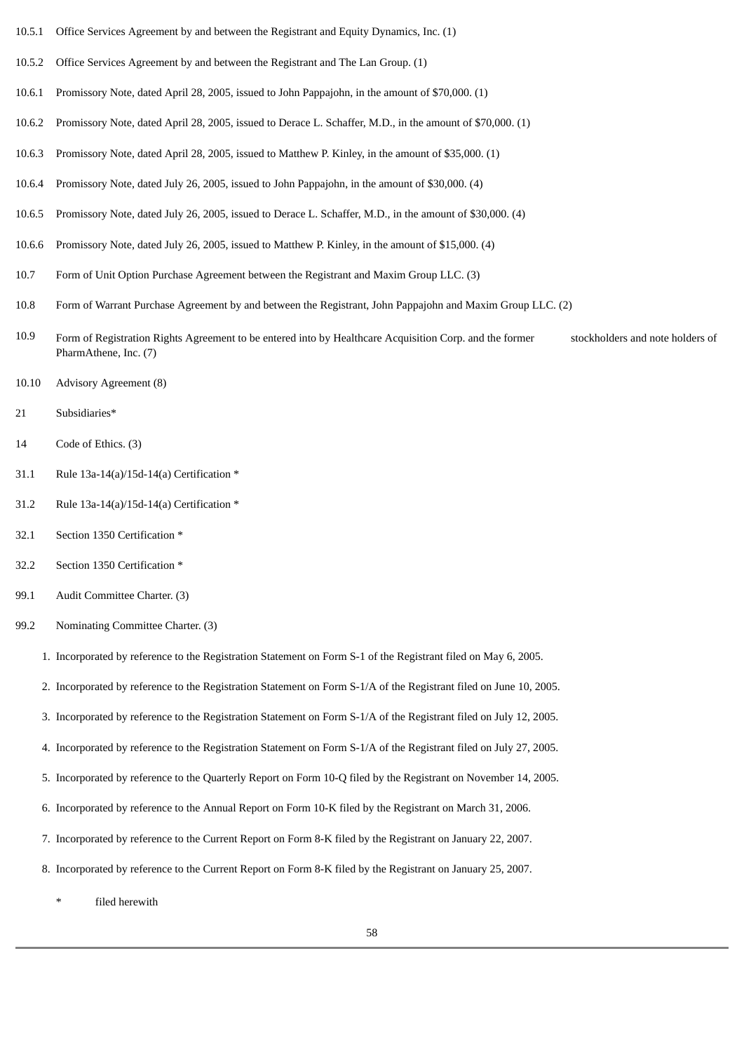| | |
|---|---|
| 10.5.1 | Office Services Agreement by and between the Registrant and Equity Dynamics, Inc. (1) |
| 10.5.2 | Office Services Agreement by and between the Registrant and The Lan Group. (1) |
| 10.6.1 | Promissory Note, dated April 28, 2005, issued to John Pappajohn, in the amount of $70,000. (1) |
| 10.6.2 | Promissory Note, dated April 28, 2005, issued to Derace L. Schaffer, M.D., in the amount of $70,000. (1) |
| 10.6.3 | Promissory Note, dated April 28, 2005, issued to Matthew P. Kinley, in the amount of $35,000. (1) |
| 10.6.4 | Promissory Note, dated July 26, 2005, issued to John Pappajohn, in the amount of $30,000. (4) |
| 10.6.5 | Promissory Note, dated July 26, 2005, issued to Derace L. Schaffer, M.D., in the amount of $30,000. (4) |
| 10.6.6 | Promissory Note, dated July 26, 2005, issued to Matthew P. Kinley, in the amount of $15,000. (4) |
| 10.7 | Form of Unit Option Purchase Agreement between the Registrant and Maxim Group LLC. (3) |
| 10.8 | Form of Warrant Purchase Agreement by and between the Registrant, John Pappajohn and Maxim Group LLC. (2) |
| 10.9 | Form of Registration Rights Agreement to be entered into by Healthcare Acquisition Corp. and the former stockholders and note holders of PharmAthene, Inc. (7) |
| 10.10 | Advisory Agreement (8) |
| 21 | Subsidiaries* |
| 14 | Code of Ethics. (3) |
| 31.1 | Rule 13a-14(a)/15d-14(a) Certification * |
| 31.2 | Rule 13a-14(a)/15d-14(a) Certification * |
| 32.1 | Section 1350 Certification * |
| 32.2 | Section 1350 Certification * |
| 99.1 | Audit Committee Charter. (3) |
| 99.2 | Nominating Committee Charter. (3) |

1. Incorporated by reference to the Registration Statement on Form S-1 of the Registrant filed on May 6, 2005.
2. Incorporated by reference to the Registration Statement on Form S-1/A of the Registrant filed on June 10, 2005.
3. Incorporated by reference to the Registration Statement on Form S-1/A of the Registrant filed on July 12, 2005.
4. Incorporated by reference to the Registration Statement on Form S-1/A of the Registrant filed on July 27, 2005.
5. Incorporated by reference to the Quarterly Report on Form 10-Q filed by the Registrant on November 14, 2005.
6. Incorporated by reference to the Annual Report on Form 10-K filed by the Registrant on March 31, 2006.
7. Incorporated by reference to the Current Report on Form 8-K filed by the Registrant on January 22, 2007.
8. Incorporated by reference to the Current Report on Form 8-K filed by the Registrant on January 25, 2007.

\* filed herewith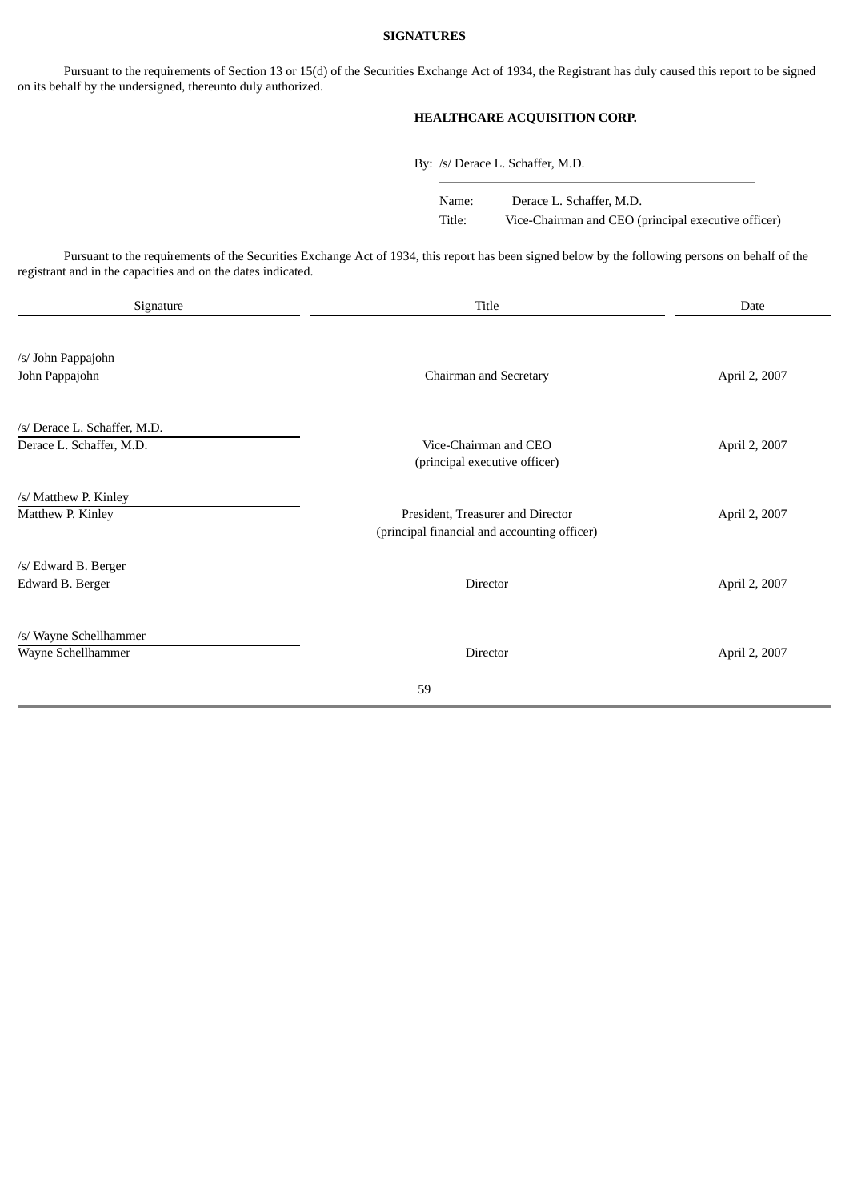## SIGNATURES

Pursuant to the requirements of Section 13 or 15(d) of the Securities Exchange Act of 1934, the Registrant has duly caused this report to be signed on its behalf by the undersigned, thereunto duly authorized.

**HEALTHCARE ACQUISITION CORP.**

By: /s/ Derace L. Schaffer, M.D.

Name: Derace L. Schaffer, M.D.
Title: Vice-Chairman and CEO (principal executive officer)

Pursuant to the requirements of the Securities Exchange Act of 1934, this report has been signed below by the following persons on behalf of the registrant and in the capacities and on the dates indicated.

| Signature | Title | Date |
|---|---|---|
| /s/ John Pappajohn<br>John Pappajohn | Chairman and Secretary | April 2, 2007 |
| /s/ Derace L. Schaffer, M.D.<br>Derace L. Schaffer, M.D. | Vice-Chairman and CEO<br>(principal executive officer) | April 2, 2007 |
| /s/ Matthew P. Kinley<br>Matthew P. Kinley | President, Treasurer and Director<br>(principal financial and accounting officer) | April 2, 2007 |
| /s/ Edward B. Berger<br>Edward B. Berger | Director | April 2, 2007 |
| /s/ Wayne Schellhammer<br>Wayne Schellhammer | Director | April 2, 2007 |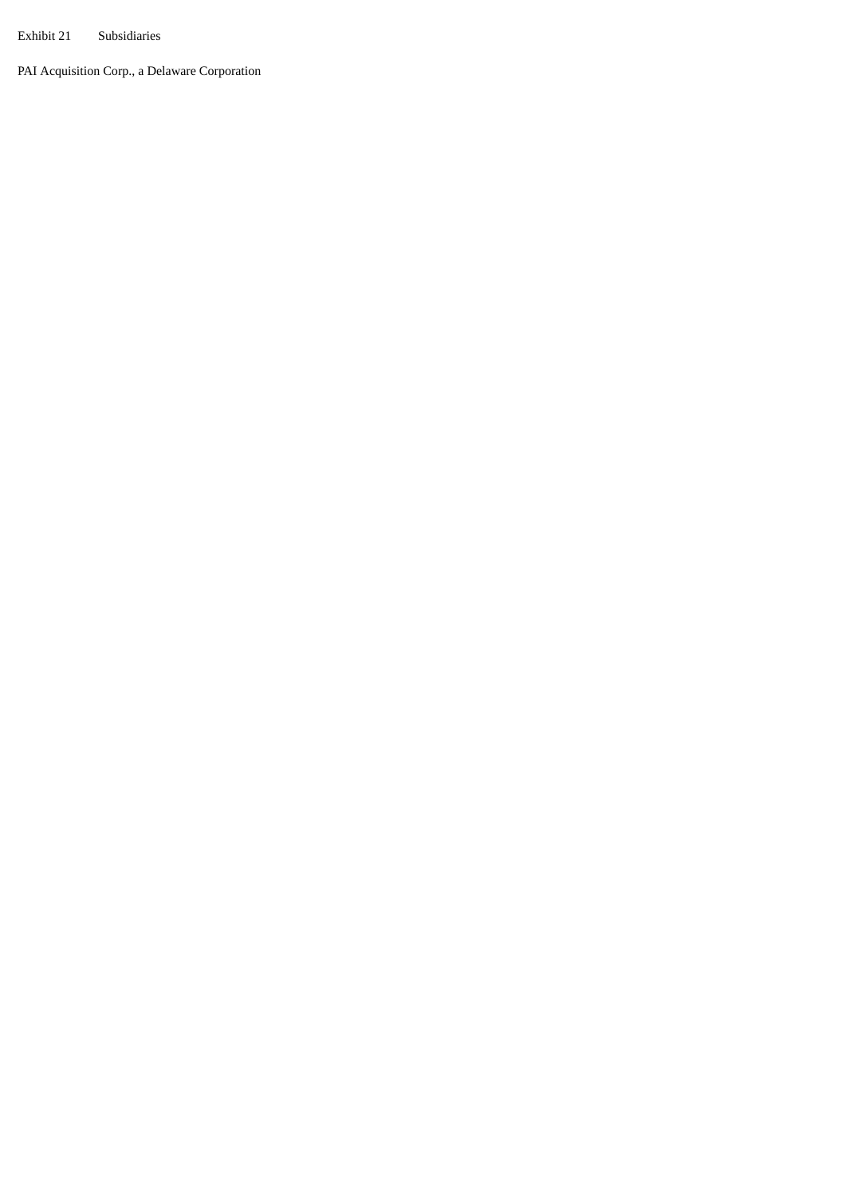Exhibit 21 Subsidiaries

PAI Acquisition Corp., a Delaware Corporation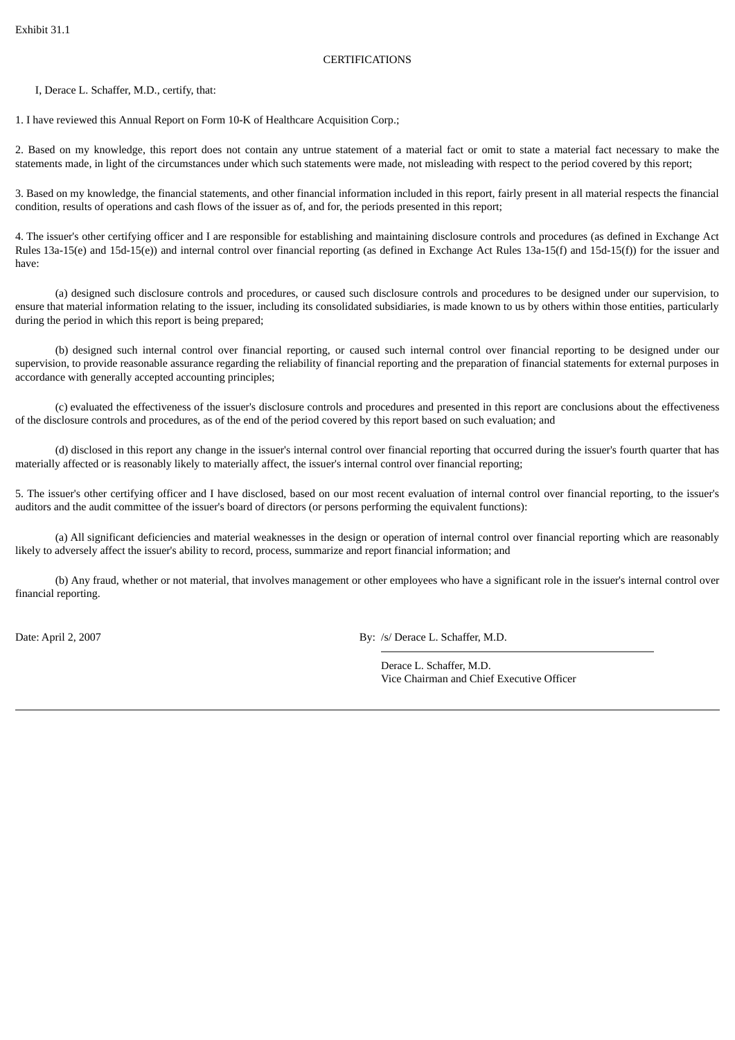Exhibit 31.1

CERTIFICATIONS

I, Derace L. Schaffer, M.D., certify, that:

1. I have reviewed this Annual Report on Form 10-K of Healthcare Acquisition Corp.;

2. Based on my knowledge, this report does not contain any untrue statement of a material fact or omit to state a material fact necessary to make the statements made, in light of the circumstances under which such statements were made, not misleading with respect to the period covered by this report;

3. Based on my knowledge, the financial statements, and other financial information included in this report, fairly present in all material respects the financial condition, results of operations and cash flows of the issuer as of, and for, the periods presented in this report;

4. The issuer's other certifying officer and I are responsible for establishing and maintaining disclosure controls and procedures (as defined in Exchange Act Rules 13a-15(e) and 15d-15(e)) and internal control over financial reporting (as defined in Exchange Act Rules 13a-15(f) and 15d-15(f)) for the issuer and have:

(a) designed such disclosure controls and procedures, or caused such disclosure controls and procedures to be designed under our supervision, to ensure that material information relating to the issuer, including its consolidated subsidiaries, is made known to us by others within those entities, particularly during the period in which this report is being prepared;

(b) designed such internal control over financial reporting, or caused such internal control over financial reporting to be designed under our supervision, to provide reasonable assurance regarding the reliability of financial reporting and the preparation of financial statements for external purposes in accordance with generally accepted accounting principles;

(c) evaluated the effectiveness of the issuer's disclosure controls and procedures and presented in this report are conclusions about the effectiveness of the disclosure controls and procedures, as of the end of the period covered by this report based on such evaluation; and

(d) disclosed in this report any change in the issuer's internal control over financial reporting that occurred during the issuer's fourth quarter that has materially affected or is reasonably likely to materially affect, the issuer's internal control over financial reporting;

5. The issuer's other certifying officer and I have disclosed, based on our most recent evaluation of internal control over financial reporting, to the issuer's auditors and the audit committee of the issuer's board of directors (or persons performing the equivalent functions):

(a) All significant deficiencies and material weaknesses in the design or operation of internal control over financial reporting which are reasonably likely to adversely affect the issuer's ability to record, process, summarize and report financial information; and

(b) Any fraud, whether or not material, that involves management or other employees who have a significant role in the issuer's internal control over financial reporting.

Date: April 2, 2007

By: /s/ Derace L. Schaffer, M.D.

Derace L. Schaffer, M.D.
Vice Chairman and Chief Executive Officer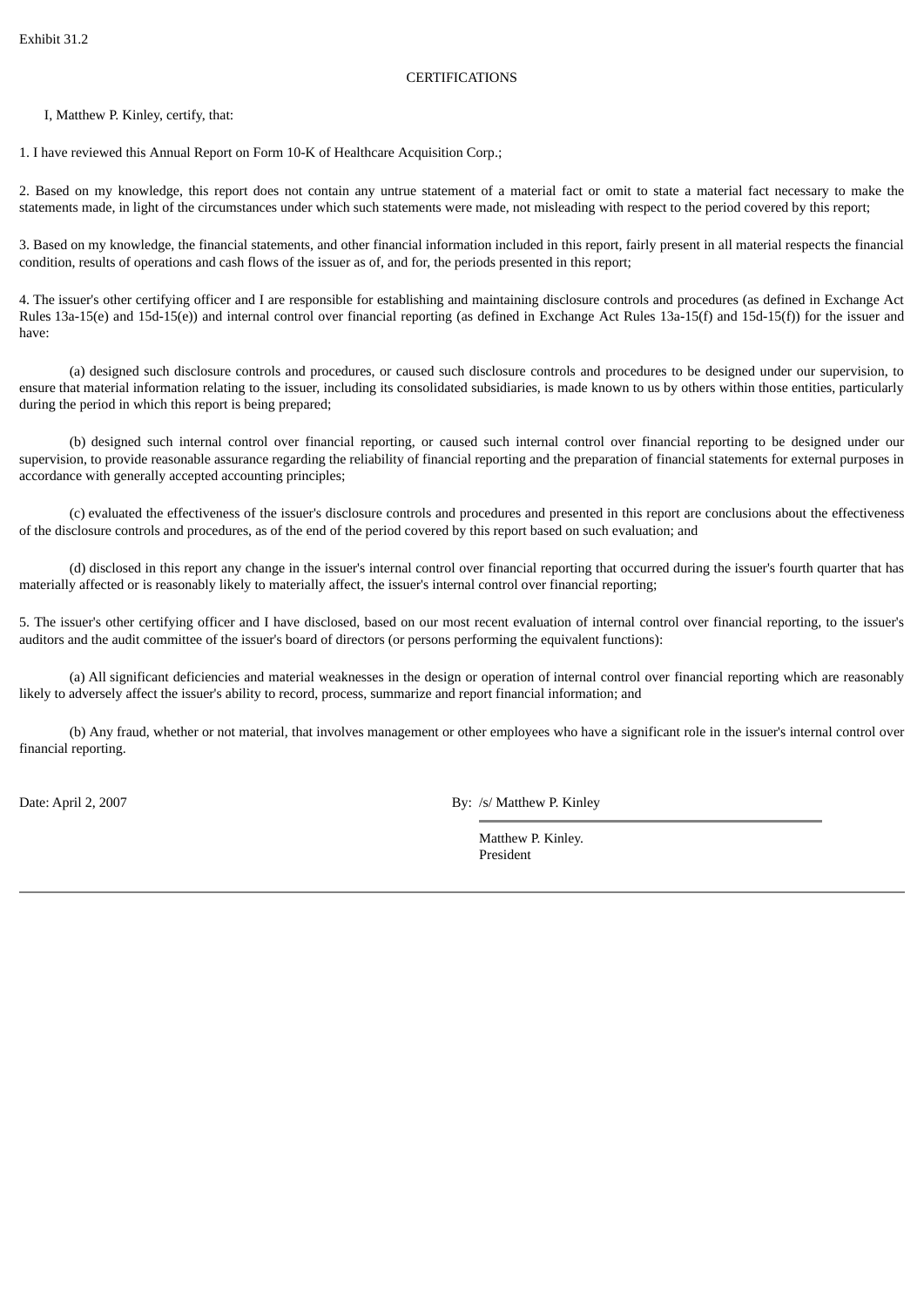Exhibit 31.2

CERTIFICATIONS

I, Matthew P. Kinley, certify, that:

1. I have reviewed this Annual Report on Form 10-K of Healthcare Acquisition Corp.;

2. Based on my knowledge, this report does not contain any untrue statement of a material fact or omit to state a material fact necessary to make the statements made, in light of the circumstances under which such statements were made, not misleading with respect to the period covered by this report;

3. Based on my knowledge, the financial statements, and other financial information included in this report, fairly present in all material respects the financial condition, results of operations and cash flows of the issuer as of, and for, the periods presented in this report;

4. The issuer's other certifying officer and I are responsible for establishing and maintaining disclosure controls and procedures (as defined in Exchange Act Rules 13a-15(e) and 15d-15(e)) and internal control over financial reporting (as defined in Exchange Act Rules 13a-15(f) and 15d-15(f)) for the issuer and have:

(a) designed such disclosure controls and procedures, or caused such disclosure controls and procedures to be designed under our supervision, to ensure that material information relating to the issuer, including its consolidated subsidiaries, is made known to us by others within those entities, particularly during the period in which this report is being prepared;

(b) designed such internal control over financial reporting, or caused such internal control over financial reporting to be designed under our supervision, to provide reasonable assurance regarding the reliability of financial reporting and the preparation of financial statements for external purposes in accordance with generally accepted accounting principles;

(c) evaluated the effectiveness of the issuer's disclosure controls and procedures and presented in this report are conclusions about the effectiveness of the disclosure controls and procedures, as of the end of the period covered by this report based on such evaluation; and

(d) disclosed in this report any change in the issuer's internal control over financial reporting that occurred during the issuer's fourth quarter that has materially affected or is reasonably likely to materially affect, the issuer's internal control over financial reporting;

5. The issuer's other certifying officer and I have disclosed, based on our most recent evaluation of internal control over financial reporting, to the issuer's auditors and the audit committee of the issuer's board of directors (or persons performing the equivalent functions):

(a) All significant deficiencies and material weaknesses in the design or operation of internal control over financial reporting which are reasonably likely to adversely affect the issuer's ability to record, process, summarize and report financial information; and

(b) Any fraud, whether or not material, that involves management or other employees who have a significant role in the issuer's internal control over financial reporting.

Date: April 2, 2007

By: /s/ Matthew P. Kinley

Matthew P. Kinley.
President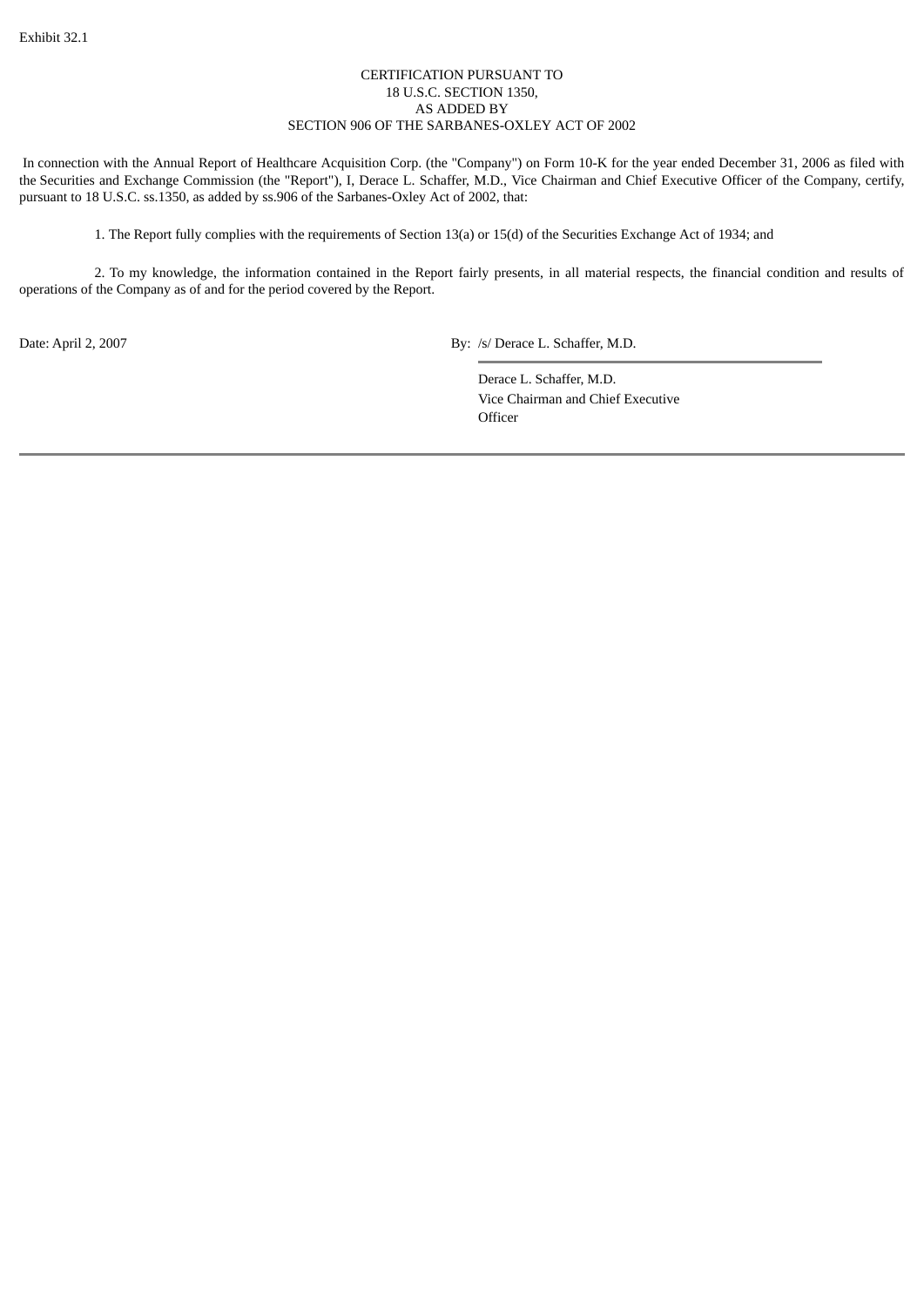Exhibit 32.1

CERTIFICATION PURSUANT TO
18 U.S.C. SECTION 1350,
AS ADDED BY
SECTION 906 OF THE SARBANES-OXLEY ACT OF 2002

In connection with the Annual Report of Healthcare Acquisition Corp. (the "Company") on Form 10-K for the year ended December 31, 2006 as filed with the Securities and Exchange Commission (the "Report"), I, Derace L. Schaffer, M.D., Vice Chairman and Chief Executive Officer of the Company, certify, pursuant to 18 U.S.C. ss.1350, as added by ss.906 of the Sarbanes-Oxley Act of 2002, that:

1. The Report fully complies with the requirements of Section 13(a) or 15(d) of the Securities Exchange Act of 1934; and

2. To my knowledge, the information contained in the Report fairly presents, in all material respects, the financial condition and results of operations of the Company as of and for the period covered by the Report.

Date: April 2, 2007

By: /s/ Derace L. Schaffer, M.D.

Derace L. Schaffer, M.D.
Vice Chairman and Chief Executive Officer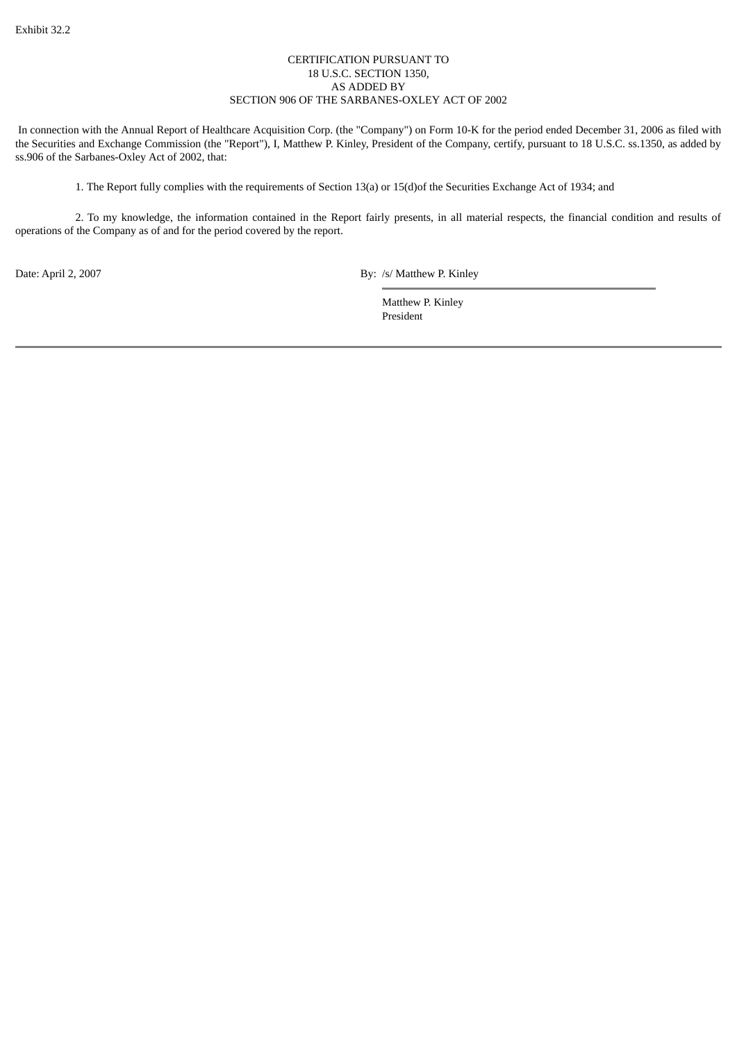Exhibit 32.2

CERTIFICATION PURSUANT TO
18 U.S.C. SECTION 1350,
AS ADDED BY
SECTION 906 OF THE SARBANES-OXLEY ACT OF 2002

In connection with the Annual Report of Healthcare Acquisition Corp. (the "Company") on Form 10-K for the period ended December 31, 2006 as filed with the Securities and Exchange Commission (the "Report"), I, Matthew P. Kinley, President of the Company, certify, pursuant to 18 U.S.C. ss.1350, as added by ss.906 of the Sarbanes-Oxley Act of 2002, that:

1. The Report fully complies with the requirements of Section 13(a) or 15(d)of the Securities Exchange Act of 1934; and

2. To my knowledge, the information contained in the Report fairly presents, in all material respects, the financial condition and results of operations of the Company as of and for the period covered by the report.

Date: April 2, 2007

By: /s/ Matthew P. Kinley

Matthew P. Kinley
President